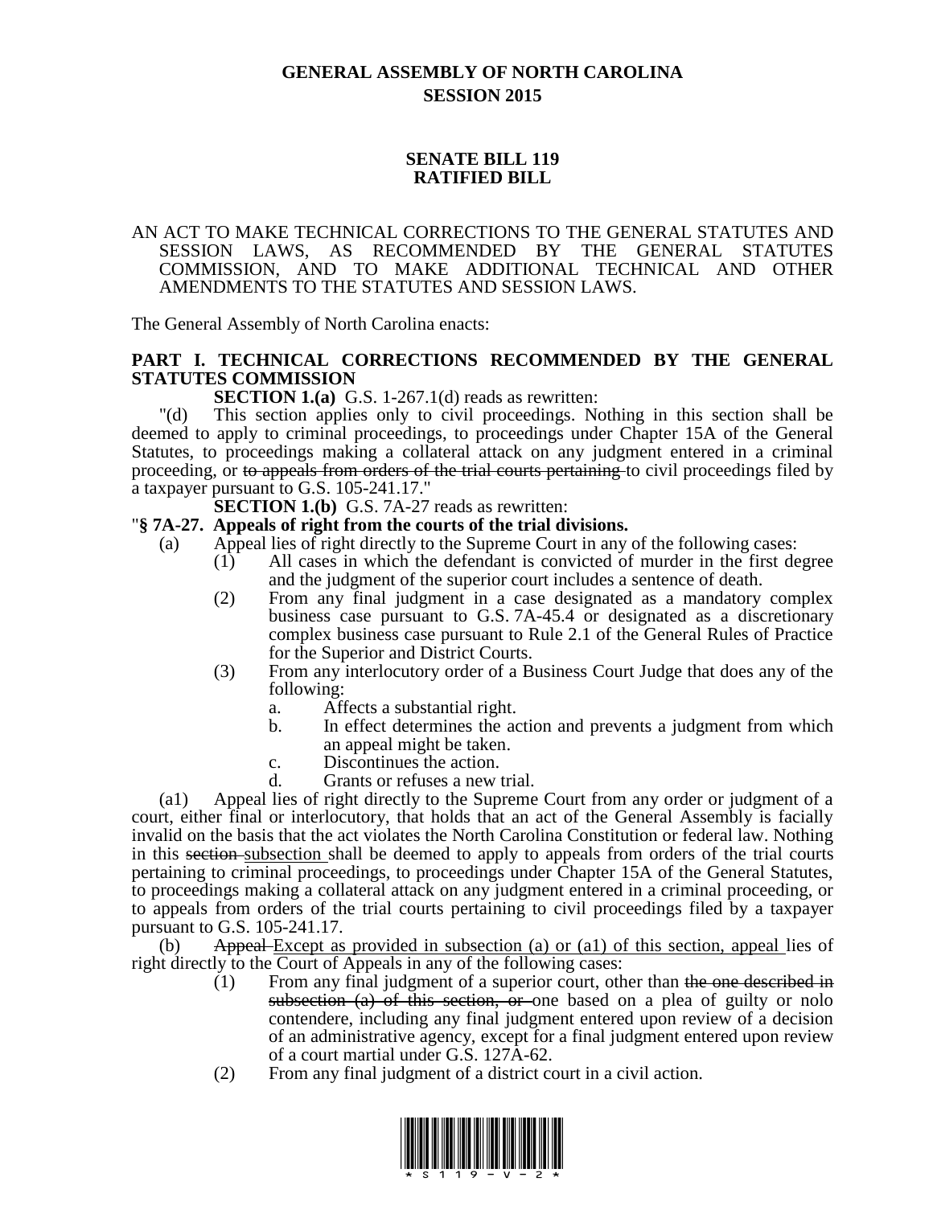# GENERAL ASSEMBLY OF NORTH CAROLINA
## SESSION 2015

## SENATE BILL 119
## RATIFIED BILL

AN ACT TO MAKE TECHNICAL CORRECTIONS TO THE GENERAL STATUTES AND SESSION LAWS, AS RECOMMENDED BY THE GENERAL STATUTES COMMISSION, AND TO MAKE ADDITIONAL TECHNICAL AND OTHER AMENDMENTS TO THE STATUTES AND SESSION LAWS.

The General Assembly of North Carolina enacts:

**PART I. TECHNICAL CORRECTIONS RECOMMENDED BY THE GENERAL STATUTES COMMISSION**

**SECTION 1.(a)** G.S. 1-267.1(d) reads as rewritten:

"(d) This section applies only to civil proceedings. Nothing in this section shall be deemed to apply to criminal proceedings, to proceedings under Chapter 15A of the General Statutes, to proceedings making a collateral attack on any judgment entered in a criminal proceeding, or ~~to appeals from orders of the trial courts pertaining~~ to civil proceedings filed by a taxpayer pursuant to G.S. 105-241.17."

**SECTION 1.(b)** G.S. 7A-27 reads as rewritten:

"**§ 7A-27. Appeals of right from the courts of the trial divisions.**

(a) Appeal lies of right directly to the Supreme Court in any of the following cases:

(1) All cases in which the defendant is convicted of murder in the first degree and the judgment of the superior court includes a sentence of death.

(2) From any final judgment in a case designated as a mandatory complex business case pursuant to G.S. 7A-45.4 or designated as a discretionary complex business case pursuant to Rule 2.1 of the General Rules of Practice for the Superior and District Courts.

(3) From any interlocutory order of a Business Court Judge that does any of the following:

a. Affects a substantial right.

b. In effect determines the action and prevents a judgment from which an appeal might be taken.

c. Discontinues the action.

d. Grants or refuses a new trial.

(a1) Appeal lies of right directly to the Supreme Court from any order or judgment of a court, either final or interlocutory, that holds that an act of the General Assembly is facially invalid on the basis that the act violates the North Carolina Constitution or federal law. Nothing in this ~~section~~ <u>subsection</u> shall be deemed to apply to appeals from orders of the trial courts pertaining to criminal proceedings, to proceedings under Chapter 15A of the General Statutes, to proceedings making a collateral attack on any judgment entered in a criminal proceeding, or to appeals from orders of the trial courts pertaining to civil proceedings filed by a taxpayer pursuant to G.S. 105-241.17.

(b) ~~Appeal~~ <u>Except as provided in subsection (a) or (a1) of this section, appeal</u> lies of right directly to the Court of Appeals in any of the following cases:

(1) From any final judgment of a superior court, other than ~~the one described in subsection (a) of this section, or~~ one based on a plea of guilty or nolo contendere, including any final judgment entered upon review of a decision of an administrative agency, except for a final judgment entered upon review of a court martial under G.S. 127A-62.

(2) From any final judgment of a district court in a civil action.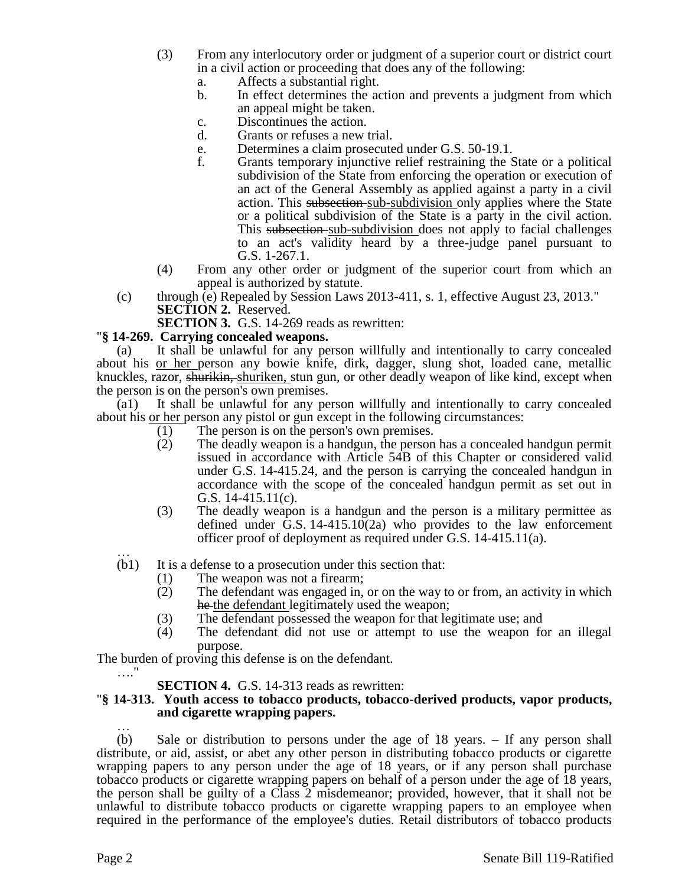(3) From any interlocutory order or judgment of a superior court or district court in a civil action or proceeding that does any of the following:

a. Affects a substantial right.
b. In effect determines the action and prevents a judgment from which an appeal might be taken.
c. Discontinues the action.
d. Grants or refuses a new trial.
e. Determines a claim prosecuted under G.S. 50-19.1.
f. Grants temporary injunctive relief restraining the State or a political subdivision of the State from enforcing the operation or execution of an act of the General Assembly as applied against a party in a civil action. This ~~subsection~~ sub-subdivision only applies where the State or a political subdivision of the State is a party in the civil action. This ~~subsection~~ sub-subdivision does not apply to facial challenges to an act's validity heard by a three-judge panel pursuant to G.S. 1-267.1.

(4) From any other order or judgment of the superior court from which an appeal is authorized by statute.

(c) through (e) Repealed by Session Laws 2013-411, s. 1, effective August 23, 2013."

**SECTION 2.** Reserved.

**SECTION 3.** G.S. 14-269 reads as rewritten:

"**§ 14-269. Carrying concealed weapons.**

(a) It shall be unlawful for any person willfully and intentionally to carry concealed about his or her person any bowie knife, dirk, dagger, slung shot, loaded cane, metallic knuckles, razor, ~~shurikin,~~ shuriken, stun gun, or other deadly weapon of like kind, except when the person is on the person's own premises.

(a1) It shall be unlawful for any person willfully and intentionally to carry concealed about his or her person any pistol or gun except in the following circumstances:

(1) The person is on the person's own premises.
(2) The deadly weapon is a handgun, the person has a concealed handgun permit issued in accordance with Article 54B of this Chapter or considered valid under G.S. 14-415.24, and the person is carrying the concealed handgun in accordance with the scope of the concealed handgun permit as set out in G.S. 14-415.11(c).
(3) The deadly weapon is a handgun and the person is a military permittee as defined under G.S. 14-415.10(2a) who provides to the law enforcement officer proof of deployment as required under G.S. 14-415.11(a).

…

(b1) It is a defense to a prosecution under this section that:

(1) The weapon was not a firearm;
(2) The defendant was engaged in, or on the way to or from, an activity in which ~~he~~ the defendant legitimately used the weapon;
(3) The defendant possessed the weapon for that legitimate use; and
(4) The defendant did not use or attempt to use the weapon for an illegal purpose.

The burden of proving this defense is on the defendant.

…."

**SECTION 4.** G.S. 14-313 reads as rewritten:

"**§ 14-313. Youth access to tobacco products, tobacco-derived products, vapor products, and cigarette wrapping papers.**

…

(b) Sale or distribution to persons under the age of 18 years. – If any person shall distribute, or aid, assist, or abet any other person in distributing tobacco products or cigarette wrapping papers to any person under the age of 18 years, or if any person shall purchase tobacco products or cigarette wrapping papers on behalf of a person under the age of 18 years, the person shall be guilty of a Class 2 misdemeanor; provided, however, that it shall not be unlawful to distribute tobacco products or cigarette wrapping papers to an employee when required in the performance of the employee's duties. Retail distributors of tobacco products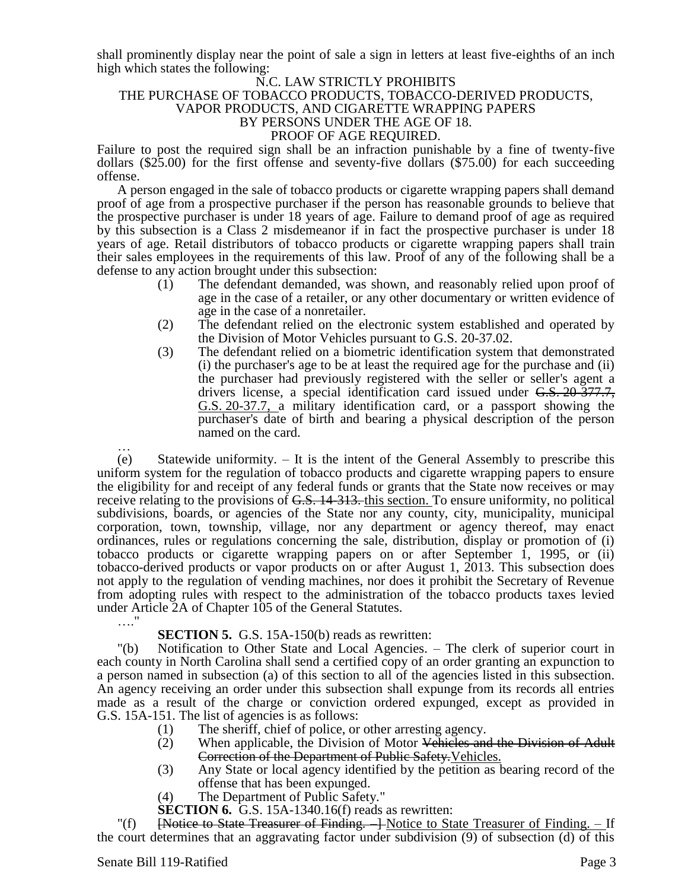shall prominently display near the point of sale a sign in letters at least five-eighths of an inch high which states the following:

N.C. LAW STRICTLY PROHIBITS
THE PURCHASE OF TOBACCO PRODUCTS, TOBACCO-DERIVED PRODUCTS,
VAPOR PRODUCTS, AND CIGARETTE WRAPPING PAPERS
BY PERSONS UNDER THE AGE OF 18.
PROOF OF AGE REQUIRED.

Failure to post the required sign shall be an infraction punishable by a fine of twenty-five dollars ($25.00) for the first offense and seventy-five dollars ($75.00) for each succeeding offense.

A person engaged in the sale of tobacco products or cigarette wrapping papers shall demand proof of age from a prospective purchaser if the person has reasonable grounds to believe that the prospective purchaser is under 18 years of age. Failure to demand proof of age as required by this subsection is a Class 2 misdemeanor if in fact the prospective purchaser is under 18 years of age. Retail distributors of tobacco products or cigarette wrapping papers shall train their sales employees in the requirements of this law. Proof of any of the following shall be a defense to any action brought under this subsection:

(1) The defendant demanded, was shown, and reasonably relied upon proof of age in the case of a retailer, or any other documentary or written evidence of age in the case of a nonretailer.
(2) The defendant relied on the electronic system established and operated by the Division of Motor Vehicles pursuant to G.S. 20-37.02.
(3) The defendant relied on a biometric identification system that demonstrated (i) the purchaser's age to be at least the required age for the purchase and (ii) the purchaser had previously registered with the seller or seller's agent a drivers license, a special identification card issued under ~~G.S. 20-377.7,~~ G.S. 20-37.7, a military identification card, or a passport showing the purchaser's date of birth and bearing a physical description of the person named on the card.

…

(e) Statewide uniformity. – It is the intent of the General Assembly to prescribe this uniform system for the regulation of tobacco products and cigarette wrapping papers to ensure the eligibility for and receipt of any federal funds or grants that the State now receives or may receive relating to the provisions of ~~G.S. 14-313.~~ this section. To ensure uniformity, no political subdivisions, boards, or agencies of the State nor any county, city, municipality, municipal corporation, town, township, village, nor any department or agency thereof, may enact ordinances, rules or regulations concerning the sale, distribution, display or promotion of (i) tobacco products or cigarette wrapping papers on or after September 1, 1995, or (ii) tobacco-derived products or vapor products on or after August 1, 2013. This subsection does not apply to the regulation of vending machines, nor does it prohibit the Secretary of Revenue from adopting rules with respect to the administration of the tobacco products taxes levied under Article 2A of Chapter 105 of the General Statutes.

…."

**SECTION 5.** G.S. 15A-150(b) reads as rewritten:

"(b) Notification to Other State and Local Agencies. – The clerk of superior court in each county in North Carolina shall send a certified copy of an order granting an expunction to a person named in subsection (a) of this section to all of the agencies listed in this subsection. An agency receiving an order under this subsection shall expunge from its records all entries made as a result of the charge or conviction ordered expunged, except as provided in G.S. 15A-151. The list of agencies is as follows:

(1) The sheriff, chief of police, or other arresting agency.
(2) When applicable, the Division of Motor ~~Vehicles and the Division of Adult Correction of the Department of Public Safety.~~ Vehicles.
(3) Any State or local agency identified by the petition as bearing record of the offense that has been expunged.
(4) The Department of Public Safety."

**SECTION 6.** G.S. 15A-1340.16(f) reads as rewritten:

"(f) ~~[Notice to State Treasurer of Finding. – ]~~ Notice to State Treasurer of Finding. – If the court determines that an aggravating factor under subdivision (9) of subsection (d) of this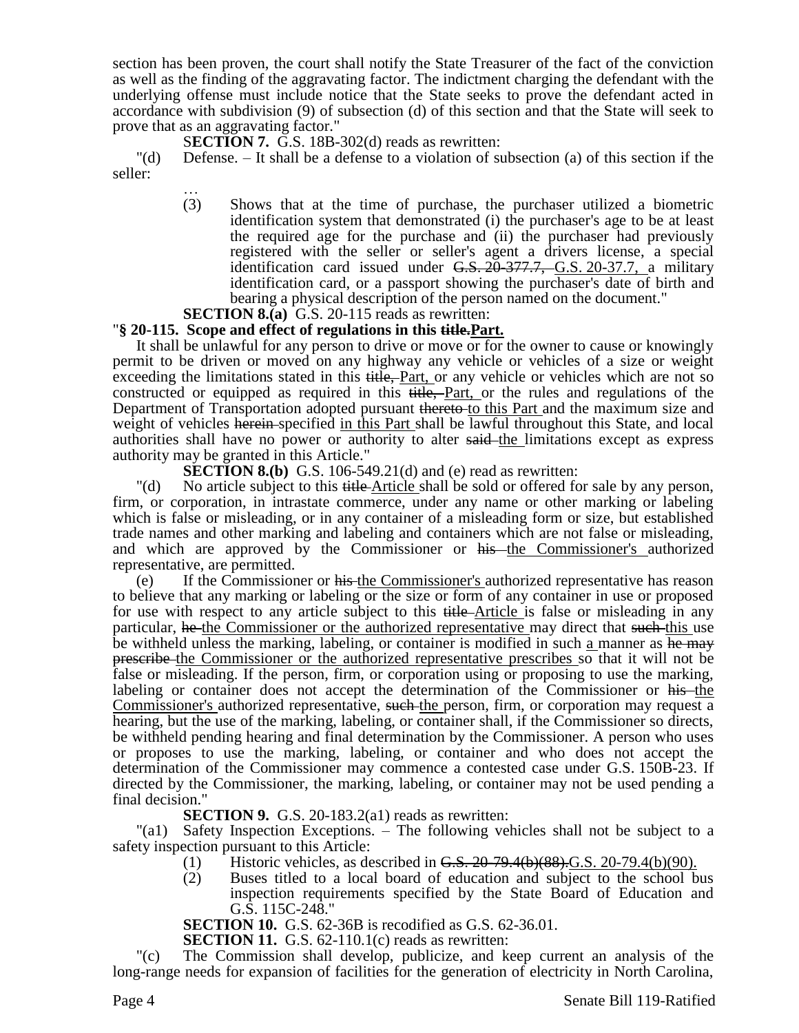section has been proven, the court shall notify the State Treasurer of the fact of the conviction as well as the finding of the aggravating factor. The indictment charging the defendant with the underlying offense must include notice that the State seeks to prove the defendant acted in accordance with subdivision (9) of subsection (d) of this section and that the State will seek to prove that as an aggravating factor."

**SECTION 7.** G.S. 18B-302(d) reads as rewritten:

"(d) Defense. – It shall be a defense to a violation of subsection (a) of this section if the seller:

…

(3) Shows that at the time of purchase, the purchaser utilized a biometric identification system that demonstrated (i) the purchaser's age to be at least the required age for the purchase and (ii) the purchaser had previously registered with the seller or seller's agent a drivers license, a special identification card issued under ~~G.S. 20-377.7,~~ G.S. 20-37.7, a military identification card, or a passport showing the purchaser's date of birth and bearing a physical description of the person named on the document."

**SECTION 8.(a)** G.S. 20-115 reads as rewritten:

"**§ 20-115. Scope and effect of regulations in this ~~title.~~Part.**

It shall be unlawful for any person to drive or move or for the owner to cause or knowingly permit to be driven or moved on any highway any vehicle or vehicles of a size or weight exceeding the limitations stated in this ~~title,~~ Part, or any vehicle or vehicles which are not so constructed or equipped as required in this ~~title,~~ Part, or the rules and regulations of the Department of Transportation adopted pursuant ~~thereto~~ to this Part and the maximum size and weight of vehicles ~~herein~~ specified in this Part shall be lawful throughout this State, and local authorities shall have no power or authority to alter ~~said~~ the limitations except as express authority may be granted in this Article."

**SECTION 8.(b)** G.S. 106-549.21(d) and (e) read as rewritten:

"(d) No article subject to this ~~title~~ Article shall be sold or offered for sale by any person, firm, or corporation, in intrastate commerce, under any name or other marking or labeling which is false or misleading, or in any container of a misleading form or size, but established trade names and other marking and labeling and containers which are not false or misleading, and which are approved by the Commissioner or ~~his~~ the Commissioner's authorized representative, are permitted.

(e) If the Commissioner or ~~his~~ the Commissioner's authorized representative has reason to believe that any marking or labeling or the size or form of any container in use or proposed for use with respect to any article subject to this ~~title~~ Article is false or misleading in any particular, ~~he~~ the Commissioner or the authorized representative may direct that ~~such~~ this use be withheld unless the marking, labeling, or container is modified in such a manner as ~~he may prescribe~~ the Commissioner or the authorized representative prescribes so that it will not be false or misleading. If the person, firm, or corporation using or proposing to use the marking, labeling or container does not accept the determination of the Commissioner or ~~his~~ the Commissioner's authorized representative, ~~such~~ the person, firm, or corporation may request a hearing, but the use of the marking, labeling, or container shall, if the Commissioner so directs, be withheld pending hearing and final determination by the Commissioner. A person who uses or proposes to use the marking, labeling, or container and who does not accept the determination of the Commissioner may commence a contested case under G.S. 150B-23. If directed by the Commissioner, the marking, labeling, or container may not be used pending a final decision."

**SECTION 9.** G.S. 20-183.2(a1) reads as rewritten:

"(a1) Safety Inspection Exceptions. – The following vehicles shall not be subject to a safety inspection pursuant to this Article:

(1) Historic vehicles, as described in ~~G.S. 20-79.4(b)(88).~~G.S. 20-79.4(b)(90).

(2) Buses titled to a local board of education and subject to the school bus inspection requirements specified by the State Board of Education and G.S. 115C-248."

**SECTION 10.** G.S. 62-36B is recodified as G.S. 62-36.01.

**SECTION 11.** G.S. 62-110.1(c) reads as rewritten:

"(c) The Commission shall develop, publicize, and keep current an analysis of the long-range needs for expansion of facilities for the generation of electricity in North Carolina,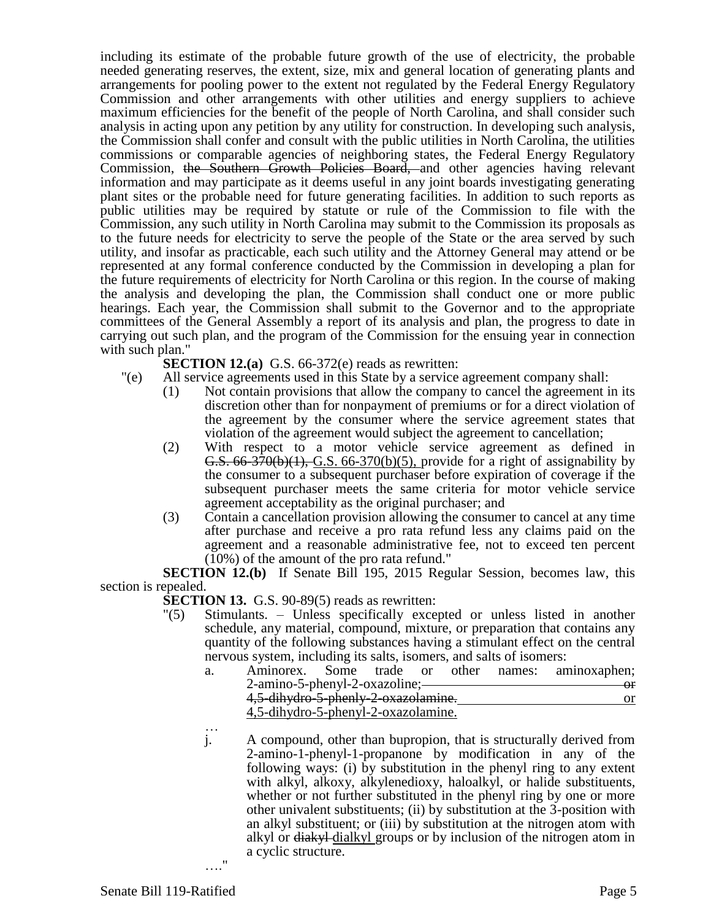including its estimate of the probable future growth of the use of electricity, the probable needed generating reserves, the extent, size, mix and general location of generating plants and arrangements for pooling power to the extent not regulated by the Federal Energy Regulatory Commission and other arrangements with other utilities and energy suppliers to achieve maximum efficiencies for the benefit of the people of North Carolina, and shall consider such analysis in acting upon any petition by any utility for construction. In developing such analysis, the Commission shall confer and consult with the public utilities in North Carolina, the utilities commissions or comparable agencies of neighboring states, the Federal Energy Regulatory Commission, ~~the Southern Growth Policies Board,~~ and other agencies having relevant information and may participate as it deems useful in any joint boards investigating generating plant sites or the probable need for future generating facilities. In addition to such reports as public utilities may be required by statute or rule of the Commission to file with the Commission, any such utility in North Carolina may submit to the Commission its proposals as to the future needs for electricity to serve the people of the State or the area served by such utility, and insofar as practicable, each such utility and the Attorney General may attend or be represented at any formal conference conducted by the Commission in developing a plan for the future requirements of electricity for North Carolina or this region. In the course of making the analysis and developing the plan, the Commission shall conduct one or more public hearings. Each year, the Commission shall submit to the Governor and to the appropriate committees of the General Assembly a report of its analysis and plan, the progress to date in carrying out such plan, and the program of the Commission for the ensuing year in connection with such plan."

**SECTION 12.(a)** G.S. 66-372(e) reads as rewritten:

"(e) All service agreements used in this State by a service agreement company shall:

(1) Not contain provisions that allow the company to cancel the agreement in its discretion other than for nonpayment of premiums or for a direct violation of the agreement by the consumer where the service agreement states that violation of the agreement would subject the agreement to cancellation;

(2) With respect to a motor vehicle service agreement as defined in ~~G.S. 66-370(b)(1),~~ <u>G.S. 66-370(b)(5),</u> provide for a right of assignability by the consumer to a subsequent purchaser before expiration of coverage if the subsequent purchaser meets the same criteria for motor vehicle service agreement acceptability as the original purchaser; and

(3) Contain a cancellation provision allowing the consumer to cancel at any time after purchase and receive a pro rata refund less any claims paid on the agreement and a reasonable administrative fee, not to exceed ten percent (10%) of the amount of the pro rata refund."

**SECTION 12.(b)** If Senate Bill 195, 2015 Regular Session, becomes law, this section is repealed.

**SECTION 13.** G.S. 90-89(5) reads as rewritten:

"(5) Stimulants. – Unless specifically excepted or unless listed in another schedule, any material, compound, mixture, or preparation that contains any quantity of the following substances having a stimulant effect on the central nervous system, including its salts, isomers, and salts of isomers:

a. Aminorex. Some trade or other names: aminoxaphen; 2-amino-5-phenyl-2-oxazoline; ~~or 4,5-dihydro-5-phenly-2-oxazolamine.~~ <u>or 4,5-dihydro-5-phenyl-2-oxazolamine.</u>

…

j. A compound, other than bupropion, that is structurally derived from 2-amino-1-phenyl-1-propanone by modification in any of the following ways: (i) by substitution in the phenyl ring to any extent with alkyl, alkoxy, alkylenedioxy, haloalkyl, or halide substituents, whether or not further substituted in the phenyl ring by one or more other univalent substituents; (ii) by substitution at the 3-position with an alkyl substituent; or (iii) by substitution at the nitrogen atom with alkyl or ~~diakyl~~ <u>dialkyl</u> groups or by inclusion of the nitrogen atom in a cyclic structure.

…."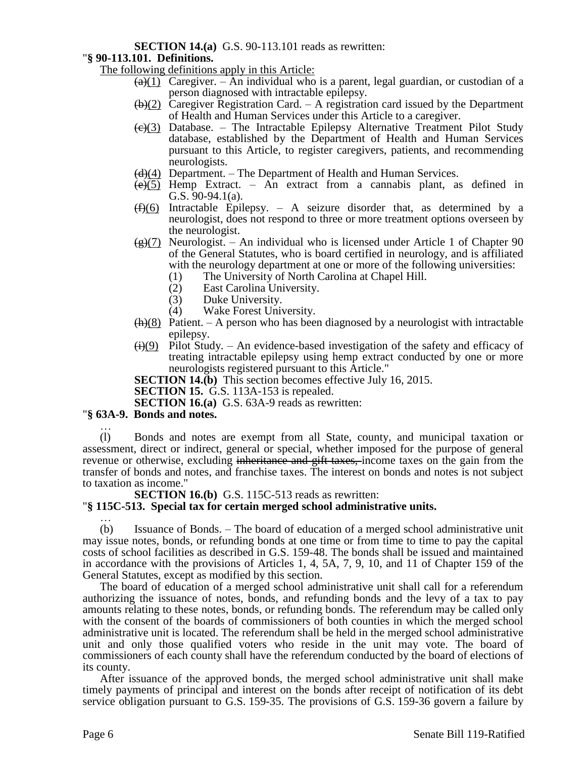**SECTION 14.(a)** G.S. 90-113.101 reads as rewritten:

"**§ 90-113.101. Definitions.**

The following definitions apply in this Article:

~~(a)~~(1) Caregiver. – An individual who is a parent, legal guardian, or custodian of a person diagnosed with intractable epilepsy.

~~(b)~~(2) Caregiver Registration Card. – A registration card issued by the Department of Health and Human Services under this Article to a caregiver.

~~(c)~~(3) Database. – The Intractable Epilepsy Alternative Treatment Pilot Study database, established by the Department of Health and Human Services pursuant to this Article, to register caregivers, patients, and recommending neurologists.

~~(d)~~(4) Department. – The Department of Health and Human Services.

~~(e)~~(5) Hemp Extract. – An extract from a cannabis plant, as defined in G.S. 90-94.1(a).

~~(f)~~(6) Intractable Epilepsy. – A seizure disorder that, as determined by a neurologist, does not respond to three or more treatment options overseen by the neurologist.

~~(g)~~(7) Neurologist. – An individual who is licensed under Article 1 of Chapter 90 of the General Statutes, who is board certified in neurology, and is affiliated with the neurology department at one or more of the following universities:

(1) The University of North Carolina at Chapel Hill.
(2) East Carolina University.
(3) Duke University.
(4) Wake Forest University.

~~(h)~~(8) Patient. – A person who has been diagnosed by a neurologist with intractable epilepsy.

~~(i)~~(9) Pilot Study. – An evidence-based investigation of the safety and efficacy of treating intractable epilepsy using hemp extract conducted by one or more neurologists registered pursuant to this Article."

**SECTION 14.(b)** This section becomes effective July 16, 2015.

**SECTION 15.** G.S. 113A-153 is repealed.

**SECTION 16.(a)** G.S. 63A-9 reads as rewritten:

"**§ 63A-9. Bonds and notes.**

…

(l) Bonds and notes are exempt from all State, county, and municipal taxation or assessment, direct or indirect, general or special, whether imposed for the purpose of general revenue or otherwise, excluding ~~inheritance and gift taxes,~~ income taxes on the gain from the transfer of bonds and notes, and franchise taxes. The interest on bonds and notes is not subject to taxation as income."

**SECTION 16.(b)** G.S. 115C-513 reads as rewritten:

"**§ 115C-513. Special tax for certain merged school administrative units.**

…

(b) Issuance of Bonds. – The board of education of a merged school administrative unit may issue notes, bonds, or refunding bonds at one time or from time to time to pay the capital costs of school facilities as described in G.S. 159-48. The bonds shall be issued and maintained in accordance with the provisions of Articles 1, 4, 5A, 7, 9, 10, and 11 of Chapter 159 of the General Statutes, except as modified by this section.

The board of education of a merged school administrative unit shall call for a referendum authorizing the issuance of notes, bonds, and refunding bonds and the levy of a tax to pay amounts relating to these notes, bonds, or refunding bonds. The referendum may be called only with the consent of the boards of commissioners of both counties in which the merged school administrative unit is located. The referendum shall be held in the merged school administrative unit and only those qualified voters who reside in the unit may vote. The board of commissioners of each county shall have the referendum conducted by the board of elections of its county.

After issuance of the approved bonds, the merged school administrative unit shall make timely payments of principal and interest on the bonds after receipt of notification of its debt service obligation pursuant to G.S. 159-35. The provisions of G.S. 159-36 govern a failure by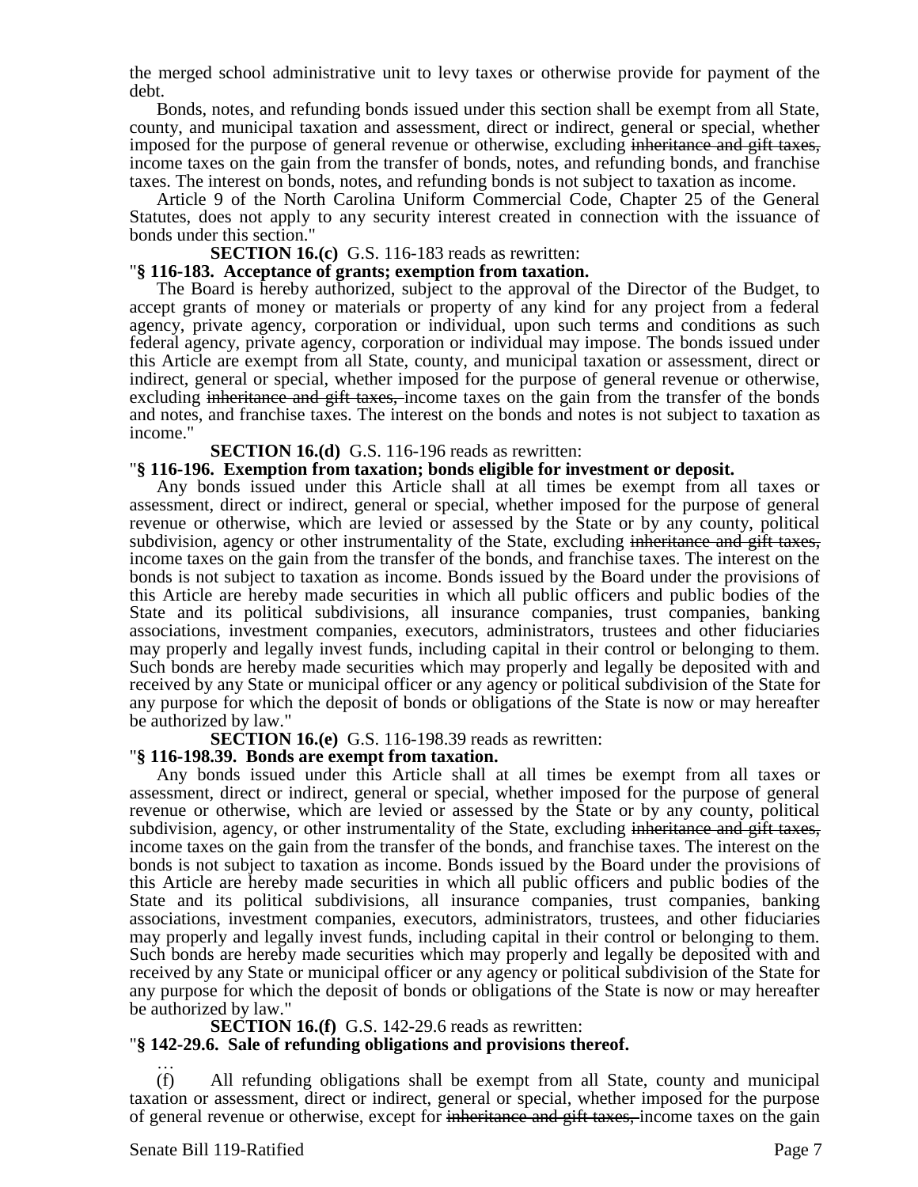the merged school administrative unit to levy taxes or otherwise provide for payment of the debt.

Bonds, notes, and refunding bonds issued under this section shall be exempt from all State, county, and municipal taxation and assessment, direct or indirect, general or special, whether imposed for the purpose of general revenue or otherwise, excluding ~~inheritance and gift taxes,~~ income taxes on the gain from the transfer of bonds, notes, and refunding bonds, and franchise taxes. The interest on bonds, notes, and refunding bonds is not subject to taxation as income.

Article 9 of the North Carolina Uniform Commercial Code, Chapter 25 of the General Statutes, does not apply to any security interest created in connection with the issuance of bonds under this section."

**SECTION 16.(c)** G.S. 116-183 reads as rewritten:

"**§ 116-183. Acceptance of grants; exemption from taxation.**

The Board is hereby authorized, subject to the approval of the Director of the Budget, to accept grants of money or materials or property of any kind for any project from a federal agency, private agency, corporation or individual, upon such terms and conditions as such federal agency, private agency, corporation or individual may impose. The bonds issued under this Article are exempt from all State, county, and municipal taxation or assessment, direct or indirect, general or special, whether imposed for the purpose of general revenue or otherwise, excluding ~~inheritance and gift taxes,~~ income taxes on the gain from the transfer of the bonds and notes, and franchise taxes. The interest on the bonds and notes is not subject to taxation as income."

**SECTION 16.(d)** G.S. 116-196 reads as rewritten:

"**§ 116-196. Exemption from taxation; bonds eligible for investment or deposit.**

Any bonds issued under this Article shall at all times be exempt from all taxes or assessment, direct or indirect, general or special, whether imposed for the purpose of general revenue or otherwise, which are levied or assessed by the State or by any county, political subdivision, agency or other instrumentality of the State, excluding ~~inheritance and gift taxes,~~ income taxes on the gain from the transfer of the bonds, and franchise taxes. The interest on the bonds is not subject to taxation as income. Bonds issued by the Board under the provisions of this Article are hereby made securities in which all public officers and public bodies of the State and its political subdivisions, all insurance companies, trust companies, banking associations, investment companies, executors, administrators, trustees and other fiduciaries may properly and legally invest funds, including capital in their control or belonging to them. Such bonds are hereby made securities which may properly and legally be deposited with and received by any State or municipal officer or any agency or political subdivision of the State for any purpose for which the deposit of bonds or obligations of the State is now or may hereafter be authorized by law."

**SECTION 16.(e)** G.S. 116-198.39 reads as rewritten:

"**§ 116-198.39. Bonds are exempt from taxation.**

Any bonds issued under this Article shall at all times be exempt from all taxes or assessment, direct or indirect, general or special, whether imposed for the purpose of general revenue or otherwise, which are levied or assessed by the State or by any county, political subdivision, agency, or other instrumentality of the State, excluding ~~inheritance and gift taxes,~~ income taxes on the gain from the transfer of the bonds, and franchise taxes. The interest on the bonds is not subject to taxation as income. Bonds issued by the Board under the provisions of this Article are hereby made securities in which all public officers and public bodies of the State and its political subdivisions, all insurance companies, trust companies, banking associations, investment companies, executors, administrators, trustees, and other fiduciaries may properly and legally invest funds, including capital in their control or belonging to them. Such bonds are hereby made securities which may properly and legally be deposited with and received by any State or municipal officer or any agency or political subdivision of the State for any purpose for which the deposit of bonds or obligations of the State is now or may hereafter be authorized by law."

**SECTION 16.(f)** G.S. 142-29.6 reads as rewritten:

"**§ 142-29.6. Sale of refunding obligations and provisions thereof.**

…

(f) All refunding obligations shall be exempt from all State, county and municipal taxation or assessment, direct or indirect, general or special, whether imposed for the purpose of general revenue or otherwise, except for ~~inheritance and gift taxes,~~ income taxes on the gain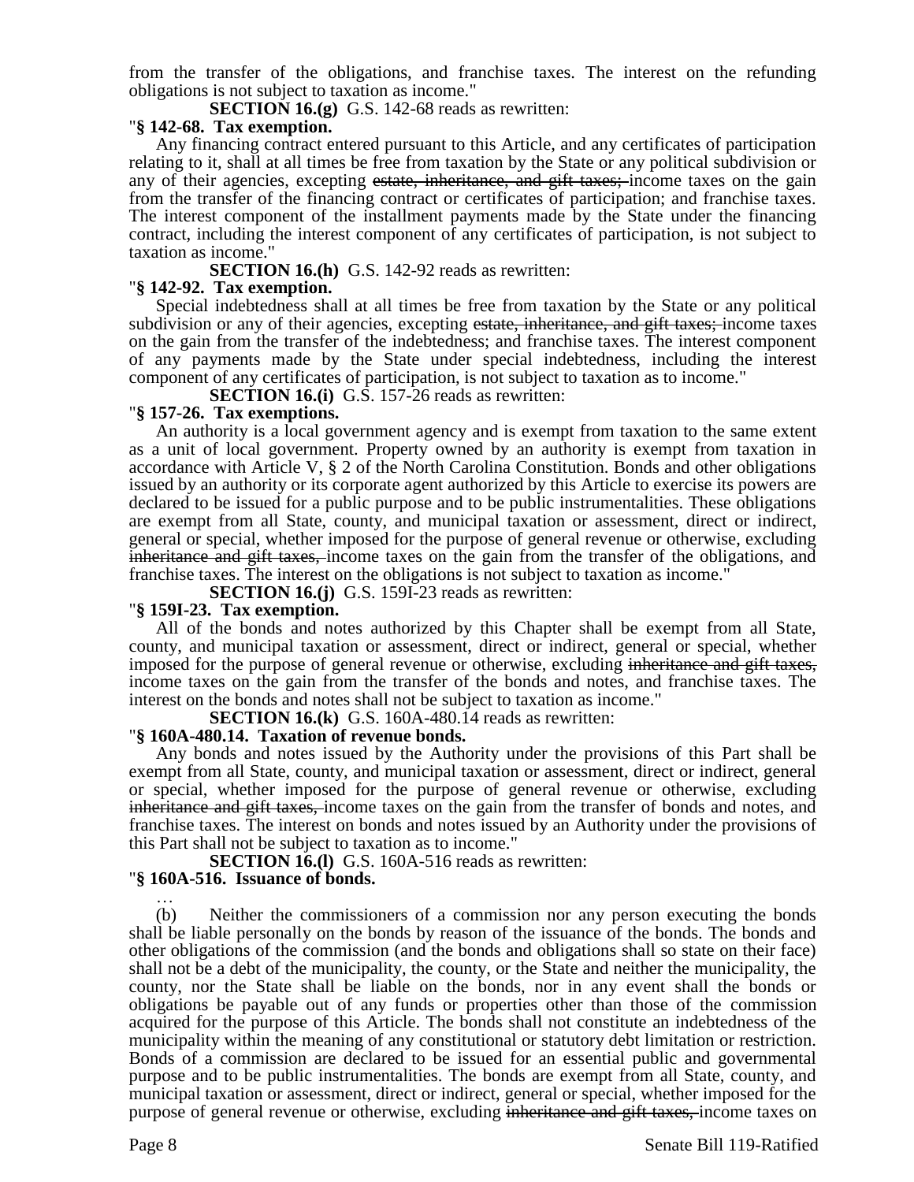from the transfer of the obligations, and franchise taxes. The interest on the refunding obligations is not subject to taxation as income."

**SECTION 16.(g)** G.S. 142-68 reads as rewritten:

"**§ 142-68. Tax exemption.**

Any financing contract entered pursuant to this Article, and any certificates of participation relating to it, shall at all times be free from taxation by the State or any political subdivision or any of their agencies, excepting ~~estate, inheritance, and gift taxes;~~ income taxes on the gain from the transfer of the financing contract or certificates of participation; and franchise taxes. The interest component of the installment payments made by the State under the financing contract, including the interest component of any certificates of participation, is not subject to taxation as income."

**SECTION 16.(h)** G.S. 142-92 reads as rewritten:

"**§ 142-92. Tax exemption.**

Special indebtedness shall at all times be free from taxation by the State or any political subdivision or any of their agencies, excepting ~~estate, inheritance, and gift taxes;~~ income taxes on the gain from the transfer of the indebtedness; and franchise taxes. The interest component of any payments made by the State under special indebtedness, including the interest component of any certificates of participation, is not subject to taxation as to income."

**SECTION 16.(i)** G.S. 157-26 reads as rewritten:

"**§ 157-26. Tax exemptions.**

An authority is a local government agency and is exempt from taxation to the same extent as a unit of local government. Property owned by an authority is exempt from taxation in accordance with Article V, § 2 of the North Carolina Constitution. Bonds and other obligations issued by an authority or its corporate agent authorized by this Article to exercise its powers are declared to be issued for a public purpose and to be public instrumentalities. These obligations are exempt from all State, county, and municipal taxation or assessment, direct or indirect, general or special, whether imposed for the purpose of general revenue or otherwise, excluding ~~inheritance and gift taxes,~~ income taxes on the gain from the transfer of the obligations, and franchise taxes. The interest on the obligations is not subject to taxation as income."

**SECTION 16.(j)** G.S. 159I-23 reads as rewritten:

"**§ 159I-23. Tax exemption.**

All of the bonds and notes authorized by this Chapter shall be exempt from all State, county, and municipal taxation or assessment, direct or indirect, general or special, whether imposed for the purpose of general revenue or otherwise, excluding ~~inheritance and gift taxes,~~ income taxes on the gain from the transfer of the bonds and notes, and franchise taxes. The interest on the bonds and notes shall not be subject to taxation as income."

**SECTION 16.(k)** G.S. 160A-480.14 reads as rewritten:

"**§ 160A-480.14. Taxation of revenue bonds.**

Any bonds and notes issued by the Authority under the provisions of this Part shall be exempt from all State, county, and municipal taxation or assessment, direct or indirect, general or special, whether imposed for the purpose of general revenue or otherwise, excluding ~~inheritance and gift taxes,~~ income taxes on the gain from the transfer of bonds and notes, and franchise taxes. The interest on bonds and notes issued by an Authority under the provisions of this Part shall not be subject to taxation as to income."

**SECTION 16.(l)** G.S. 160A-516 reads as rewritten:

"**§ 160A-516. Issuance of bonds.**

…

(b) Neither the commissioners of a commission nor any person executing the bonds shall be liable personally on the bonds by reason of the issuance of the bonds. The bonds and other obligations of the commission (and the bonds and obligations shall so state on their face) shall not be a debt of the municipality, the county, or the State and neither the municipality, the county, nor the State shall be liable on the bonds, nor in any event shall the bonds or obligations be payable out of any funds or properties other than those of the commission acquired for the purpose of this Article. The bonds shall not constitute an indebtedness of the municipality within the meaning of any constitutional or statutory debt limitation or restriction. Bonds of a commission are declared to be issued for an essential public and governmental purpose and to be public instrumentalities. The bonds are exempt from all State, county, and municipal taxation or assessment, direct or indirect, general or special, whether imposed for the purpose of general revenue or otherwise, excluding ~~inheritance and gift taxes,~~ income taxes on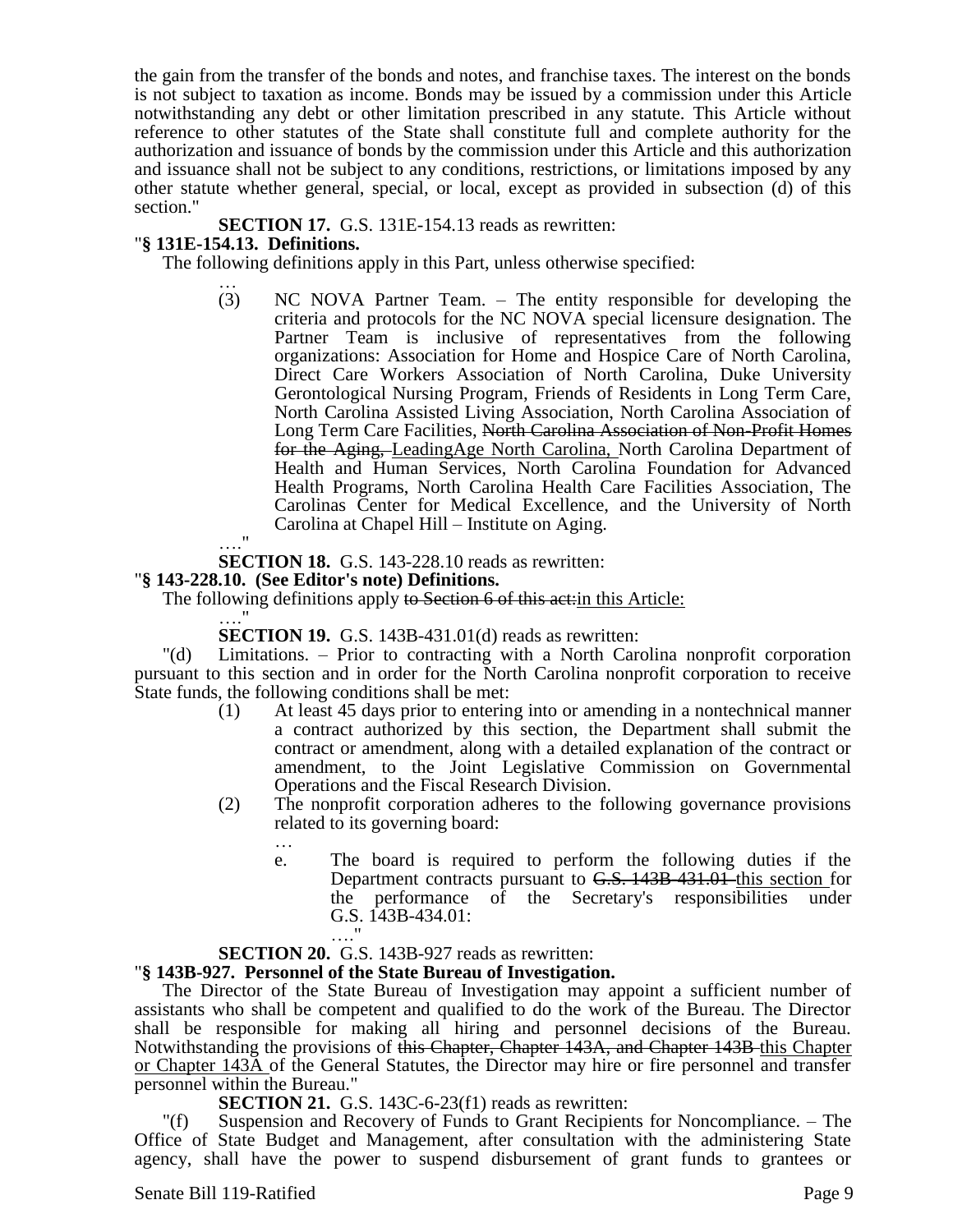the gain from the transfer of the bonds and notes, and franchise taxes. The interest on the bonds is not subject to taxation as income. Bonds may be issued by a commission under this Article notwithstanding any debt or other limitation prescribed in any statute. This Article without reference to other statutes of the State shall constitute full and complete authority for the authorization and issuance of bonds by the commission under this Article and this authorization and issuance shall not be subject to any conditions, restrictions, or limitations imposed by any other statute whether general, special, or local, except as provided in subsection (d) of this section."

**SECTION 17.** G.S. 131E-154.13 reads as rewritten:

"**§ 131E-154.13. Definitions.**

The following definitions apply in this Part, unless otherwise specified:

…

(3) NC NOVA Partner Team. – The entity responsible for developing the criteria and protocols for the NC NOVA special licensure designation. The Partner Team is inclusive of representatives from the following organizations: Association for Home and Hospice Care of North Carolina, Direct Care Workers Association of North Carolina, Duke University Gerontological Nursing Program, Friends of Residents in Long Term Care, North Carolina Assisted Living Association, North Carolina Association of Long Term Care Facilities, ~~North Carolina Association of Non-Profit Homes for the Aging,~~ LeadingAge North Carolina, North Carolina Department of Health and Human Services, North Carolina Foundation for Advanced Health Programs, North Carolina Health Care Facilities Association, The Carolinas Center for Medical Excellence, and the University of North Carolina at Chapel Hill – Institute on Aging.

…."

**SECTION 18.** G.S. 143-228.10 reads as rewritten:

"**§ 143-228.10. (See Editor's note) Definitions.**

The following definitions apply ~~to Section 6 of this act:~~in this Article:

…."

**SECTION 19.** G.S. 143B-431.01(d) reads as rewritten:

"(d) Limitations. – Prior to contracting with a North Carolina nonprofit corporation pursuant to this section and in order for the North Carolina nonprofit corporation to receive State funds, the following conditions shall be met:

(1) At least 45 days prior to entering into or amending in a nontechnical manner a contract authorized by this section, the Department shall submit the contract or amendment, along with a detailed explanation of the contract or amendment, to the Joint Legislative Commission on Governmental Operations and the Fiscal Research Division.

(2) The nonprofit corporation adheres to the following governance provisions related to its governing board:

…

e. The board is required to perform the following duties if the Department contracts pursuant to ~~G.S. 143B-431.01~~ this section for the performance of the Secretary's responsibilities under G.S. 143B-434.01:

…."

**SECTION 20.** G.S. 143B-927 reads as rewritten:

"**§ 143B-927. Personnel of the State Bureau of Investigation.**

The Director of the State Bureau of Investigation may appoint a sufficient number of assistants who shall be competent and qualified to do the work of the Bureau. The Director shall be responsible for making all hiring and personnel decisions of the Bureau. Notwithstanding the provisions of ~~this Chapter, Chapter 143A, and Chapter 143B~~ this Chapter or Chapter 143A of the General Statutes, the Director may hire or fire personnel and transfer personnel within the Bureau."

**SECTION 21.** G.S. 143C-6-23(f1) reads as rewritten:

"(f) Suspension and Recovery of Funds to Grant Recipients for Noncompliance. – The Office of State Budget and Management, after consultation with the administering State agency, shall have the power to suspend disbursement of grant funds to grantees or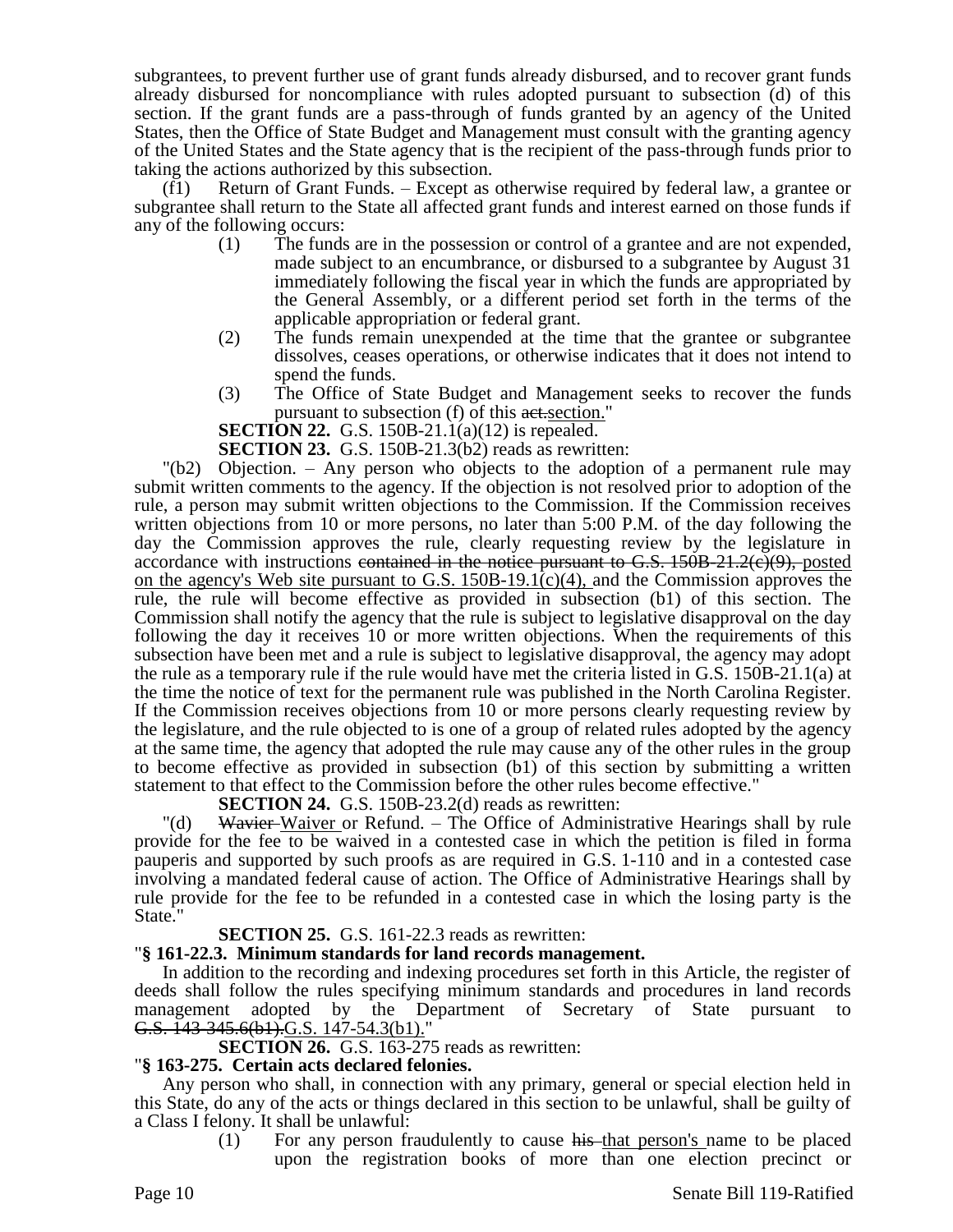subgrantees, to prevent further use of grant funds already disbursed, and to recover grant funds already disbursed for noncompliance with rules adopted pursuant to subsection (d) of this section. If the grant funds are a pass-through of funds granted by an agency of the United States, then the Office of State Budget and Management must consult with the granting agency of the United States and the State agency that is the recipient of the pass-through funds prior to taking the actions authorized by this subsection.

(f1) Return of Grant Funds. – Except as otherwise required by federal law, a grantee or subgrantee shall return to the State all affected grant funds and interest earned on those funds if any of the following occurs:

(1) The funds are in the possession or control of a grantee and are not expended, made subject to an encumbrance, or disbursed to a subgrantee by August 31 immediately following the fiscal year in which the funds are appropriated by the General Assembly, or a different period set forth in the terms of the applicable appropriation or federal grant.

(2) The funds remain unexpended at the time that the grantee or subgrantee dissolves, ceases operations, or otherwise indicates that it does not intend to spend the funds.

(3) The Office of State Budget and Management seeks to recover the funds pursuant to subsection (f) of this ~~act.~~section."

**SECTION 22.** G.S. 150B-21.1(a)(12) is repealed.

**SECTION 23.** G.S. 150B-21.3(b2) reads as rewritten:

"(b2) Objection. – Any person who objects to the adoption of a permanent rule may submit written comments to the agency. If the objection is not resolved prior to adoption of the rule, a person may submit written objections to the Commission. If the Commission receives written objections from 10 or more persons, no later than 5:00 P.M. of the day following the day the Commission approves the rule, clearly requesting review by the legislature in accordance with instructions ~~contained in the notice pursuant to G.S. 150B-21.2(c)(9),~~ posted on the agency's Web site pursuant to G.S. 150B-19.1(c)(4), and the Commission approves the rule, the rule will become effective as provided in subsection (b1) of this section. The Commission shall notify the agency that the rule is subject to legislative disapproval on the day following the day it receives 10 or more written objections. When the requirements of this subsection have been met and a rule is subject to legislative disapproval, the agency may adopt the rule as a temporary rule if the rule would have met the criteria listed in G.S. 150B-21.1(a) at the time the notice of text for the permanent rule was published in the North Carolina Register. If the Commission receives objections from 10 or more persons clearly requesting review by the legislature, and the rule objected to is one of a group of related rules adopted by the agency at the same time, the agency that adopted the rule may cause any of the other rules in the group to become effective as provided in subsection (b1) of this section by submitting a written statement to that effect to the Commission before the other rules become effective."

**SECTION 24.** G.S. 150B-23.2(d) reads as rewritten:

"(d) ~~Wavier~~ Waiver or Refund. – The Office of Administrative Hearings shall by rule provide for the fee to be waived in a contested case in which the petition is filed in forma pauperis and supported by such proofs as are required in G.S. 1-110 and in a contested case involving a mandated federal cause of action. The Office of Administrative Hearings shall by rule provide for the fee to be refunded in a contested case in which the losing party is the State."

**SECTION 25.** G.S. 161-22.3 reads as rewritten:

"**§ 161-22.3. Minimum standards for land records management.**

In addition to the recording and indexing procedures set forth in this Article, the register of deeds shall follow the rules specifying minimum standards and procedures in land records management adopted by the Department of Secretary of State pursuant to ~~G.S. 143-345.6(b1).~~G.S. 147-54.3(b1)."

**SECTION 26.** G.S. 163-275 reads as rewritten:

"**§ 163-275. Certain acts declared felonies.**

Any person who shall, in connection with any primary, general or special election held in this State, do any of the acts or things declared in this section to be unlawful, shall be guilty of a Class I felony. It shall be unlawful:

(1) For any person fraudulently to cause ~~his~~ that person's name to be placed upon the registration books of more than one election precinct or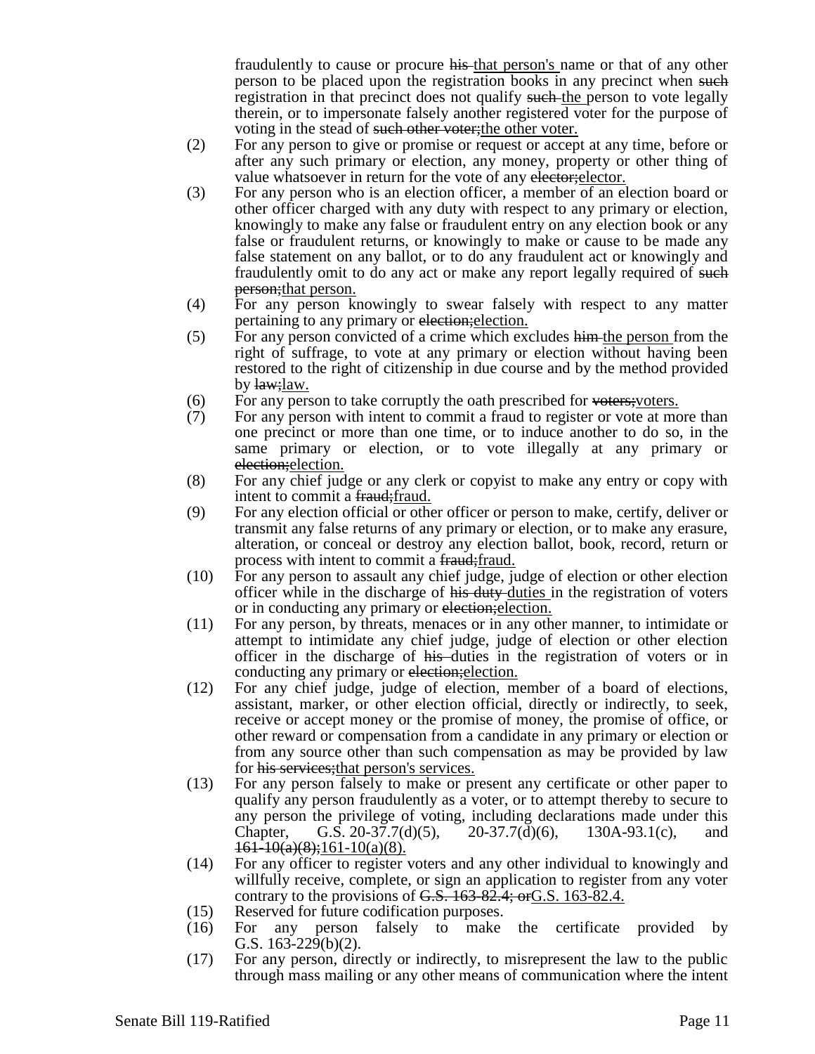fraudulently to cause or procure ~~his~~ that person's name or that of any other person to be placed upon the registration books in any precinct when ~~such~~ registration in that precinct does not qualify ~~such~~ the person to vote legally therein, or to impersonate falsely another registered voter for the purpose of voting in the stead of ~~such other voter;~~the other voter.

(2) For any person to give or promise or request or accept at any time, before or after any such primary or election, any money, property or other thing of value whatsoever in return for the vote of any ~~elector;~~elector.

(3) For any person who is an election officer, a member of an election board or other officer charged with any duty with respect to any primary or election, knowingly to make any false or fraudulent entry on any election book or any false or fraudulent returns, or knowingly to make or cause to be made any false statement on any ballot, or to do any fraudulent act or knowingly and fraudulently omit to do any act or make any report legally required of ~~such person;~~that person.

(4) For any person knowingly to swear falsely with respect to any matter pertaining to any primary or ~~election;~~election.

(5) For any person convicted of a crime which excludes ~~him~~ the person from the right of suffrage, to vote at any primary or election without having been restored to the right of citizenship in due course and by the method provided by ~~law;~~law.

(6) For any person to take corruptly the oath prescribed for ~~voters;~~voters.

(7) For any person with intent to commit a fraud to register or vote at more than one precinct or more than one time, or to induce another to do so, in the same primary or election, or to vote illegally at any primary or ~~election;~~election.

(8) For any chief judge or any clerk or copyist to make any entry or copy with intent to commit a ~~fraud;~~fraud.

(9) For any election official or other officer or person to make, certify, deliver or transmit any false returns of any primary or election, or to make any erasure, alteration, or conceal or destroy any election ballot, book, record, return or process with intent to commit a ~~fraud;~~fraud.

(10) For any person to assault any chief judge, judge of election or other election officer while in the discharge of ~~his duty~~ duties in the registration of voters or in conducting any primary or ~~election;~~election.

(11) For any person, by threats, menaces or in any other manner, to intimidate or attempt to intimidate any chief judge, judge of election or other election officer in the discharge of ~~his~~ duties in the registration of voters or in conducting any primary or ~~election;~~election.

(12) For any chief judge, judge of election, member of a board of elections, assistant, marker, or other election official, directly or indirectly, to seek, receive or accept money or the promise of money, the promise of office, or other reward or compensation from a candidate in any primary or election or from any source other than such compensation as may be provided by law for ~~his services;~~that person's services.

(13) For any person falsely to make or present any certificate or other paper to qualify any person fraudulently as a voter, or to attempt thereby to secure to any person the privilege of voting, including declarations made under this Chapter, G.S. 20-37.7(d)(5), 20-37.7(d)(6), 130A-93.1(c), and ~~161-10(a)(8);~~161-10(a)(8).

(14) For any officer to register voters and any other individual to knowingly and willfully receive, complete, or sign an application to register from any voter contrary to the provisions of ~~G.S. 163-82.4; or~~G.S. 163-82.4.

(15) Reserved for future codification purposes.

(16) For any person falsely to make the certificate provided by G.S. 163-229(b)(2).

(17) For any person, directly or indirectly, to misrepresent the law to the public through mass mailing or any other means of communication where the intent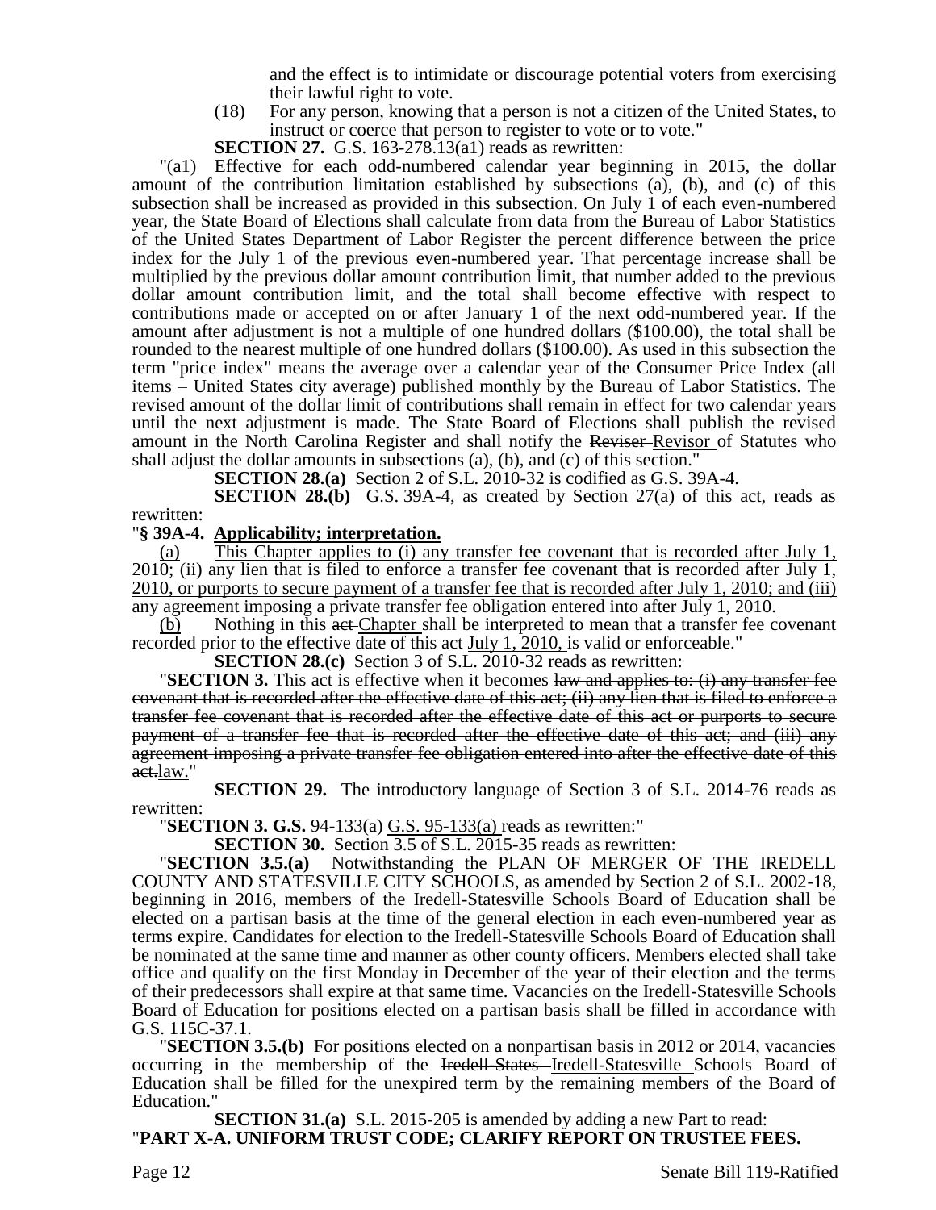and the effect is to intimidate or discourage potential voters from exercising their lawful right to vote.

(18) For any person, knowing that a person is not a citizen of the United States, to instruct or coerce that person to register to vote or to vote."

**SECTION 27.** G.S. 163-278.13(a1) reads as rewritten:

"(a1) Effective for each odd-numbered calendar year beginning in 2015, the dollar amount of the contribution limitation established by subsections (a), (b), and (c) of this subsection shall be increased as provided in this subsection. On July 1 of each even-numbered year, the State Board of Elections shall calculate from data from the Bureau of Labor Statistics of the United States Department of Labor Register the percent difference between the price index for the July 1 of the previous even-numbered year. That percentage increase shall be multiplied by the previous dollar amount contribution limit, that number added to the previous dollar amount contribution limit, and the total shall become effective with respect to contributions made or accepted on or after January 1 of the next odd-numbered year. If the amount after adjustment is not a multiple of one hundred dollars ($100.00), the total shall be rounded to the nearest multiple of one hundred dollars ($100.00). As used in this subsection the term "price index" means the average over a calendar year of the Consumer Price Index (all items – United States city average) published monthly by the Bureau of Labor Statistics. The revised amount of the dollar limit of contributions shall remain in effect for two calendar years until the next adjustment is made. The State Board of Elections shall publish the revised amount in the North Carolina Register and shall notify the ~~Reviser~~ Revisor of Statutes who shall adjust the dollar amounts in subsections (a), (b), and (c) of this section."

**SECTION 28.(a)** Section 2 of S.L. 2010-32 is codified as G.S. 39A-4.

**SECTION 28.(b)** G.S. 39A-4, as created by Section 27(a) of this act, reads as rewritten:

"**§ 39A-4. Applicability; interpretation.**

(a) This Chapter applies to (i) any transfer fee covenant that is recorded after July 1, 2010; (ii) any lien that is filed to enforce a transfer fee covenant that is recorded after July 1, 2010, or purports to secure payment of a transfer fee that is recorded after July 1, 2010; and (iii) any agreement imposing a private transfer fee obligation entered into after July 1, 2010.

(b) Nothing in this ~~act~~ Chapter shall be interpreted to mean that a transfer fee covenant recorded prior to ~~the effective date of this act~~ July 1, 2010, is valid or enforceable."

**SECTION 28.(c)** Section 3 of S.L. 2010-32 reads as rewritten:

"**SECTION 3.** This act is effective when it becomes ~~law and applies to: (i) any transfer fee covenant that is recorded after the effective date of this act; (ii) any lien that is filed to enforce a transfer fee covenant that is recorded after the effective date of this act or purports to secure payment of a transfer fee that is recorded after the effective date of this act; and (iii) any agreement imposing a private transfer fee obligation entered into after the effective date of this act.~~ law."

**SECTION 29.** The introductory language of Section 3 of S.L. 2014-76 reads as rewritten:

"**SECTION 3.** ~~**G.S.** 94-133(a)~~ G.S. 95-133(a) reads as rewritten:"

**SECTION 30.** Section 3.5 of S.L. 2015-35 reads as rewritten:

"**SECTION 3.5.(a)** Notwithstanding the PLAN OF MERGER OF THE IREDELL COUNTY AND STATESVILLE CITY SCHOOLS, as amended by Section 2 of S.L. 2002-18, beginning in 2016, members of the Iredell-Statesville Schools Board of Education shall be elected on a partisan basis at the time of the general election in each even-numbered year as terms expire. Candidates for election to the Iredell-Statesville Schools Board of Education shall be nominated at the same time and manner as other county officers. Members elected shall take office and qualify on the first Monday in December of the year of their election and the terms of their predecessors shall expire at that same time. Vacancies on the Iredell-Statesville Schools Board of Education for positions elected on a partisan basis shall be filled in accordance with G.S. 115C-37.1.

"**SECTION 3.5.(b)** For positions elected on a nonpartisan basis in 2012 or 2014, vacancies occurring in the membership of the ~~Iredell-States~~ Iredell-Statesville Schools Board of Education shall be filled for the unexpired term by the remaining members of the Board of Education."

**SECTION 31.(a)** S.L. 2015-205 is amended by adding a new Part to read:

"**PART X-A. UNIFORM TRUST CODE; CLARIFY REPORT ON TRUSTEE FEES.**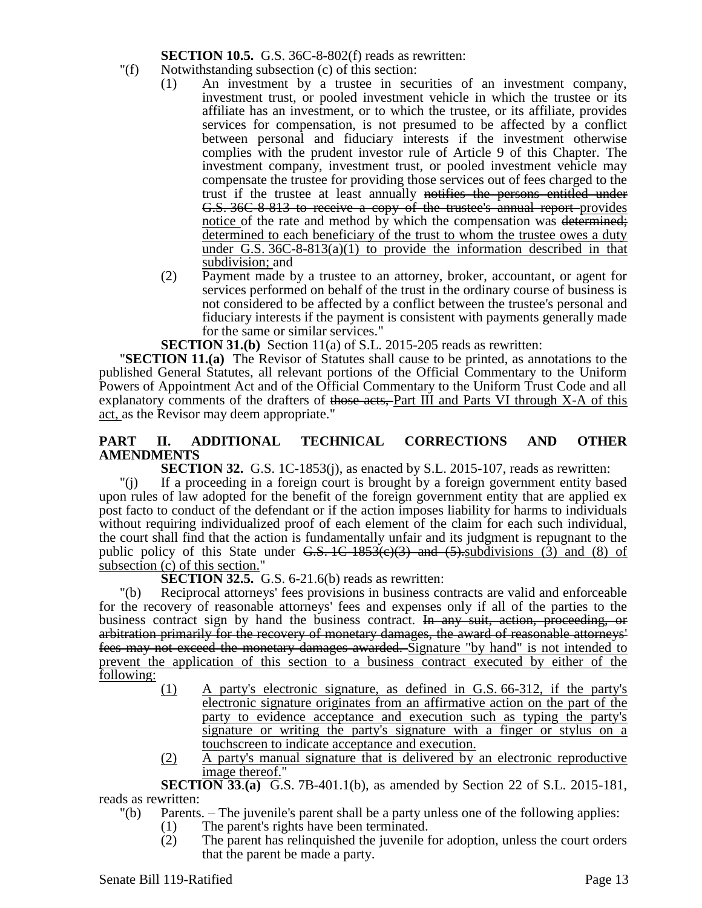**SECTION 10.5.** G.S. 36C-8-802(f) reads as rewritten:

"(f) Notwithstanding subsection (c) of this section:

(1) An investment by a trustee in securities of an investment company, investment trust, or pooled investment vehicle in which the trustee or its affiliate has an investment, or to which the trustee, or its affiliate, provides services for compensation, is not presumed to be affected by a conflict between personal and fiduciary interests if the investment otherwise complies with the prudent investor rule of Article 9 of this Chapter. The investment company, investment trust, or pooled investment vehicle may compensate the trustee for providing those services out of fees charged to the trust if the trustee at least annually ~~notifies the persons entitled under G.S. 36C-8-813 to receive a copy of the trustee's annual report~~ provides notice of the rate and method by which the compensation was ~~determined;~~ determined to each beneficiary of the trust to whom the trustee owes a duty under G.S. 36C-8-813(a)(1) to provide the information described in that subdivision; and

(2) Payment made by a trustee to an attorney, broker, accountant, or agent for services performed on behalf of the trust in the ordinary course of business is not considered to be affected by a conflict between the trustee's personal and fiduciary interests if the payment is consistent with payments generally made for the same or similar services."

**SECTION 31.(b)** Section 11(a) of S.L. 2015-205 reads as rewritten:

"**SECTION 11.(a)** The Revisor of Statutes shall cause to be printed, as annotations to the published General Statutes, all relevant portions of the Official Commentary to the Uniform Powers of Appointment Act and of the Official Commentary to the Uniform Trust Code and all explanatory comments of the drafters of ~~those acts,~~ Part III and Parts VI through X-A of this act, as the Revisor may deem appropriate."

## PART II. ADDITIONAL TECHNICAL CORRECTIONS AND OTHER AMENDMENTS

**SECTION 32.** G.S. 1C-1853(j), as enacted by S.L. 2015-107, reads as rewritten:

"(j) If a proceeding in a foreign court is brought by a foreign government entity based upon rules of law adopted for the benefit of the foreign government entity that are applied ex post facto to conduct of the defendant or if the action imposes liability for harms to individuals without requiring individualized proof of each element of the claim for each such individual, the court shall find that the action is fundamentally unfair and its judgment is repugnant to the public policy of this State under ~~G.S. 1C-1853(c)(3) and (5).~~subdivisions (3) and (8) of subsection (c) of this section."

**SECTION 32.5.** G.S. 6-21.6(b) reads as rewritten:

"(b) Reciprocal attorneys' fees provisions in business contracts are valid and enforceable for the recovery of reasonable attorneys' fees and expenses only if all of the parties to the business contract sign by hand the business contract. ~~In any suit, action, proceeding, or arbitration primarily for the recovery of monetary damages, the award of reasonable attorneys' fees may not exceed the monetary damages awarded.~~ Signature "by hand" is not intended to prevent the application of this section to a business contract executed by either of the following:

(1) A party's electronic signature, as defined in G.S. 66-312, if the party's electronic signature originates from an affirmative action on the part of the party to evidence acceptance and execution such as typing the party's signature or writing the party's signature with a finger or stylus on a touchscreen to indicate acceptance and execution.

(2) A party's manual signature that is delivered by an electronic reproductive image thereof."

**SECTION 33.(a)** G.S. 7B-401.1(b), as amended by Section 22 of S.L. 2015-181, reads as rewritten:

"(b) Parents. – The juvenile's parent shall be a party unless one of the following applies:

(1) The parent's rights have been terminated.

(2) The parent has relinquished the juvenile for adoption, unless the court orders that the parent be made a party.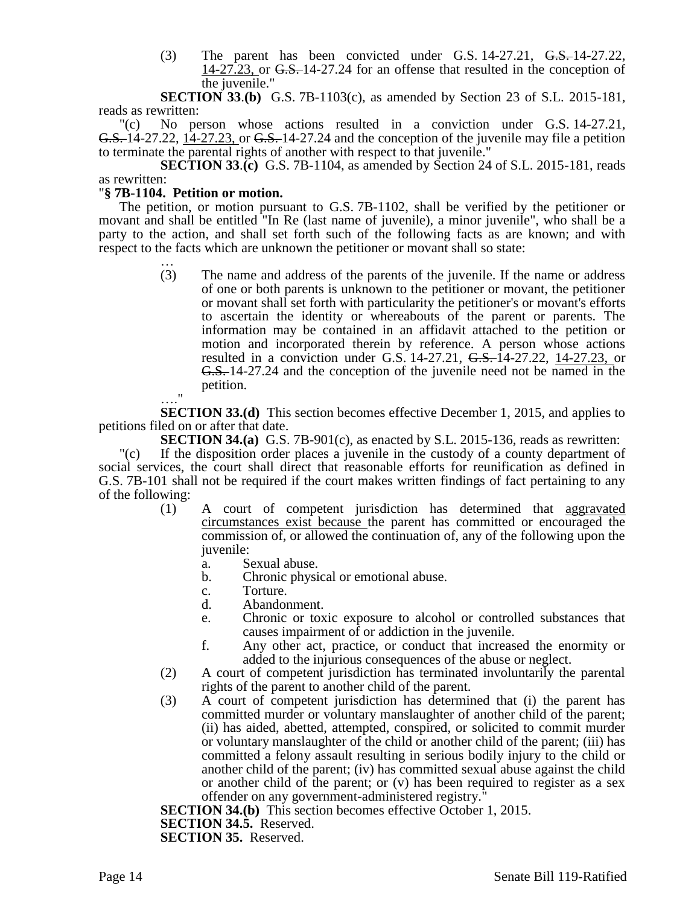(3) The parent has been convicted under G.S. 14-27.21, ~~G.S.~~ 14-27.22, <u>14-27.23,</u> or ~~G.S.~~ 14-27.24 for an offense that resulted in the conception of the juvenile."

**SECTION 33.(b)** G.S. 7B-1103(c), as amended by Section 23 of S.L. 2015-181, reads as rewritten:

"(c) No person whose actions resulted in a conviction under G.S. 14-27.21, ~~G.S.~~ 14-27.22, <u>14-27.23,</u> or ~~G.S.~~ 14-27.24 and the conception of the juvenile may file a petition to terminate the parental rights of another with respect to that juvenile."

**SECTION 33.(c)** G.S. 7B-1104, as amended by Section 24 of S.L. 2015-181, reads as rewritten:

"**§ 7B-1104. Petition or motion.**

The petition, or motion pursuant to G.S. 7B-1102, shall be verified by the petitioner or movant and shall be entitled "In Re (last name of juvenile), a minor juvenile", who shall be a party to the action, and shall set forth such of the following facts as are known; and with respect to the facts which are unknown the petitioner or movant shall so state:

…

(3) The name and address of the parents of the juvenile. If the name or address of one or both parents is unknown to the petitioner or movant, the petitioner or movant shall set forth with particularity the petitioner's or movant's efforts to ascertain the identity or whereabouts of the parent or parents. The information may be contained in an affidavit attached to the petition or motion and incorporated therein by reference. A person whose actions resulted in a conviction under G.S. 14-27.21, ~~G.S.~~ 14-27.22, <u>14-27.23,</u> or ~~G.S.~~ 14-27.24 and the conception of the juvenile need not be named in the petition.

…."

**SECTION 33.(d)** This section becomes effective December 1, 2015, and applies to petitions filed on or after that date.

**SECTION 34.(a)** G.S. 7B-901(c), as enacted by S.L. 2015-136, reads as rewritten:

"(c) If the disposition order places a juvenile in the custody of a county department of social services, the court shall direct that reasonable efforts for reunification as defined in G.S. 7B-101 shall not be required if the court makes written findings of fact pertaining to any of the following:

(1) A court of competent jurisdiction has determined that <u>aggravated circumstances exist because</u> the parent has committed or encouraged the commission of, or allowed the continuation of, any of the following upon the juvenile:

a. Sexual abuse.
b. Chronic physical or emotional abuse.
c. Torture.
d. Abandonment.
e. Chronic or toxic exposure to alcohol or controlled substances that causes impairment of or addiction in the juvenile.
f. Any other act, practice, or conduct that increased the enormity or added to the injurious consequences of the abuse or neglect.

(2) A court of competent jurisdiction has terminated involuntarily the parental rights of the parent to another child of the parent.

(3) A court of competent jurisdiction has determined that (i) the parent has committed murder or voluntary manslaughter of another child of the parent; (ii) has aided, abetted, attempted, conspired, or solicited to commit murder or voluntary manslaughter of the child or another child of the parent; (iii) has committed a felony assault resulting in serious bodily injury to the child or another child of the parent; (iv) has committed sexual abuse against the child or another child of the parent; or (v) has been required to register as a sex offender on any government-administered registry."

**SECTION 34.(b)** This section becomes effective October 1, 2015.

**SECTION 34.5.** Reserved.

**SECTION 35.** Reserved.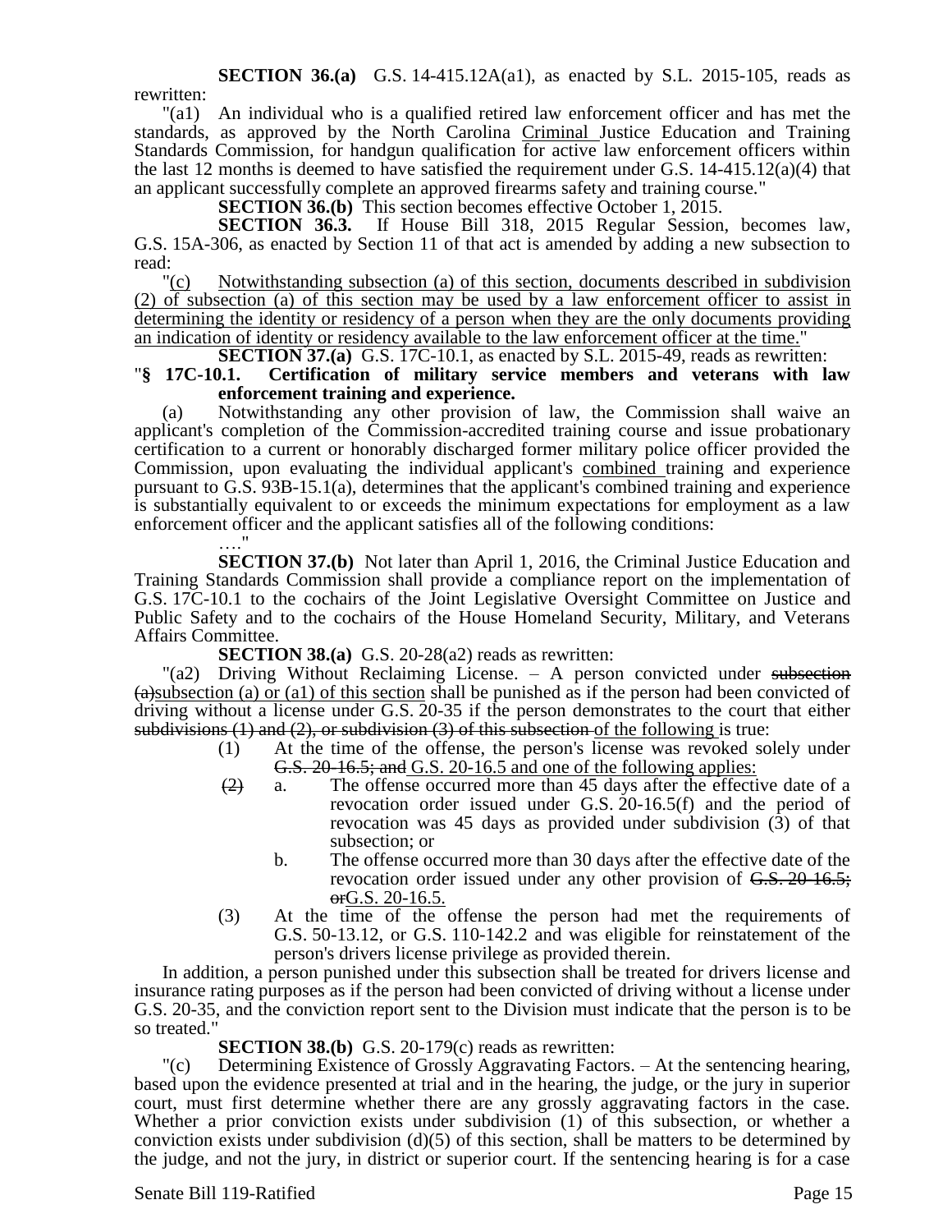**SECTION 36.(a)** G.S. 14-415.12A(a1), as enacted by S.L. 2015-105, reads as rewritten:

"(a1) An individual who is a qualified retired law enforcement officer and has met the standards, as approved by the North Carolina Criminal Justice Education and Training Standards Commission, for handgun qualification for active law enforcement officers within the last 12 months is deemed to have satisfied the requirement under G.S. 14-415.12(a)(4) that an applicant successfully complete an approved firearms safety and training course."

**SECTION 36.(b)** This section becomes effective October 1, 2015.

**SECTION 36.3.** If House Bill 318, 2015 Regular Session, becomes law, G.S. 15A-306, as enacted by Section 11 of that act is amended by adding a new subsection to read:

"(c) Notwithstanding subsection (a) of this section, documents described in subdivision (2) of subsection (a) of this section may be used by a law enforcement officer to assist in determining the identity or residency of a person when they are the only documents providing an indication of identity or residency available to the law enforcement officer at the time."

**SECTION 37.(a)** G.S. 17C-10.1, as enacted by S.L. 2015-49, reads as rewritten:

"**§ 17C-10.1. Certification of military service members and veterans with law enforcement training and experience.**

(a) Notwithstanding any other provision of law, the Commission shall waive an applicant's completion of the Commission-accredited training course and issue probationary certification to a current or honorably discharged former military police officer provided the Commission, upon evaluating the individual applicant's combined training and experience pursuant to G.S. 93B-15.1(a), determines that the applicant's combined training and experience is substantially equivalent to or exceeds the minimum expectations for employment as a law enforcement officer and the applicant satisfies all of the following conditions:

…."

**SECTION 37.(b)** Not later than April 1, 2016, the Criminal Justice Education and Training Standards Commission shall provide a compliance report on the implementation of G.S. 17C-10.1 to the cochairs of the Joint Legislative Oversight Committee on Justice and Public Safety and to the cochairs of the House Homeland Security, Military, and Veterans Affairs Committee.

**SECTION 38.(a)** G.S. 20-28(a2) reads as rewritten:

"(a2) Driving Without Reclaiming License. – A person convicted under ~~subsection (a)~~subsection (a) or (a1) of this section shall be punished as if the person had been convicted of driving without a license under G.S. 20-35 if the person demonstrates to the court that either ~~subdivisions (1) and (2), or subdivision (3) of this subsection~~ of the following is true:

(1) At the time of the offense, the person's license was revoked solely under ~~G.S. 20-16.5; and~~ G.S. 20-16.5 and one of the following applies:

~~(2)~~ a. The offense occurred more than 45 days after the effective date of a revocation order issued under G.S. 20-16.5(f) and the period of revocation was 45 days as provided under subdivision (3) of that subsection; or

b. The offense occurred more than 30 days after the effective date of the revocation order issued under any other provision of ~~G.S. 20-16.5; or~~G.S. 20-16.5.

(3) At the time of the offense the person had met the requirements of G.S. 50-13.12, or G.S. 110-142.2 and was eligible for reinstatement of the person's drivers license privilege as provided therein.

In addition, a person punished under this subsection shall be treated for drivers license and insurance rating purposes as if the person had been convicted of driving without a license under G.S. 20-35, and the conviction report sent to the Division must indicate that the person is to be so treated."

**SECTION 38.(b)** G.S. 20-179(c) reads as rewritten:

"(c) Determining Existence of Grossly Aggravating Factors. – At the sentencing hearing, based upon the evidence presented at trial and in the hearing, the judge, or the jury in superior court, must first determine whether there are any grossly aggravating factors in the case. Whether a prior conviction exists under subdivision (1) of this subsection, or whether a conviction exists under subdivision (d)(5) of this section, shall be matters to be determined by the judge, and not the jury, in district or superior court. If the sentencing hearing is for a case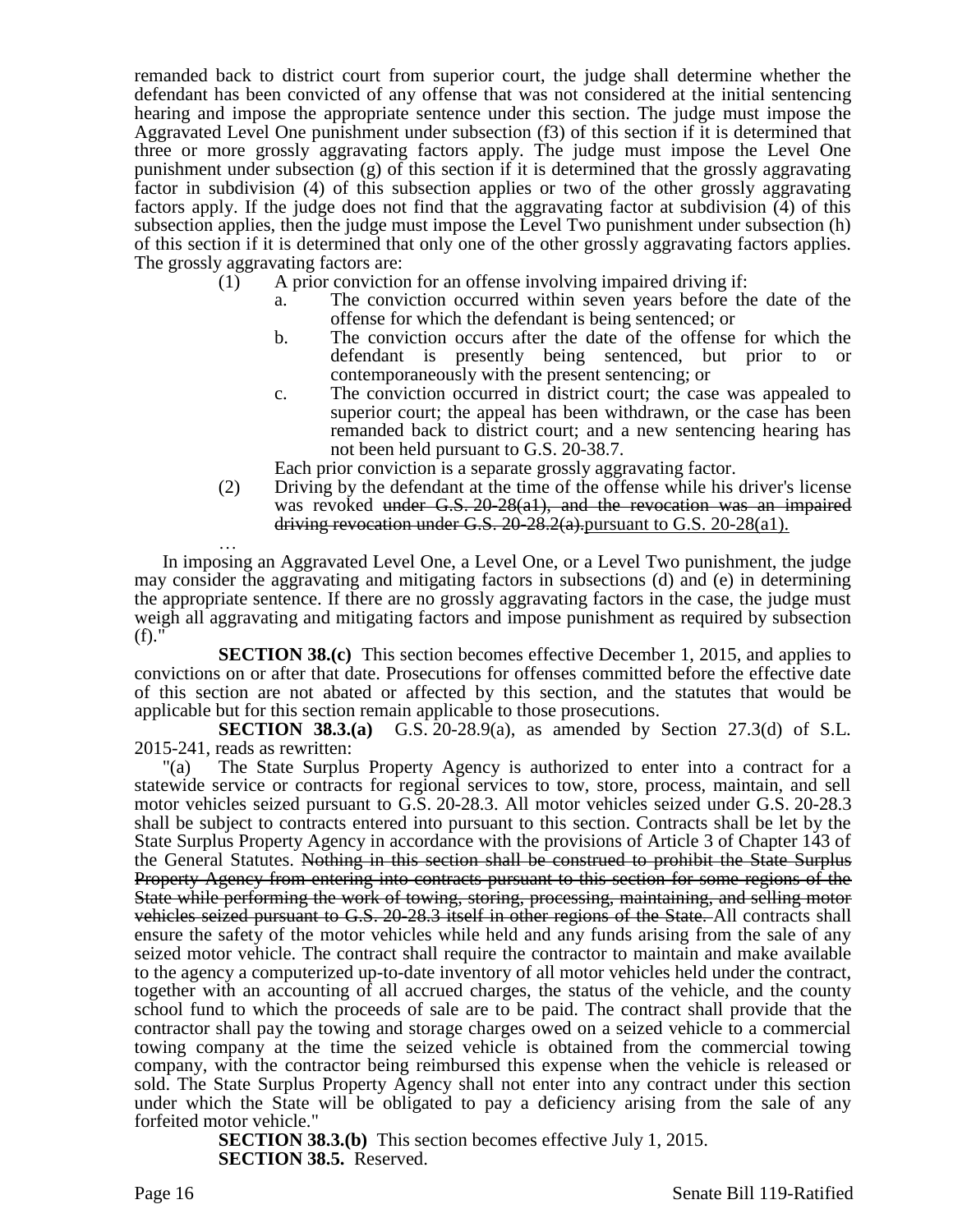remanded back to district court from superior court, the judge shall determine whether the defendant has been convicted of any offense that was not considered at the initial sentencing hearing and impose the appropriate sentence under this section. The judge must impose the Aggravated Level One punishment under subsection (f3) of this section if it is determined that three or more grossly aggravating factors apply. The judge must impose the Level One punishment under subsection (g) of this section if it is determined that the grossly aggravating factor in subdivision (4) of this subsection applies or two of the other grossly aggravating factors apply. If the judge does not find that the aggravating factor at subdivision (4) of this subsection applies, then the judge must impose the Level Two punishment under subsection (h) of this section if it is determined that only one of the other grossly aggravating factors applies. The grossly aggravating factors are:

(1) A prior conviction for an offense involving impaired driving if:
 a. The conviction occurred within seven years before the date of the offense for which the defendant is being sentenced; or
 b. The conviction occurs after the date of the offense for which the defendant is presently being sentenced, but prior to or contemporaneously with the present sentencing; or
 c. The conviction occurred in district court; the case was appealed to superior court; the appeal has been withdrawn, or the case has been remanded back to district court; and a new sentencing hearing has not been held pursuant to G.S. 20-38.7.

 Each prior conviction is a separate grossly aggravating factor.

(2) Driving by the defendant at the time of the offense while his driver's license was revoked ~~under G.S. 20-28(a1), and the revocation was an impaired driving revocation under G.S. 20-28.2(a).~~pursuant to G.S. 20-28(a1).

…

In imposing an Aggravated Level One, a Level One, or a Level Two punishment, the judge may consider the aggravating and mitigating factors in subsections (d) and (e) in determining the appropriate sentence. If there are no grossly aggravating factors in the case, the judge must weigh all aggravating and mitigating factors and impose punishment as required by subsection (f)."

**SECTION 38.(c)** This section becomes effective December 1, 2015, and applies to convictions on or after that date. Prosecutions for offenses committed before the effective date of this section are not abated or affected by this section, and the statutes that would be applicable but for this section remain applicable to those prosecutions.

**SECTION 38.3.(a)** G.S. 20-28.9(a), as amended by Section 27.3(d) of S.L. 2015-241, reads as rewritten:

"(a) The State Surplus Property Agency is authorized to enter into a contract for a statewide service or contracts for regional services to tow, store, process, maintain, and sell motor vehicles seized pursuant to G.S. 20-28.3. All motor vehicles seized under G.S. 20-28.3 shall be subject to contracts entered into pursuant to this section. Contracts shall be let by the State Surplus Property Agency in accordance with the provisions of Article 3 of Chapter 143 of the General Statutes. ~~Nothing in this section shall be construed to prohibit the State Surplus Property Agency from entering into contracts pursuant to this section for some regions of the State while performing the work of towing, storing, processing, maintaining, and selling motor vehicles seized pursuant to G.S. 20-28.3 itself in other regions of the State.~~ All contracts shall ensure the safety of the motor vehicles while held and any funds arising from the sale of any seized motor vehicle. The contract shall require the contractor to maintain and make available to the agency a computerized up-to-date inventory of all motor vehicles held under the contract, together with an accounting of all accrued charges, the status of the vehicle, and the county school fund to which the proceeds of sale are to be paid. The contract shall provide that the contractor shall pay the towing and storage charges owed on a seized vehicle to a commercial towing company at the time the seized vehicle is obtained from the commercial towing company, with the contractor being reimbursed this expense when the vehicle is released or sold. The State Surplus Property Agency shall not enter into any contract under this section under which the State will be obligated to pay a deficiency arising from the sale of any forfeited motor vehicle."

**SECTION 38.3.(b)** This section becomes effective July 1, 2015.

**SECTION 38.5.** Reserved.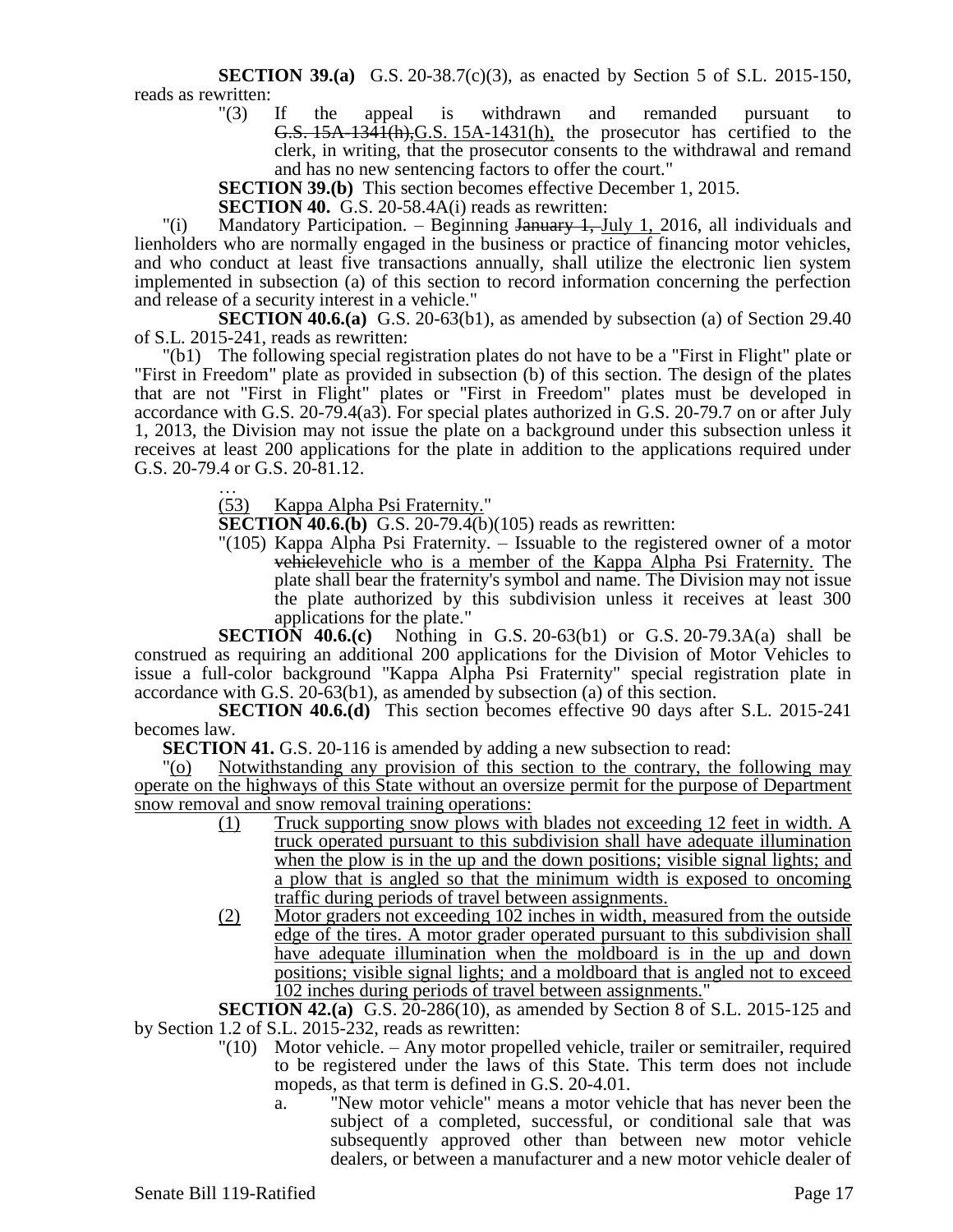**SECTION 39.(a)** G.S. 20-38.7(c)(3), as enacted by Section 5 of S.L. 2015-150, reads as rewritten:

> "(3) If the appeal is withdrawn and remanded pursuant to ~~G.S. 15A-1341(h),~~G.S. 15A-1431(h), the prosecutor has certified to the clerk, in writing, that the prosecutor consents to the withdrawal and remand and has no new sentencing factors to offer the court."

**SECTION 39.(b)** This section becomes effective December 1, 2015.

**SECTION 40.** G.S. 20-58.4A(i) reads as rewritten:

"(i) Mandatory Participation. – Beginning ~~January 1,~~ July 1, 2016, all individuals and lienholders who are normally engaged in the business or practice of financing motor vehicles, and who conduct at least five transactions annually, shall utilize the electronic lien system implemented in subsection (a) of this section to record information concerning the perfection and release of a security interest in a vehicle."

**SECTION 40.6.(a)** G.S. 20-63(b1), as amended by subsection (a) of Section 29.40 of S.L. 2015-241, reads as rewritten:

"(b1) The following special registration plates do not have to be a "First in Flight" plate or "First in Freedom" plate as provided in subsection (b) of this section. The design of the plates that are not "First in Flight" plates or "First in Freedom" plates must be developed in accordance with G.S. 20-79.4(a3). For special plates authorized in G.S. 20-79.7 on or after July 1, 2013, the Division may not issue the plate on a background under this subsection unless it receives at least 200 applications for the plate in addition to the applications required under G.S. 20-79.4 or G.S. 20-81.12.

> …
>
> (53) Kappa Alpha Psi Fraternity."

**SECTION 40.6.(b)** G.S. 20-79.4(b)(105) reads as rewritten:

> "(105) Kappa Alpha Psi Fraternity. – Issuable to the registered owner of a motor ~~vehicle~~vehicle who is a member of the Kappa Alpha Psi Fraternity. The plate shall bear the fraternity's symbol and name. The Division may not issue the plate authorized by this subdivision unless it receives at least 300 applications for the plate."

**SECTION 40.6.(c)** Nothing in G.S. 20-63(b1) or G.S. 20-79.3A(a) shall be construed as requiring an additional 200 applications for the Division of Motor Vehicles to issue a full-color background "Kappa Alpha Psi Fraternity" special registration plate in accordance with G.S. 20-63(b1), as amended by subsection (a) of this section.

**SECTION 40.6.(d)** This section becomes effective 90 days after S.L. 2015-241 becomes law.

**SECTION 41.** G.S. 20-116 is amended by adding a new subsection to read:

"(o) Notwithstanding any provision of this section to the contrary, the following may operate on the highways of this State without an oversize permit for the purpose of Department snow removal and snow removal training operations:

> (1) Truck supporting snow plows with blades not exceeding 12 feet in width. A truck operated pursuant to this subdivision shall have adequate illumination when the plow is in the up and the down positions; visible signal lights; and a plow that is angled so that the minimum width is exposed to oncoming traffic during periods of travel between assignments.
>
> (2) Motor graders not exceeding 102 inches in width, measured from the outside edge of the tires. A motor grader operated pursuant to this subdivision shall have adequate illumination when the moldboard is in the up and down positions; visible signal lights; and a moldboard that is angled not to exceed 102 inches during periods of travel between assignments."

**SECTION 42.(a)** G.S. 20-286(10), as amended by Section 8 of S.L. 2015-125 and by Section 1.2 of S.L. 2015-232, reads as rewritten:

> "(10) Motor vehicle. – Any motor propelled vehicle, trailer or semitrailer, required to be registered under the laws of this State. This term does not include mopeds, as that term is defined in G.S. 20-4.01.
>
> a. "New motor vehicle" means a motor vehicle that has never been the subject of a completed, successful, or conditional sale that was subsequently approved other than between new motor vehicle dealers, or between a manufacturer and a new motor vehicle dealer of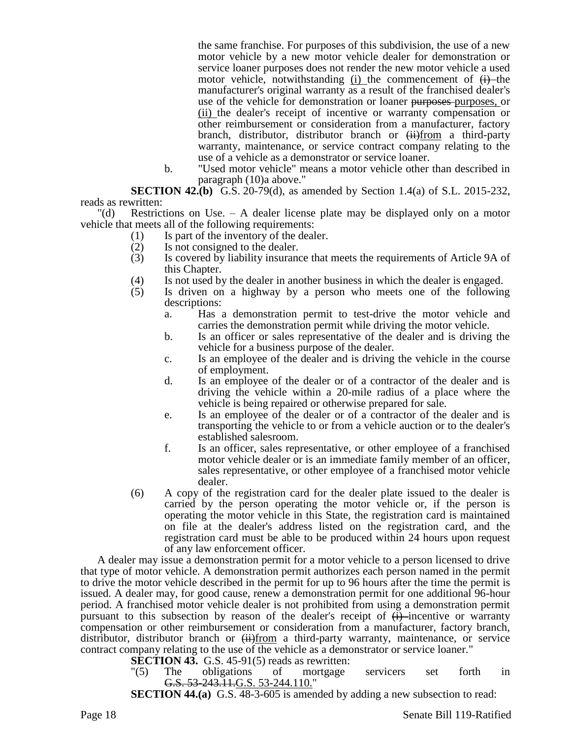the same franchise. For purposes of this subdivision, the use of a new motor vehicle by a new motor vehicle dealer for demonstration or service loaner purposes does not render the new motor vehicle a used motor vehicle, notwithstanding (i) the commencement of ~~(i)~~ the manufacturer's original warranty as a result of the franchised dealer's use of the vehicle for demonstration or loaner ~~purposes~~ purposes, or (ii) the dealer's receipt of incentive or warranty compensation or other reimbursement or consideration from a manufacturer, factory branch, distributor, distributor branch or ~~(ii)~~from a third-party warranty, maintenance, or service contract company relating to the use of a vehicle as a demonstrator or service loaner.

b. "Used motor vehicle" means a motor vehicle other than described in paragraph (10)a above."

**SECTION 42.(b)** G.S. 20-79(d), as amended by Section 1.4(a) of S.L. 2015-232, reads as rewritten:

"(d) Restrictions on Use. – A dealer license plate may be displayed only on a motor vehicle that meets all of the following requirements:

(1) Is part of the inventory of the dealer.
(2) Is not consigned to the dealer.
(3) Is covered by liability insurance that meets the requirements of Article 9A of this Chapter.
(4) Is not used by the dealer in another business in which the dealer is engaged.
(5) Is driven on a highway by a person who meets one of the following descriptions:
   a. Has a demonstration permit to test-drive the motor vehicle and carries the demonstration permit while driving the motor vehicle.
   b. Is an officer or sales representative of the dealer and is driving the vehicle for a business purpose of the dealer.
   c. Is an employee of the dealer and is driving the vehicle in the course of employment.
   d. Is an employee of the dealer or of a contractor of the dealer and is driving the vehicle within a 20-mile radius of a place where the vehicle is being repaired or otherwise prepared for sale.
   e. Is an employee of the dealer or of a contractor of the dealer and is transporting the vehicle to or from a vehicle auction or to the dealer's established salesroom.
   f. Is an officer, sales representative, or other employee of a franchised motor vehicle dealer or is an immediate family member of an officer, sales representative, or other employee of a franchised motor vehicle dealer.
(6) A copy of the registration card for the dealer plate issued to the dealer is carried by the person operating the motor vehicle or, if the person is operating the motor vehicle in this State, the registration card is maintained on file at the dealer's address listed on the registration card, and the registration card must be able to be produced within 24 hours upon request of any law enforcement officer.

A dealer may issue a demonstration permit for a motor vehicle to a person licensed to drive that type of motor vehicle. A demonstration permit authorizes each person named in the permit to drive the motor vehicle described in the permit for up to 96 hours after the time the permit is issued. A dealer may, for good cause, renew a demonstration permit for one additional 96-hour period. A franchised motor vehicle dealer is not prohibited from using a demonstration permit pursuant to this subsection by reason of the dealer's receipt of ~~(i)~~ incentive or warranty compensation or other reimbursement or consideration from a manufacturer, factory branch, distributor, distributor branch or ~~(ii)~~from a third-party warranty, maintenance, or service contract company relating to the use of the vehicle as a demonstrator or service loaner."

**SECTION 43.** G.S. 45-91(5) reads as rewritten:

"(5) The obligations of mortgage servicers set forth in ~~G.S. 53-243.11.~~G.S. 53-244.110."

**SECTION 44.(a)** G.S. 48-3-605 is amended by adding a new subsection to read: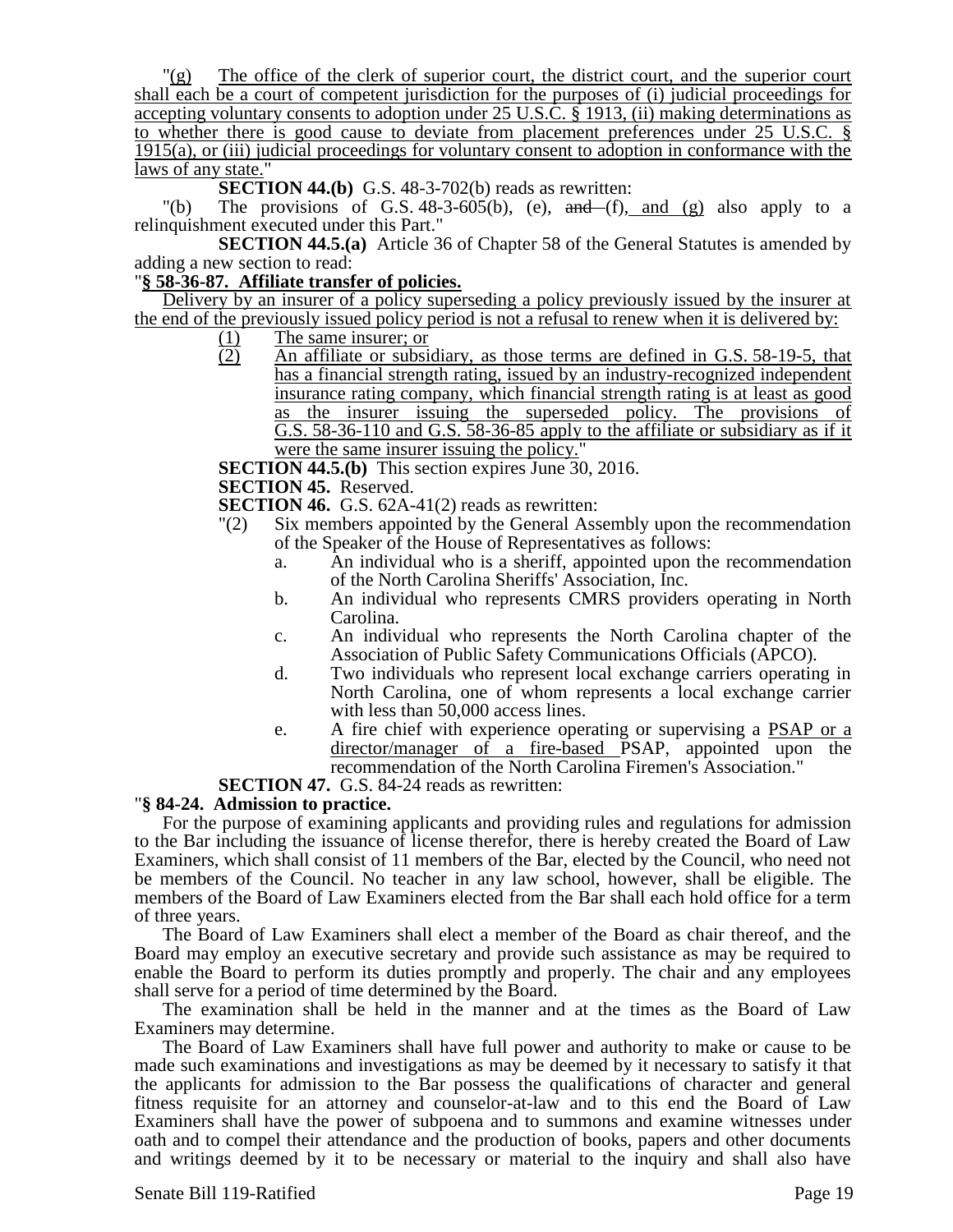"(g) The office of the clerk of superior court, the district court, and the superior court shall each be a court of competent jurisdiction for the purposes of (i) judicial proceedings for accepting voluntary consents to adoption under 25 U.S.C. § 1913, (ii) making determinations as to whether there is good cause to deviate from placement preferences under 25 U.S.C. § 1915(a), or (iii) judicial proceedings for voluntary consent to adoption in conformance with the laws of any state."

**SECTION 44.(b)** G.S. 48-3-702(b) reads as rewritten:

"(b) The provisions of G.S. 48-3-605(b), (e), ~~and~~ (f), and (g) also apply to a relinquishment executed under this Part."

**SECTION 44.5.(a)** Article 36 of Chapter 58 of the General Statutes is amended by adding a new section to read:

"**§ 58-36-87. Affiliate transfer of policies.**

Delivery by an insurer of a policy superseding a policy previously issued by the insurer at the end of the previously issued policy period is not a refusal to renew when it is delivered by:

(1) The same insurer; or
(2) An affiliate or subsidiary, as those terms are defined in G.S. 58-19-5, that has a financial strength rating, issued by an industry-recognized independent insurance rating company, which financial strength rating is at least as good as the insurer issuing the superseded policy. The provisions of G.S. 58-36-110 and G.S. 58-36-85 apply to the affiliate or subsidiary as if it were the same insurer issuing the policy."

**SECTION 44.5.(b)** This section expires June 30, 2016.

**SECTION 45.** Reserved.

**SECTION 46.** G.S. 62A-41(2) reads as rewritten:

"(2) Six members appointed by the General Assembly upon the recommendation of the Speaker of the House of Representatives as follows:
a. An individual who is a sheriff, appointed upon the recommendation of the North Carolina Sheriffs' Association, Inc.
b. An individual who represents CMRS providers operating in North Carolina.
c. An individual who represents the North Carolina chapter of the Association of Public Safety Communications Officials (APCO).
d. Two individuals who represent local exchange carriers operating in North Carolina, one of whom represents a local exchange carrier with less than 50,000 access lines.
e. A fire chief with experience operating or supervising a PSAP or a director/manager of a fire-based PSAP, appointed upon the recommendation of the North Carolina Firemen's Association."

**SECTION 47.** G.S. 84-24 reads as rewritten:

"**§ 84-24. Admission to practice.**

For the purpose of examining applicants and providing rules and regulations for admission to the Bar including the issuance of license therefor, there is hereby created the Board of Law Examiners, which shall consist of 11 members of the Bar, elected by the Council, who need not be members of the Council. No teacher in any law school, however, shall be eligible. The members of the Board of Law Examiners elected from the Bar shall each hold office for a term of three years.

The Board of Law Examiners shall elect a member of the Board as chair thereof, and the Board may employ an executive secretary and provide such assistance as may be required to enable the Board to perform its duties promptly and properly. The chair and any employees shall serve for a period of time determined by the Board.

The examination shall be held in the manner and at the times as the Board of Law Examiners may determine.

The Board of Law Examiners shall have full power and authority to make or cause to be made such examinations and investigations as may be deemed by it necessary to satisfy it that the applicants for admission to the Bar possess the qualifications of character and general fitness requisite for an attorney and counselor-at-law and to this end the Board of Law Examiners shall have the power of subpoena and to summons and examine witnesses under oath and to compel their attendance and the production of books, papers and other documents and writings deemed by it to be necessary or material to the inquiry and shall also have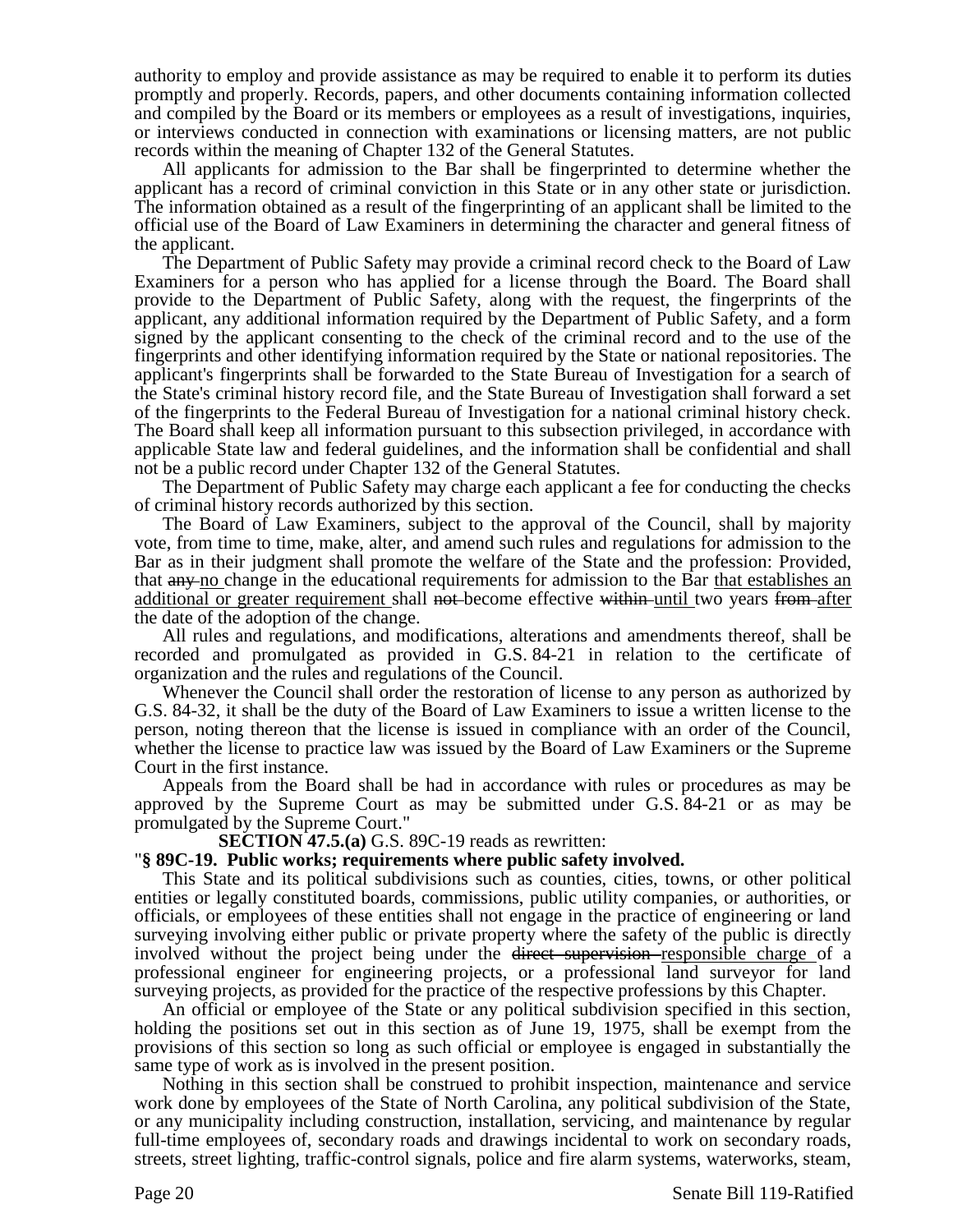authority to employ and provide assistance as may be required to enable it to perform its duties promptly and properly. Records, papers, and other documents containing information collected and compiled by the Board or its members or employees as a result of investigations, inquiries, or interviews conducted in connection with examinations or licensing matters, are not public records within the meaning of Chapter 132 of the General Statutes.

All applicants for admission to the Bar shall be fingerprinted to determine whether the applicant has a record of criminal conviction in this State or in any other state or jurisdiction. The information obtained as a result of the fingerprinting of an applicant shall be limited to the official use of the Board of Law Examiners in determining the character and general fitness of the applicant.

The Department of Public Safety may provide a criminal record check to the Board of Law Examiners for a person who has applied for a license through the Board. The Board shall provide to the Department of Public Safety, along with the request, the fingerprints of the applicant, any additional information required by the Department of Public Safety, and a form signed by the applicant consenting to the check of the criminal record and to the use of the fingerprints and other identifying information required by the State or national repositories. The applicant's fingerprints shall be forwarded to the State Bureau of Investigation for a search of the State's criminal history record file, and the State Bureau of Investigation shall forward a set of the fingerprints to the Federal Bureau of Investigation for a national criminal history check. The Board shall keep all information pursuant to this subsection privileged, in accordance with applicable State law and federal guidelines, and the information shall be confidential and shall not be a public record under Chapter 132 of the General Statutes.

The Department of Public Safety may charge each applicant a fee for conducting the checks of criminal history records authorized by this section.

The Board of Law Examiners, subject to the approval of the Council, shall by majority vote, from time to time, make, alter, and amend such rules and regulations for admission to the Bar as in their judgment shall promote the welfare of the State and the profession: Provided, that ~~any~~ no change in the educational requirements for admission to the Bar that establishes an additional or greater requirement shall ~~not~~ become effective ~~within~~ until two years ~~from~~ after the date of the adoption of the change.

All rules and regulations, and modifications, alterations and amendments thereof, shall be recorded and promulgated as provided in G.S. 84-21 in relation to the certificate of organization and the rules and regulations of the Council.

Whenever the Council shall order the restoration of license to any person as authorized by G.S. 84-32, it shall be the duty of the Board of Law Examiners to issue a written license to the person, noting thereon that the license is issued in compliance with an order of the Council, whether the license to practice law was issued by the Board of Law Examiners or the Supreme Court in the first instance.

Appeals from the Board shall be had in accordance with rules or procedures as may be approved by the Supreme Court as may be submitted under G.S. 84-21 or as may be promulgated by the Supreme Court."

**SECTION 47.5.(a)** G.S. 89C-19 reads as rewritten:

"**§ 89C-19. Public works; requirements where public safety involved.**

This State and its political subdivisions such as counties, cities, towns, or other political entities or legally constituted boards, commissions, public utility companies, or authorities, or officials, or employees of these entities shall not engage in the practice of engineering or land surveying involving either public or private property where the safety of the public is directly involved without the project being under the ~~direct supervision~~ responsible charge of a professional engineer for engineering projects, or a professional land surveyor for land surveying projects, as provided for the practice of the respective professions by this Chapter.

An official or employee of the State or any political subdivision specified in this section, holding the positions set out in this section as of June 19, 1975, shall be exempt from the provisions of this section so long as such official or employee is engaged in substantially the same type of work as is involved in the present position.

Nothing in this section shall be construed to prohibit inspection, maintenance and service work done by employees of the State of North Carolina, any political subdivision of the State, or any municipality including construction, installation, servicing, and maintenance by regular full-time employees of, secondary roads and drawings incidental to work on secondary roads, streets, street lighting, traffic-control signals, police and fire alarm systems, waterworks, steam,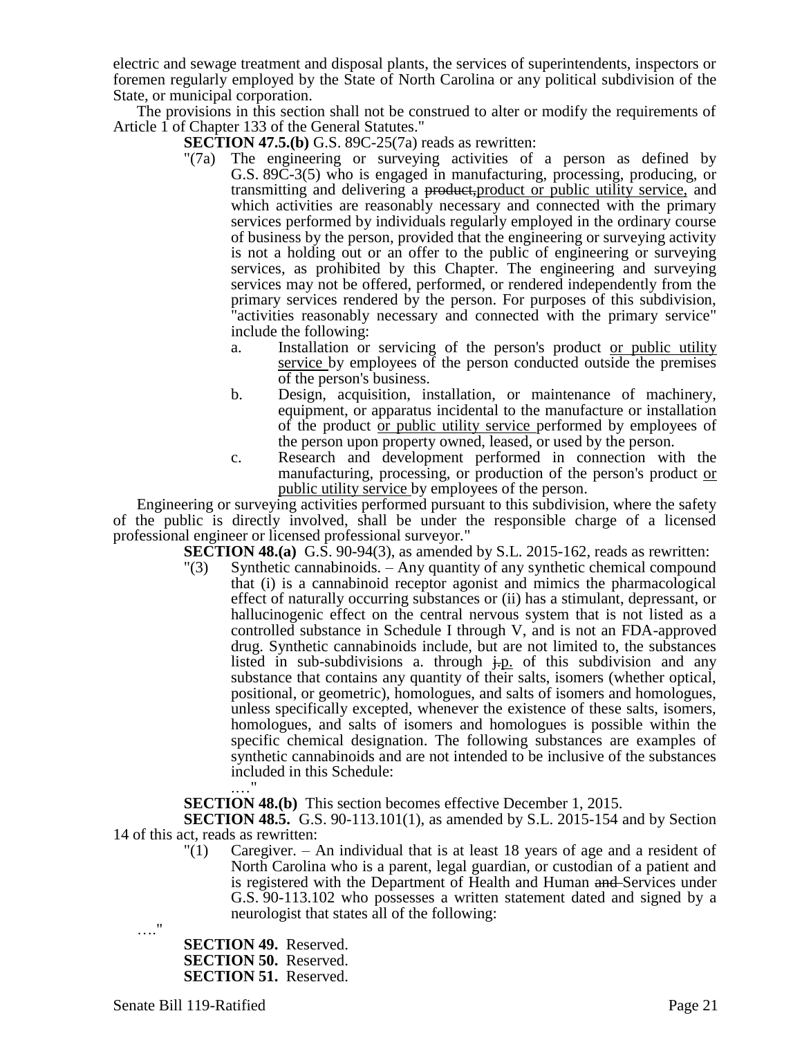electric and sewage treatment and disposal plants, the services of superintendents, inspectors or foremen regularly employed by the State of North Carolina or any political subdivision of the State, or municipal corporation.

The provisions in this section shall not be construed to alter or modify the requirements of Article 1 of Chapter 133 of the General Statutes."

**SECTION 47.5.(b)** G.S. 89C-25(7a) reads as rewritten:

"(7a) The engineering or surveying activities of a person as defined by G.S. 89C-3(5) who is engaged in manufacturing, processing, producing, or transmitting and delivering a ~~product,~~product or public utility service, and which activities are reasonably necessary and connected with the primary services performed by individuals regularly employed in the ordinary course of business by the person, provided that the engineering or surveying activity is not a holding out or an offer to the public of engineering or surveying services, as prohibited by this Chapter. The engineering and surveying services may not be offered, performed, or rendered independently from the primary services rendered by the person. For purposes of this subdivision, "activities reasonably necessary and connected with the primary service" include the following:

a. Installation or servicing of the person's product or public utility service by employees of the person conducted outside the premises of the person's business.

b. Design, acquisition, installation, or maintenance of machinery, equipment, or apparatus incidental to the manufacture or installation of the product or public utility service performed by employees of the person upon property owned, leased, or used by the person.

c. Research and development performed in connection with the manufacturing, processing, or production of the person's product or public utility service by employees of the person.

Engineering or surveying activities performed pursuant to this subdivision, where the safety of the public is directly involved, shall be under the responsible charge of a licensed professional engineer or licensed professional surveyor."

**SECTION 48.(a)** G.S. 90-94(3), as amended by S.L. 2015-162, reads as rewritten:

"(3) Synthetic cannabinoids. – Any quantity of any synthetic chemical compound that (i) is a cannabinoid receptor agonist and mimics the pharmacological effect of naturally occurring substances or (ii) has a stimulant, depressant, or hallucinogenic effect on the central nervous system that is not listed as a controlled substance in Schedule I through V, and is not an FDA-approved drug. Synthetic cannabinoids include, but are not limited to, the substances listed in sub-subdivisions a. through ~~j.~~p. of this subdivision and any substance that contains any quantity of their salts, isomers (whether optical, positional, or geometric), homologues, and salts of isomers and homologues, unless specifically excepted, whenever the existence of these salts, isomers, homologues, and salts of isomers and homologues is possible within the specific chemical designation. The following substances are examples of synthetic cannabinoids and are not intended to be inclusive of the substances included in this Schedule:

…."

**SECTION 48.(b)** This section becomes effective December 1, 2015.

**SECTION 48.5.** G.S. 90-113.101(1), as amended by S.L. 2015-154 and by Section 14 of this act, reads as rewritten:

"(1) Caregiver. – An individual that is at least 18 years of age and a resident of North Carolina who is a parent, legal guardian, or custodian of a patient and is registered with the Department of Health and Human ~~and~~ Services under G.S. 90-113.102 who possesses a written statement dated and signed by a neurologist that states all of the following:

…."

**SECTION 49.** Reserved.

**SECTION 50.** Reserved.

**SECTION 51.** Reserved.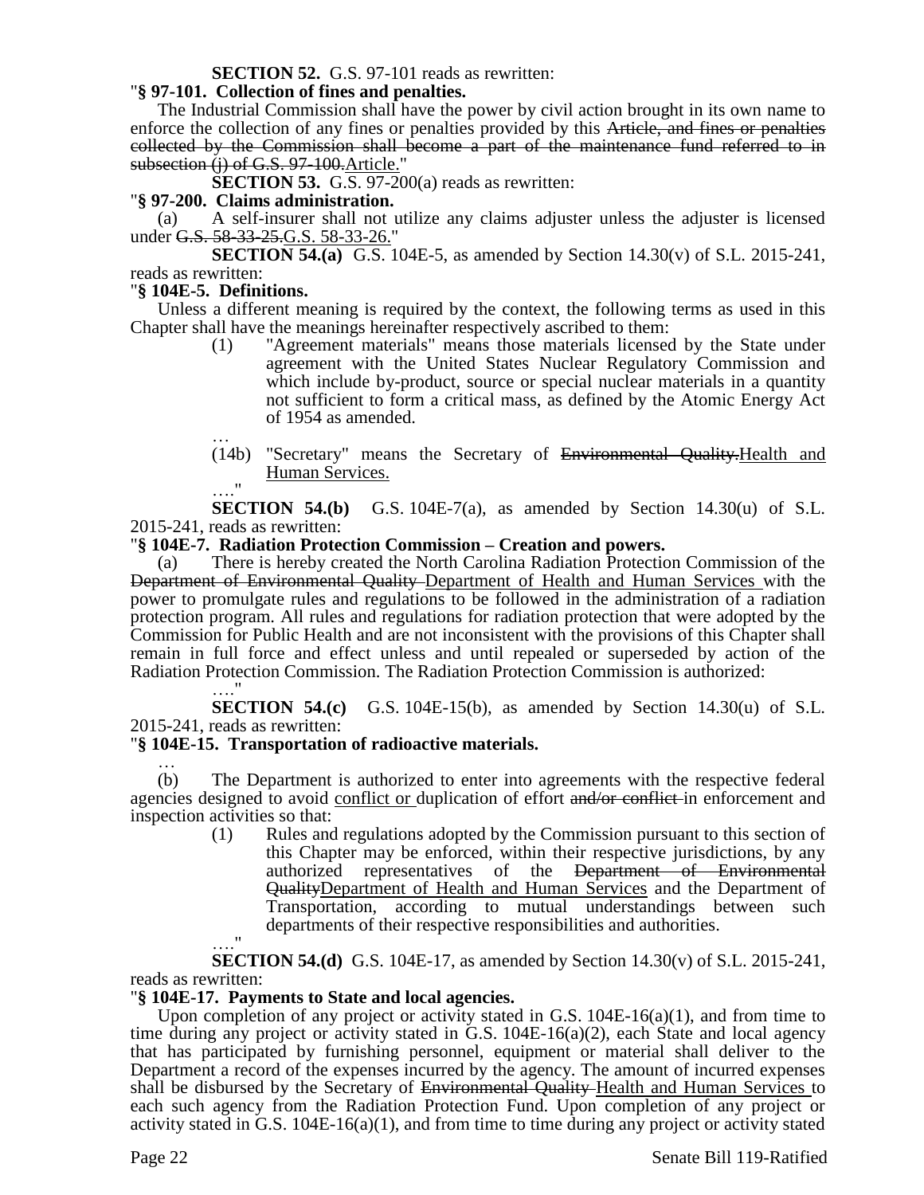**SECTION 52.** G.S. 97-101 reads as rewritten:

"**§ 97-101. Collection of fines and penalties.**

The Industrial Commission shall have the power by civil action brought in its own name to enforce the collection of any fines or penalties provided by this ~~Article, and fines or penalties collected by the Commission shall become a part of the maintenance fund referred to in subsection (j) of G.S. 97-100.~~<u>Article.</u>"

**SECTION 53.** G.S. 97-200(a) reads as rewritten:

"**§ 97-200. Claims administration.**

(a) A self-insurer shall not utilize any claims adjuster unless the adjuster is licensed under ~~G.S. 58-33-25.~~<u>G.S. 58-33-26.</u>"

**SECTION 54.(a)** G.S. 104E-5, as amended by Section 14.30(v) of S.L. 2015-241, reads as rewritten:

"**§ 104E-5. Definitions.**

Unless a different meaning is required by the context, the following terms as used in this Chapter shall have the meanings hereinafter respectively ascribed to them:

(1) "Agreement materials" means those materials licensed by the State under agreement with the United States Nuclear Regulatory Commission and which include by-product, source or special nuclear materials in a quantity not sufficient to form a critical mass, as defined by the Atomic Energy Act of 1954 as amended.

…

(14b) "Secretary" means the Secretary of ~~Environmental Quality.~~<u>Health and Human Services.</u>

…."

**SECTION 54.(b)** G.S. 104E-7(a), as amended by Section 14.30(u) of S.L. 2015-241, reads as rewritten:

"**§ 104E-7. Radiation Protection Commission – Creation and powers.**

(a) There is hereby created the North Carolina Radiation Protection Commission of the ~~Department of Environmental Quality~~ <u>Department of Health and Human Services</u> with the power to promulgate rules and regulations to be followed in the administration of a radiation protection program. All rules and regulations for radiation protection that were adopted by the Commission for Public Health and are not inconsistent with the provisions of this Chapter shall remain in full force and effect unless and until repealed or superseded by action of the Radiation Protection Commission. The Radiation Protection Commission is authorized:

…."

**SECTION 54.(c)** G.S. 104E-15(b), as amended by Section 14.30(u) of S.L. 2015-241, reads as rewritten:

"**§ 104E-15. Transportation of radioactive materials.**

…

(b) The Department is authorized to enter into agreements with the respective federal agencies designed to avoid <u>conflict or</u> duplication of effort ~~and/or conflict~~ in enforcement and inspection activities so that:

(1) Rules and regulations adopted by the Commission pursuant to this section of this Chapter may be enforced, within their respective jurisdictions, by any authorized representatives of the ~~Department of Environmental Quality~~<u>Department of Health and Human Services</u> and the Department of Transportation, according to mutual understandings between such departments of their respective responsibilities and authorities.

…."

**SECTION 54.(d)** G.S. 104E-17, as amended by Section 14.30(v) of S.L. 2015-241, reads as rewritten:

"**§ 104E-17. Payments to State and local agencies.**

Upon completion of any project or activity stated in G.S. 104E-16(a)(1), and from time to time during any project or activity stated in G.S. 104E-16(a)(2), each State and local agency that has participated by furnishing personnel, equipment or material shall deliver to the Department a record of the expenses incurred by the agency. The amount of incurred expenses shall be disbursed by the Secretary of ~~Environmental Quality~~ <u>Health and Human Services</u> to each such agency from the Radiation Protection Fund. Upon completion of any project or activity stated in G.S. 104E-16(a)(1), and from time to time during any project or activity stated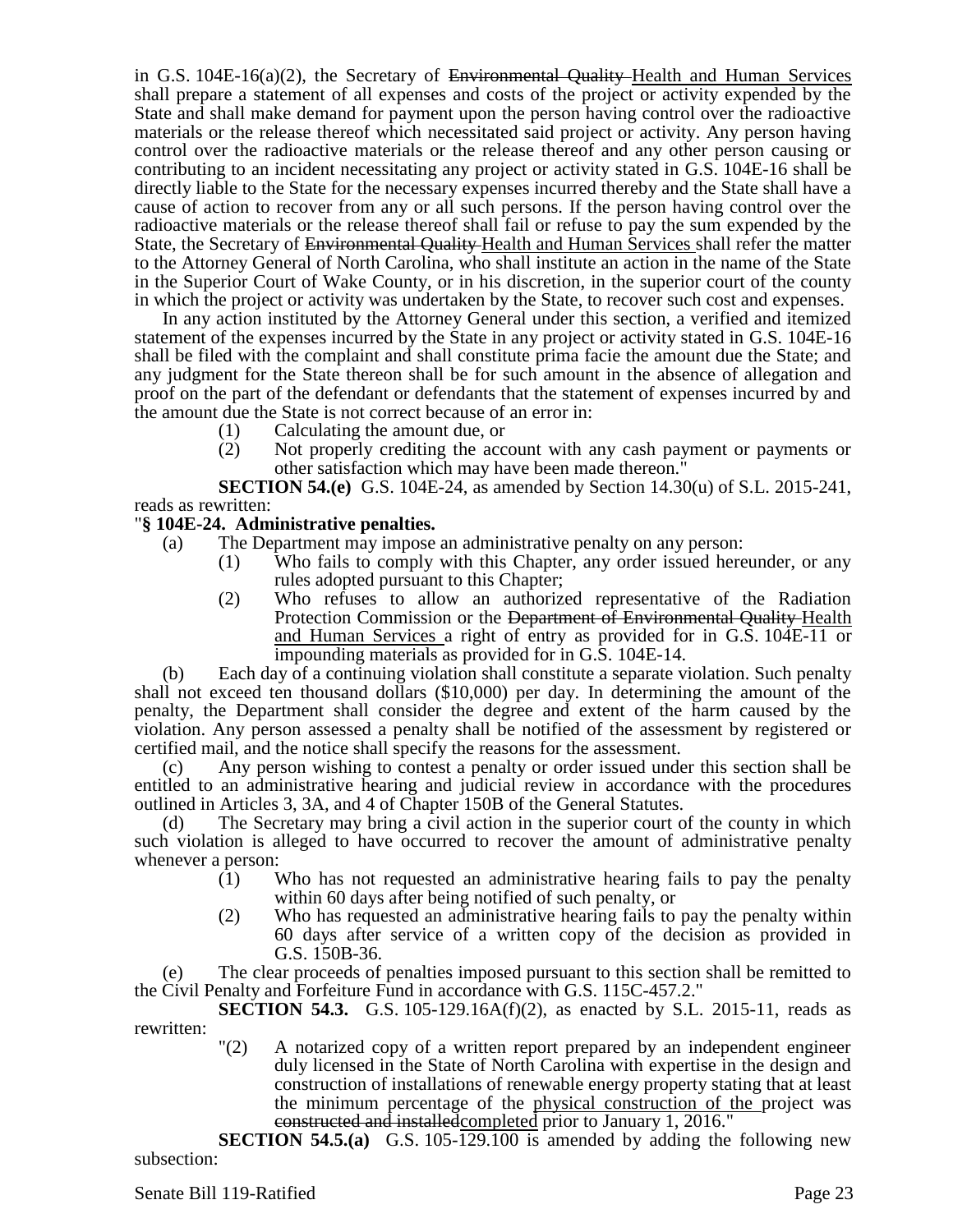in G.S. 104E-16(a)(2), the Secretary of ~~Environmental Quality~~ Health and Human Services shall prepare a statement of all expenses and costs of the project or activity expended by the State and shall make demand for payment upon the person having control over the radioactive materials or the release thereof which necessitated said project or activity. Any person having control over the radioactive materials or the release thereof and any other person causing or contributing to an incident necessitating any project or activity stated in G.S. 104E-16 shall be directly liable to the State for the necessary expenses incurred thereby and the State shall have a cause of action to recover from any or all such persons. If the person having control over the radioactive materials or the release thereof shall fail or refuse to pay the sum expended by the State, the Secretary of ~~Environmental Quality~~ Health and Human Services shall refer the matter to the Attorney General of North Carolina, who shall institute an action in the name of the State in the Superior Court of Wake County, or in his discretion, in the superior court of the county in which the project or activity was undertaken by the State, to recover such cost and expenses.

In any action instituted by the Attorney General under this section, a verified and itemized statement of the expenses incurred by the State in any project or activity stated in G.S. 104E-16 shall be filed with the complaint and shall constitute prima facie the amount due the State; and any judgment for the State thereon shall be for such amount in the absence of allegation and proof on the part of the defendant or defendants that the statement of expenses incurred by and the amount due the State is not correct because of an error in:

(1) Calculating the amount due, or
(2) Not properly crediting the account with any cash payment or payments or other satisfaction which may have been made thereon."

**SECTION 54.(e)** G.S. 104E-24, as amended by Section 14.30(u) of S.L. 2015-241, reads as rewritten:

"**§ 104E-24. Administrative penalties.**

(a) The Department may impose an administrative penalty on any person:

(1) Who fails to comply with this Chapter, any order issued hereunder, or any rules adopted pursuant to this Chapter;
(2) Who refuses to allow an authorized representative of the Radiation Protection Commission or the ~~Department of Environmental Quality~~ Health and Human Services a right of entry as provided for in G.S. 104E-11 or impounding materials as provided for in G.S. 104E-14.

(b) Each day of a continuing violation shall constitute a separate violation. Such penalty shall not exceed ten thousand dollars ($10,000) per day. In determining the amount of the penalty, the Department shall consider the degree and extent of the harm caused by the violation. Any person assessed a penalty shall be notified of the assessment by registered or certified mail, and the notice shall specify the reasons for the assessment.

(c) Any person wishing to contest a penalty or order issued under this section shall be entitled to an administrative hearing and judicial review in accordance with the procedures outlined in Articles 3, 3A, and 4 of Chapter 150B of the General Statutes.

(d) The Secretary may bring a civil action in the superior court of the county in which such violation is alleged to have occurred to recover the amount of administrative penalty whenever a person:

(1) Who has not requested an administrative hearing fails to pay the penalty within 60 days after being notified of such penalty, or
(2) Who has requested an administrative hearing fails to pay the penalty within 60 days after service of a written copy of the decision as provided in G.S. 150B-36.

(e) The clear proceeds of penalties imposed pursuant to this section shall be remitted to the Civil Penalty and Forfeiture Fund in accordance with G.S. 115C-457.2."

**SECTION 54.3.** G.S. 105-129.16A(f)(2), as enacted by S.L. 2015-11, reads as rewritten:

"(2) A notarized copy of a written report prepared by an independent engineer duly licensed in the State of North Carolina with expertise in the design and construction of installations of renewable energy property stating that at least the minimum percentage of the physical construction of the project was ~~constructed and installed~~completed prior to January 1, 2016."

**SECTION 54.5.(a)** G.S. 105-129.100 is amended by adding the following new subsection: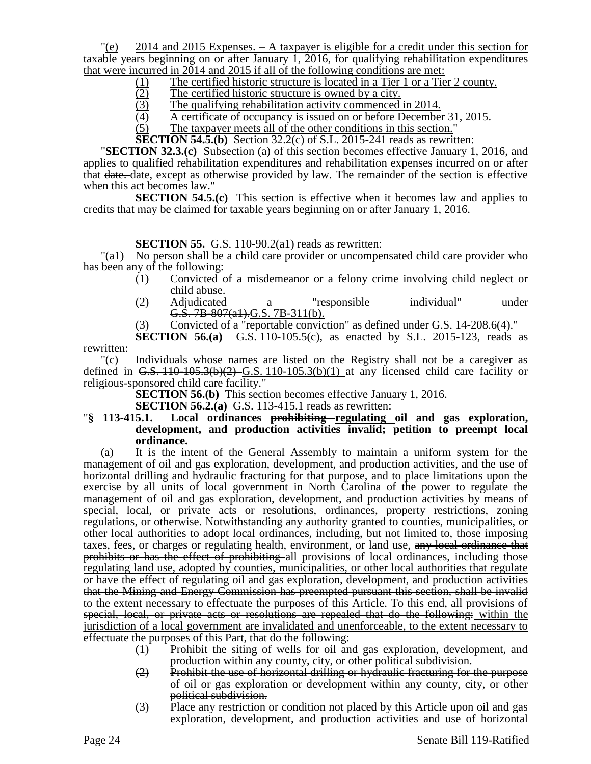"(e) 2014 and 2015 Expenses. – A taxpayer is eligible for a credit under this section for taxable years beginning on or after January 1, 2016, for qualifying rehabilitation expenditures that were incurred in 2014 and 2015 if all of the following conditions are met:

(1) The certified historic structure is located in a Tier 1 or a Tier 2 county.
(2) The certified historic structure is owned by a city.
(3) The qualifying rehabilitation activity commenced in 2014.
(4) A certificate of occupancy is issued on or before December 31, 2015.
(5) The taxpayer meets all of the other conditions in this section."

**SECTION 54.5.(b)** Section 32.2(c) of S.L. 2015-241 reads as rewritten:

"**SECTION 32.3.(c)** Subsection (a) of this section becomes effective January 1, 2016, and applies to qualified rehabilitation expenditures and rehabilitation expenses incurred on or after that ~~date.~~ date, except as otherwise provided by law. The remainder of the section is effective when this act becomes law."

**SECTION 54.5.(c)** This section is effective when it becomes law and applies to credits that may be claimed for taxable years beginning on or after January 1, 2016.

**SECTION 55.** G.S. 110-90.2(a1) reads as rewritten:

"(a1) No person shall be a child care provider or uncompensated child care provider who has been any of the following:

(1) Convicted of a misdemeanor or a felony crime involving child neglect or child abuse.
(2) Adjudicated a "responsible individual" under ~~G.S. 7B-807(a1).~~G.S. 7B-311(b).
(3) Convicted of a "reportable conviction" as defined under G.S. 14-208.6(4)."

**SECTION 56.(a)** G.S. 110-105.5(c), as enacted by S.L. 2015-123, reads as rewritten:

"(c) Individuals whose names are listed on the Registry shall not be a caregiver as defined in ~~G.S. 110-105.3(b)(2)~~ G.S. 110-105.3(b)(1) at any licensed child care facility or religious-sponsored child care facility."

**SECTION 56.(b)** This section becomes effective January 1, 2016.

**SECTION 56.2.(a)** G.S. 113-415.1 reads as rewritten:

"**§ 113-415.1. Local ordinances ~~prohibiting~~ regulating oil and gas exploration, development, and production activities invalid; petition to preempt local ordinance.**

(a) It is the intent of the General Assembly to maintain a uniform system for the management of oil and gas exploration, development, and production activities, and the use of horizontal drilling and hydraulic fracturing for that purpose, and to place limitations upon the exercise by all units of local government in North Carolina of the power to regulate the management of oil and gas exploration, development, and production activities by means of ~~special, local, or private acts or resolutions,~~ ordinances, property restrictions, zoning regulations, or otherwise. Notwithstanding any authority granted to counties, municipalities, or other local authorities to adopt local ordinances, including, but not limited to, those imposing taxes, fees, or charges or regulating health, environment, or land use, ~~any local ordinance that prohibits or has the effect of prohibiting~~ all provisions of local ordinances, including those regulating land use, adopted by counties, municipalities, or other local authorities that regulate or have the effect of regulating oil and gas exploration, development, and production activities ~~that the Mining and Energy Commission has preempted pursuant this section, shall be invalid to the extent necessary to effectuate the purposes of this Article. To this end, all provisions of special, local, or private acts or resolutions are repealed that do the following:~~ within the jurisdiction of a local government are invalidated and unenforceable, to the extent necessary to effectuate the purposes of this Part, that do the following:

~~(1) Prohibit the siting of wells for oil and gas exploration, development, and production within any county, city, or other political subdivision.~~
~~(2) Prohibit the use of horizontal drilling or hydraulic fracturing for the purpose of oil or gas exploration or development within any county, city, or other political subdivision.~~
~~(3)~~ Place any restriction or condition not placed by this Article upon oil and gas exploration, development, and production activities and use of horizontal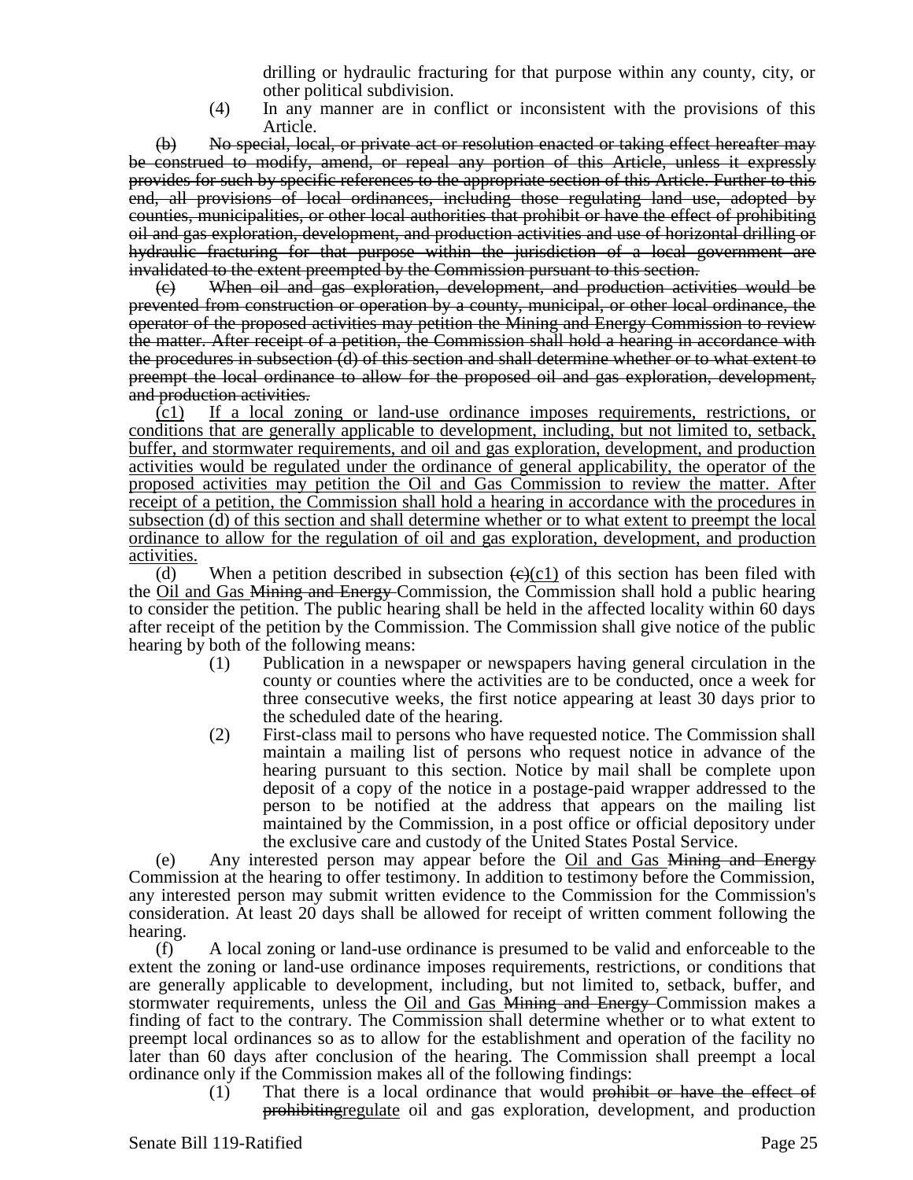drilling or hydraulic fracturing for that purpose within any county, city, or other political subdivision.

(4) In any manner are in conflict or inconsistent with the provisions of this Article.

~~(b) No special, local, or private act or resolution enacted or taking effect hereafter may be construed to modify, amend, or repeal any portion of this Article, unless it expressly provides for such by specific references to the appropriate section of this Article. Further to this end, all provisions of local ordinances, including those regulating land use, adopted by counties, municipalities, or other local authorities that prohibit or have the effect of prohibiting oil and gas exploration, development, and production activities and use of horizontal drilling or hydraulic fracturing for that purpose within the jurisdiction of a local government are invalidated to the extent preempted by the Commission pursuant to this section.~~

~~(c) When oil and gas exploration, development, and production activities would be prevented from construction or operation by a county, municipal, or other local ordinance, the operator of the proposed activities may petition the Mining and Energy Commission to review the matter. After receipt of a petition, the Commission shall hold a hearing in accordance with the procedures in subsection (d) of this section and shall determine whether or to what extent to preempt the local ordinance to allow for the proposed oil and gas exploration, development, and production activities.~~

<u>(c1) If a local zoning or land-use ordinance imposes requirements, restrictions, or conditions that are generally applicable to development, including, but not limited to, setback, buffer, and stormwater requirements, and oil and gas exploration, development, and production activities would be regulated under the ordinance of general applicability, the operator of the proposed activities may petition the Oil and Gas Commission to review the matter. After receipt of a petition, the Commission shall hold a hearing in accordance with the procedures in subsection (d) of this section and shall determine whether or to what extent to preempt the local ordinance to allow for the regulation of oil and gas exploration, development, and production activities.</u>

(d) When a petition described in subsection ~~(c)~~<u>(c1)</u> of this section has been filed with the <u>Oil and Gas</u> ~~Mining and Energy~~ Commission, the Commission shall hold a public hearing to consider the petition. The public hearing shall be held in the affected locality within 60 days after receipt of the petition by the Commission. The Commission shall give notice of the public hearing by both of the following means:

(1) Publication in a newspaper or newspapers having general circulation in the county or counties where the activities are to be conducted, once a week for three consecutive weeks, the first notice appearing at least 30 days prior to the scheduled date of the hearing.

(2) First-class mail to persons who have requested notice. The Commission shall maintain a mailing list of persons who request notice in advance of the hearing pursuant to this section. Notice by mail shall be complete upon deposit of a copy of the notice in a postage-paid wrapper addressed to the person to be notified at the address that appears on the mailing list maintained by the Commission, in a post office or official depository under the exclusive care and custody of the United States Postal Service.

(e) Any interested person may appear before the <u>Oil and Gas</u> ~~Mining and Energy~~ Commission at the hearing to offer testimony. In addition to testimony before the Commission, any interested person may submit written evidence to the Commission for the Commission's consideration. At least 20 days shall be allowed for receipt of written comment following the hearing.

(f) A local zoning or land-use ordinance is presumed to be valid and enforceable to the extent the zoning or land-use ordinance imposes requirements, restrictions, or conditions that are generally applicable to development, including, but not limited to, setback, buffer, and stormwater requirements, unless the <u>Oil and Gas</u> ~~Mining and Energy~~ Commission makes a finding of fact to the contrary. The Commission shall determine whether or to what extent to preempt local ordinances so as to allow for the establishment and operation of the facility no later than 60 days after conclusion of the hearing. The Commission shall preempt a local ordinance only if the Commission makes all of the following findings:

(1) That there is a local ordinance that would ~~prohibit or have the effect of prohibiting~~<u>regulate</u> oil and gas exploration, development, and production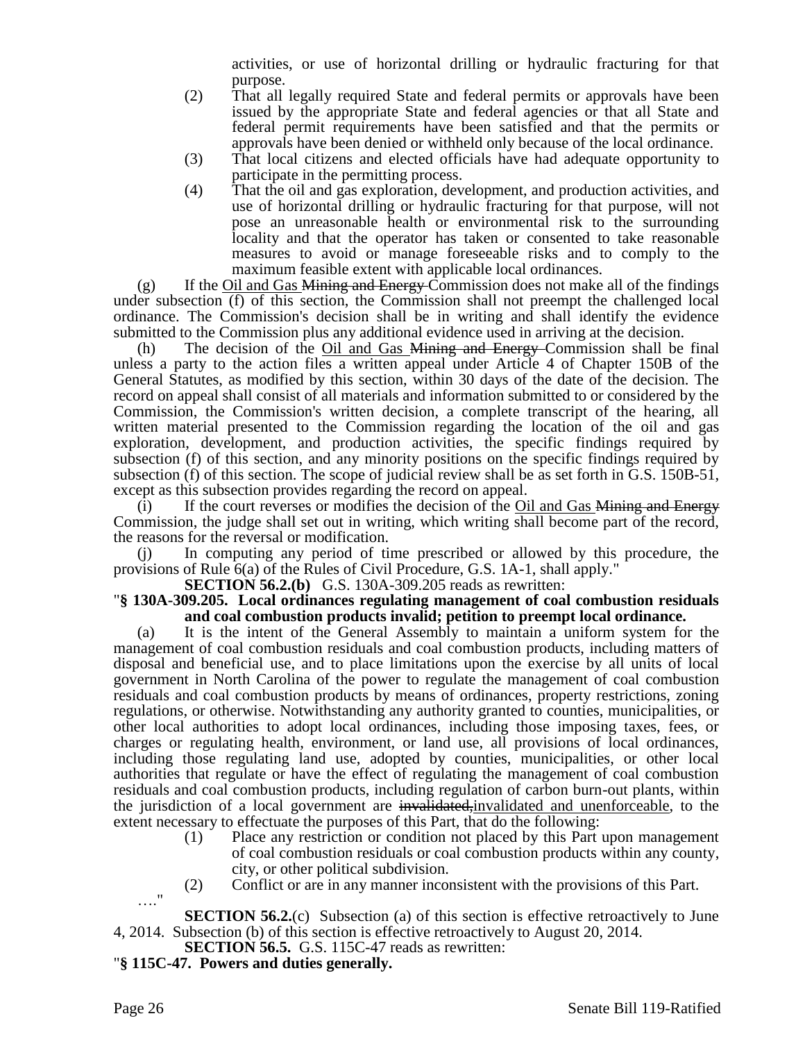activities, or use of horizontal drilling or hydraulic fracturing for that purpose.

(2) That all legally required State and federal permits or approvals have been issued by the appropriate State and federal agencies or that all State and federal permit requirements have been satisfied and that the permits or approvals have been denied or withheld only because of the local ordinance.

(3) That local citizens and elected officials have had adequate opportunity to participate in the permitting process.

(4) That the oil and gas exploration, development, and production activities, and use of horizontal drilling or hydraulic fracturing for that purpose, will not pose an unreasonable health or environmental risk to the surrounding locality and that the operator has taken or consented to take reasonable measures to avoid or manage foreseeable risks and to comply to the maximum feasible extent with applicable local ordinances.

(g) If the <u>Oil and Gas</u> ~~Mining and Energy~~ Commission does not make all of the findings under subsection (f) of this section, the Commission shall not preempt the challenged local ordinance. The Commission's decision shall be in writing and shall identify the evidence submitted to the Commission plus any additional evidence used in arriving at the decision.

(h) The decision of the <u>Oil and Gas</u> ~~Mining and Energy~~ Commission shall be final unless a party to the action files a written appeal under Article 4 of Chapter 150B of the General Statutes, as modified by this section, within 30 days of the date of the decision. The record on appeal shall consist of all materials and information submitted to or considered by the Commission, the Commission's written decision, a complete transcript of the hearing, all written material presented to the Commission regarding the location of the oil and gas exploration, development, and production activities, the specific findings required by subsection (f) of this section, and any minority positions on the specific findings required by subsection (f) of this section. The scope of judicial review shall be as set forth in G.S. 150B-51, except as this subsection provides regarding the record on appeal.

(i) If the court reverses or modifies the decision of the <u>Oil and Gas</u> ~~Mining and Energy~~ Commission, the judge shall set out in writing, which writing shall become part of the record, the reasons for the reversal or modification.

(j) In computing any period of time prescribed or allowed by this procedure, the provisions of Rule 6(a) of the Rules of Civil Procedure, G.S. 1A-1, shall apply."

**SECTION 56.2.(b)** G.S. 130A-309.205 reads as rewritten:

"**§ 130A-309.205. Local ordinances regulating management of coal combustion residuals and coal combustion products invalid; petition to preempt local ordinance.**

(a) It is the intent of the General Assembly to maintain a uniform system for the management of coal combustion residuals and coal combustion products, including matters of disposal and beneficial use, and to place limitations upon the exercise by all units of local government in North Carolina of the power to regulate the management of coal combustion residuals and coal combustion products by means of ordinances, property restrictions, zoning regulations, or otherwise. Notwithstanding any authority granted to counties, municipalities, or other local authorities to adopt local ordinances, including those imposing taxes, fees, or charges or regulating health, environment, or land use, all provisions of local ordinances, including those regulating land use, adopted by counties, municipalities, or other local authorities that regulate or have the effect of regulating the management of coal combustion residuals and coal combustion products, including regulation of carbon burn-out plants, within the jurisdiction of a local government are ~~invalidated,~~<u>invalidated and unenforceable</u>, to the extent necessary to effectuate the purposes of this Part, that do the following:

(1) Place any restriction or condition not placed by this Part upon management of coal combustion residuals or coal combustion products within any county, city, or other political subdivision.

(2) Conflict or are in any manner inconsistent with the provisions of this Part.

…."

**SECTION 56.2.**(c) Subsection (a) of this section is effective retroactively to June 4, 2014. Subsection (b) of this section is effective retroactively to August 20, 2014.

**SECTION 56.5.** G.S. 115C-47 reads as rewritten:

"**§ 115C-47. Powers and duties generally.**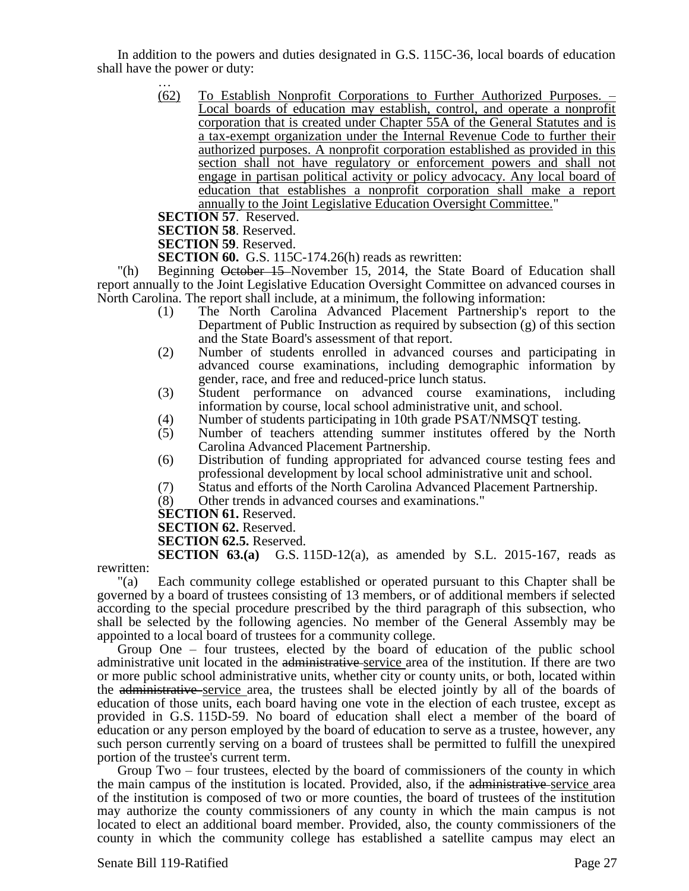In addition to the powers and duties designated in G.S. 115C-36, local boards of education shall have the power or duty:

…

(62) <u>To Establish Nonprofit Corporations to Further Authorized Purposes. – Local boards of education may establish, control, and operate a nonprofit corporation that is created under Chapter 55A of the General Statutes and is a tax-exempt organization under the Internal Revenue Code to further their authorized purposes. A nonprofit corporation established as provided in this section shall not have regulatory or enforcement powers and shall not engage in partisan political activity or policy advocacy. Any local board of education that establishes a nonprofit corporation shall make a report annually to the Joint Legislative Education Oversight Committee.</u>"

**SECTION 57**. Reserved.

**SECTION 58**. Reserved.

**SECTION 59**. Reserved.

**SECTION 60.** G.S. 115C-174.26(h) reads as rewritten:

"(h) Beginning ~~October 15~~ November 15, 2014, the State Board of Education shall report annually to the Joint Legislative Education Oversight Committee on advanced courses in North Carolina. The report shall include, at a minimum, the following information:

(1) The North Carolina Advanced Placement Partnership's report to the Department of Public Instruction as required by subsection (g) of this section and the State Board's assessment of that report.

(2) Number of students enrolled in advanced courses and participating in advanced course examinations, including demographic information by gender, race, and free and reduced-price lunch status.

(3) Student performance on advanced course examinations, including information by course, local school administrative unit, and school.

(4) Number of students participating in 10th grade PSAT/NMSQT testing.

(5) Number of teachers attending summer institutes offered by the North Carolina Advanced Placement Partnership.

(6) Distribution of funding appropriated for advanced course testing fees and professional development by local school administrative unit and school.

(7) Status and efforts of the North Carolina Advanced Placement Partnership.

(8) Other trends in advanced courses and examinations."

**SECTION 61.** Reserved.

**SECTION 62.** Reserved.

**SECTION 62.5.** Reserved.

**SECTION 63.(a)** G.S. 115D-12(a), as amended by S.L. 2015-167, reads as rewritten:

"(a) Each community college established or operated pursuant to this Chapter shall be governed by a board of trustees consisting of 13 members, or of additional members if selected according to the special procedure prescribed by the third paragraph of this subsection, who shall be selected by the following agencies. No member of the General Assembly may be appointed to a local board of trustees for a community college.

Group One – four trustees, elected by the board of education of the public school administrative unit located in the ~~administrative~~ <u>service</u> area of the institution. If there are two or more public school administrative units, whether city or county units, or both, located within the ~~administrative~~ <u>service</u> area, the trustees shall be elected jointly by all of the boards of education of those units, each board having one vote in the election of each trustee, except as provided in G.S. 115D-59. No board of education shall elect a member of the board of education or any person employed by the board of education to serve as a trustee, however, any such person currently serving on a board of trustees shall be permitted to fulfill the unexpired portion of the trustee's current term.

Group Two – four trustees, elected by the board of commissioners of the county in which the main campus of the institution is located. Provided, also, if the ~~administrative~~ <u>service</u> area of the institution is composed of two or more counties, the board of trustees of the institution may authorize the county commissioners of any county in which the main campus is not located to elect an additional board member. Provided, also, the county commissioners of the county in which the community college has established a satellite campus may elect an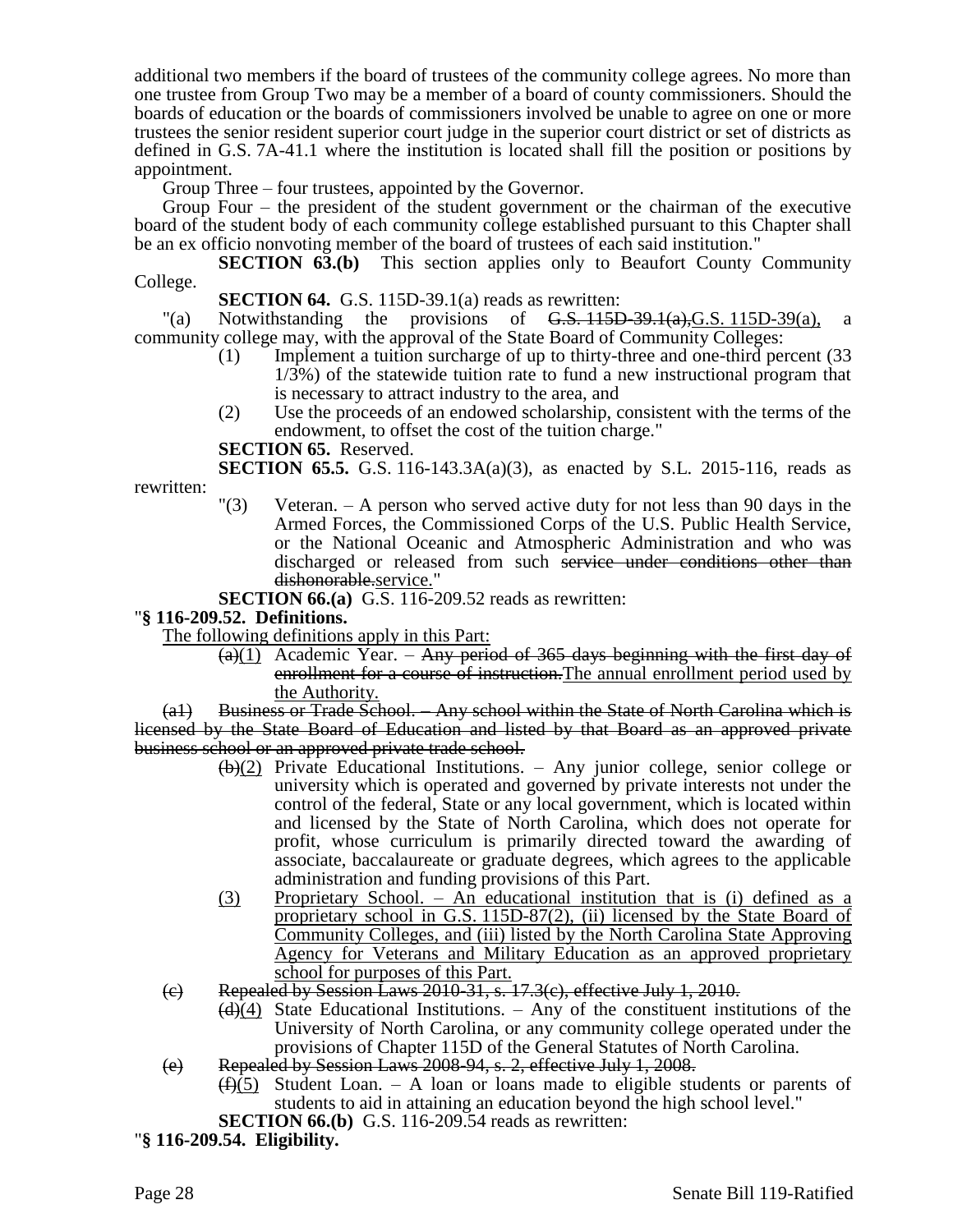additional two members if the board of trustees of the community college agrees. No more than one trustee from Group Two may be a member of a board of county commissioners. Should the boards of education or the boards of commissioners involved be unable to agree on one or more trustees the senior resident superior court judge in the superior court district or set of districts as defined in G.S. 7A-41.1 where the institution is located shall fill the position or positions by appointment.

Group Three – four trustees, appointed by the Governor.

Group Four – the president of the student government or the chairman of the executive board of the student body of each community college established pursuant to this Chapter shall be an ex officio nonvoting member of the board of trustees of each said institution."

**SECTION 63.(b)** This section applies only to Beaufort County Community College.

**SECTION 64.** G.S. 115D-39.1(a) reads as rewritten:

"(a) Notwithstanding the provisions of ~~G.S. 115D-39.1(a),~~G.S. 115D-39(a), a community college may, with the approval of the State Board of Community Colleges:

(1) Implement a tuition surcharge of up to thirty-three and one-third percent (33 1/3%) of the statewide tuition rate to fund a new instructional program that is necessary to attract industry to the area, and

(2) Use the proceeds of an endowed scholarship, consistent with the terms of the endowment, to offset the cost of the tuition charge."

**SECTION 65.** Reserved.

**SECTION 65.5.** G.S. 116-143.3A(a)(3), as enacted by S.L. 2015-116, reads as rewritten:

"(3) Veteran. – A person who served active duty for not less than 90 days in the Armed Forces, the Commissioned Corps of the U.S. Public Health Service, or the National Oceanic and Atmospheric Administration and who was discharged or released from such ~~service under conditions other than dishonorable.~~service."

**SECTION 66.(a)** G.S. 116-209.52 reads as rewritten:

"**§ 116-209.52. Definitions.**

The following definitions apply in this Part:

~~(a)~~(1) Academic Year. – ~~Any period of 365 days beginning with the first day of enrollment for a course of instruction.~~The annual enrollment period used by the Authority.

~~(a1) Business or Trade School. – Any school within the State of North Carolina which is licensed by the State Board of Education and listed by that Board as an approved private business school or an approved private trade school.~~

~~(b)~~(2) Private Educational Institutions. – Any junior college, senior college or university which is operated and governed by private interests not under the control of the federal, State or any local government, which is located within and licensed by the State of North Carolina, which does not operate for profit, whose curriculum is primarily directed toward the awarding of associate, baccalaureate or graduate degrees, which agrees to the applicable administration and funding provisions of this Part.

(3) Proprietary School. – An educational institution that is (i) defined as a proprietary school in G.S. 115D-87(2), (ii) licensed by the State Board of Community Colleges, and (iii) listed by the North Carolina State Approving Agency for Veterans and Military Education as an approved proprietary school for purposes of this Part.

~~(c) Repealed by Session Laws 2010-31, s. 17.3(c), effective July 1, 2010.~~

~~(d)~~(4) State Educational Institutions. – Any of the constituent institutions of the University of North Carolina, or any community college operated under the provisions of Chapter 115D of the General Statutes of North Carolina.

~~(e) Repealed by Session Laws 2008-94, s. 2, effective July 1, 2008.~~

~~(f)~~(5) Student Loan. – A loan or loans made to eligible students or parents of students to aid in attaining an education beyond the high school level."

**SECTION 66.(b)** G.S. 116-209.54 reads as rewritten:

"**§ 116-209.54. Eligibility.**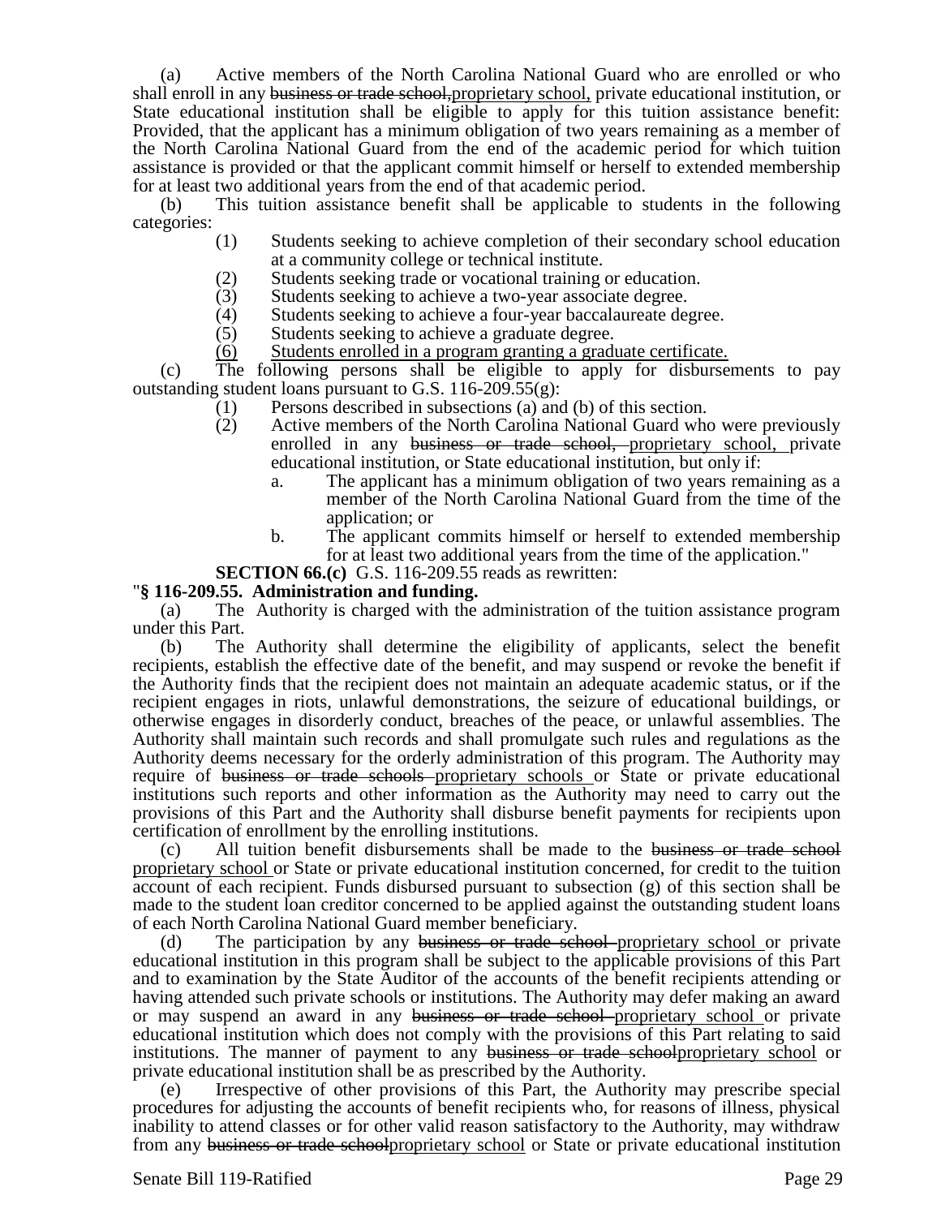(a) Active members of the North Carolina National Guard who are enrolled or who shall enroll in any ~~business or trade school,~~proprietary school, private educational institution, or State educational institution shall be eligible to apply for this tuition assistance benefit: Provided, that the applicant has a minimum obligation of two years remaining as a member of the North Carolina National Guard from the end of the academic period for which tuition assistance is provided or that the applicant commit himself or herself to extended membership for at least two additional years from the end of that academic period.

(b) This tuition assistance benefit shall be applicable to students in the following categories:

- (1) Students seeking to achieve completion of their secondary school education at a community college or technical institute.
- (2) Students seeking trade or vocational training or education.
- (3) Students seeking to achieve a two-year associate degree.
- (4) Students seeking to achieve a four-year baccalaureate degree.
- (5) Students seeking to achieve a graduate degree.
- (6) Students enrolled in a program granting a graduate certificate.

(c) The following persons shall be eligible to apply for disbursements to pay outstanding student loans pursuant to G.S. 116-209.55(g):

- (1) Persons described in subsections (a) and (b) of this section.
- (2) Active members of the North Carolina National Guard who were previously enrolled in any ~~business or trade school,~~ proprietary school, private educational institution, or State educational institution, but only if:
  - a. The applicant has a minimum obligation of two years remaining as a member of the North Carolina National Guard from the time of the application; or
  - b. The applicant commits himself or herself to extended membership for at least two additional years from the time of the application."

**SECTION 66.(c)** G.S. 116-209.55 reads as rewritten:

"**§ 116-209.55. Administration and funding.**

(a) The Authority is charged with the administration of the tuition assistance program under this Part.

(b) The Authority shall determine the eligibility of applicants, select the benefit recipients, establish the effective date of the benefit, and may suspend or revoke the benefit if the Authority finds that the recipient does not maintain an adequate academic status, or if the recipient engages in riots, unlawful demonstrations, the seizure of educational buildings, or otherwise engages in disorderly conduct, breaches of the peace, or unlawful assemblies. The Authority shall maintain such records and shall promulgate such rules and regulations as the Authority deems necessary for the orderly administration of this program. The Authority may require of ~~business or trade schools~~ proprietary schools or State or private educational institutions such reports and other information as the Authority may need to carry out the provisions of this Part and the Authority shall disburse benefit payments for recipients upon certification of enrollment by the enrolling institutions.

(c) All tuition benefit disbursements shall be made to the ~~business or trade school~~ proprietary school or State or private educational institution concerned, for credit to the tuition account of each recipient. Funds disbursed pursuant to subsection (g) of this section shall be made to the student loan creditor concerned to be applied against the outstanding student loans of each North Carolina National Guard member beneficiary.

(d) The participation by any ~~business or trade school~~ proprietary school or private educational institution in this program shall be subject to the applicable provisions of this Part and to examination by the State Auditor of the accounts of the benefit recipients attending or having attended such private schools or institutions. The Authority may defer making an award or may suspend an award in any ~~business or trade school~~ proprietary school or private educational institution which does not comply with the provisions of this Part relating to said institutions. The manner of payment to any ~~business or trade school~~proprietary school or private educational institution shall be as prescribed by the Authority.

(e) Irrespective of other provisions of this Part, the Authority may prescribe special procedures for adjusting the accounts of benefit recipients who, for reasons of illness, physical inability to attend classes or for other valid reason satisfactory to the Authority, may withdraw from any ~~business or trade school~~proprietary school or State or private educational institution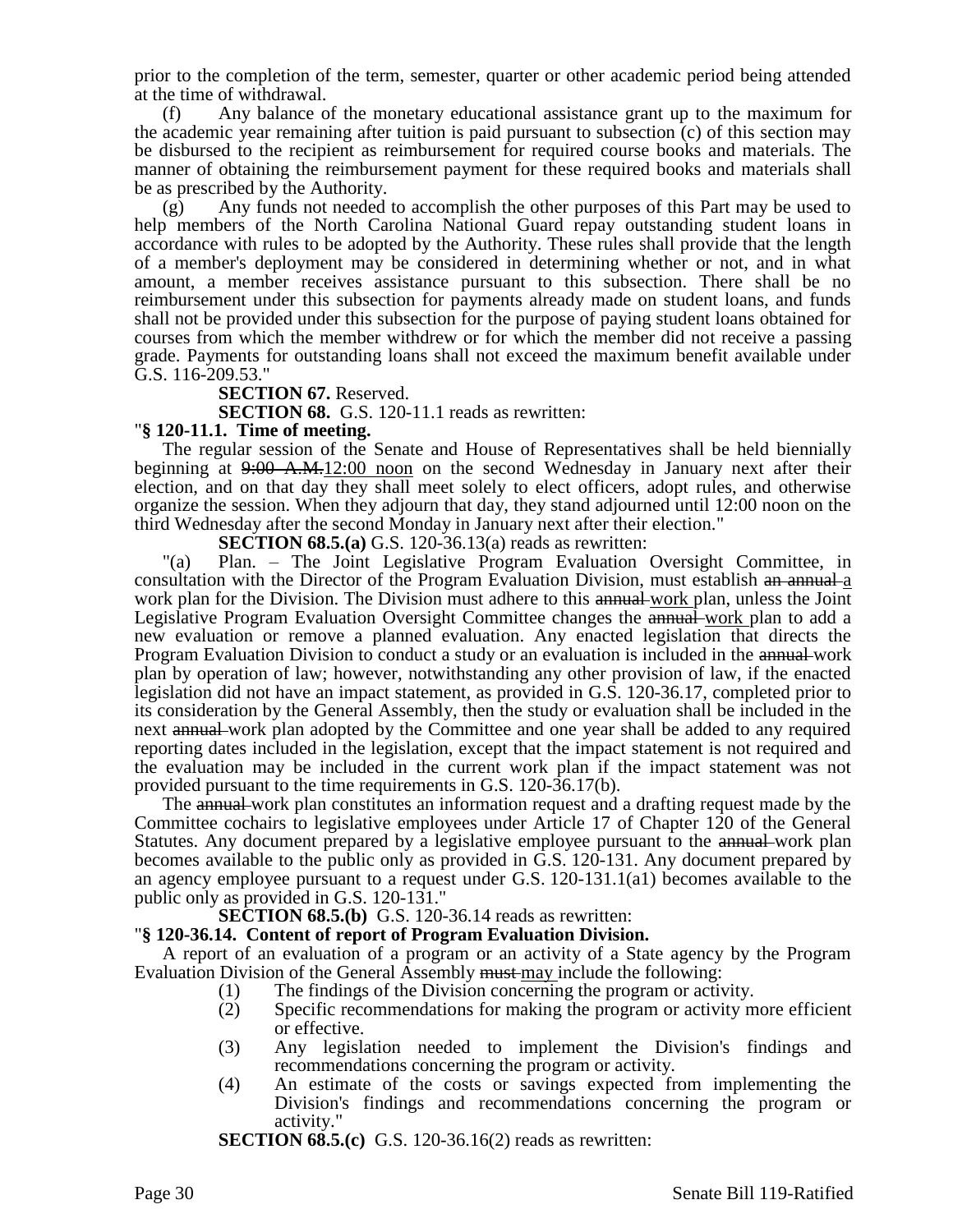prior to the completion of the term, semester, quarter or other academic period being attended at the time of withdrawal.

(f) Any balance of the monetary educational assistance grant up to the maximum for the academic year remaining after tuition is paid pursuant to subsection (c) of this section may be disbursed to the recipient as reimbursement for required course books and materials. The manner of obtaining the reimbursement payment for these required books and materials shall be as prescribed by the Authority.

(g) Any funds not needed to accomplish the other purposes of this Part may be used to help members of the North Carolina National Guard repay outstanding student loans in accordance with rules to be adopted by the Authority. These rules shall provide that the length of a member's deployment may be considered in determining whether or not, and in what amount, a member receives assistance pursuant to this subsection. There shall be no reimbursement under this subsection for payments already made on student loans, and funds shall not be provided under this subsection for the purpose of paying student loans obtained for courses from which the member withdrew or for which the member did not receive a passing grade. Payments for outstanding loans shall not exceed the maximum benefit available under G.S. 116-209.53."

**SECTION 67.** Reserved.

**SECTION 68.** G.S. 120-11.1 reads as rewritten:

"**§ 120-11.1. Time of meeting.**

The regular session of the Senate and House of Representatives shall be held biennially beginning at ~~9:00 A.M.~~12:00 noon on the second Wednesday in January next after their election, and on that day they shall meet solely to elect officers, adopt rules, and otherwise organize the session. When they adjourn that day, they stand adjourned until 12:00 noon on the third Wednesday after the second Monday in January next after their election."

**SECTION 68.5.(a)** G.S. 120-36.13(a) reads as rewritten:

"(a) Plan. – The Joint Legislative Program Evaluation Oversight Committee, in consultation with the Director of the Program Evaluation Division, must establish ~~an annual~~ a work plan for the Division. The Division must adhere to this ~~annual~~ work plan, unless the Joint Legislative Program Evaluation Oversight Committee changes the ~~annual~~ work plan to add a new evaluation or remove a planned evaluation. Any enacted legislation that directs the Program Evaluation Division to conduct a study or an evaluation is included in the ~~annual~~ work plan by operation of law; however, notwithstanding any other provision of law, if the enacted legislation did not have an impact statement, as provided in G.S. 120-36.17, completed prior to its consideration by the General Assembly, then the study or evaluation shall be included in the next ~~annual~~ work plan adopted by the Committee and one year shall be added to any required reporting dates included in the legislation, except that the impact statement is not required and the evaluation may be included in the current work plan if the impact statement was not provided pursuant to the time requirements in G.S. 120-36.17(b).

The ~~annual~~ work plan constitutes an information request and a drafting request made by the Committee cochairs to legislative employees under Article 17 of Chapter 120 of the General Statutes. Any document prepared by a legislative employee pursuant to the ~~annual~~ work plan becomes available to the public only as provided in G.S. 120-131. Any document prepared by an agency employee pursuant to a request under G.S. 120-131.1(a1) becomes available to the public only as provided in G.S. 120-131."

**SECTION 68.5.(b)** G.S. 120-36.14 reads as rewritten:

"**§ 120-36.14. Content of report of Program Evaluation Division.**

A report of an evaluation of a program or an activity of a State agency by the Program Evaluation Division of the General Assembly ~~must~~ may include the following:

(1) The findings of the Division concerning the program or activity.
(2) Specific recommendations for making the program or activity more efficient or effective.
(3) Any legislation needed to implement the Division's findings and recommendations concerning the program or activity.
(4) An estimate of the costs or savings expected from implementing the Division's findings and recommendations concerning the program or activity."

**SECTION 68.5.(c)** G.S. 120-36.16(2) reads as rewritten: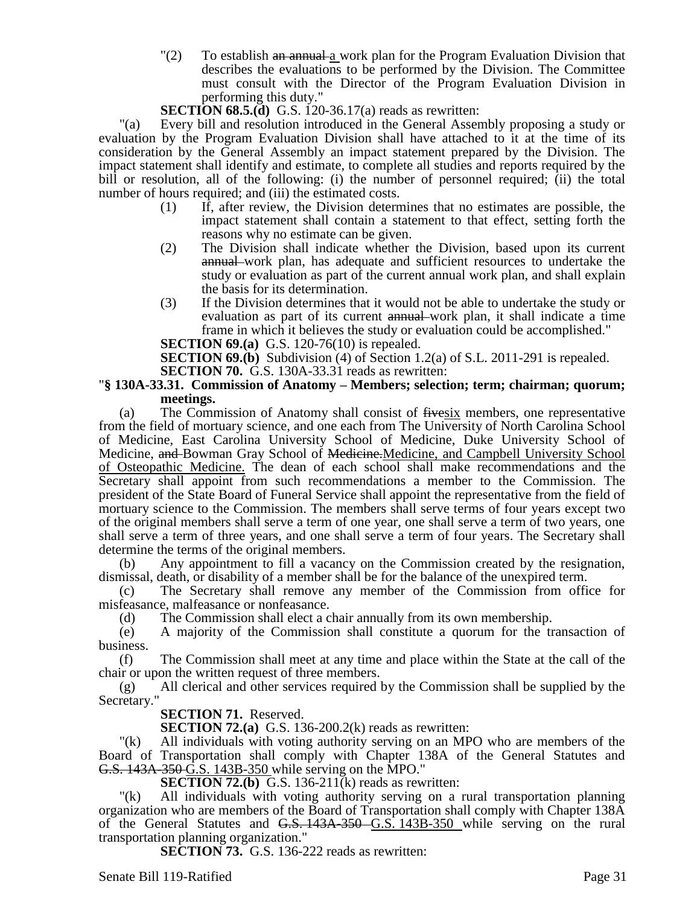"(2) To establish ~~an annual~~ a work plan for the Program Evaluation Division that describes the evaluations to be performed by the Division. The Committee must consult with the Director of the Program Evaluation Division in performing this duty."

**SECTION 68.5.(d)** G.S. 120-36.17(a) reads as rewritten:

"(a) Every bill and resolution introduced in the General Assembly proposing a study or evaluation by the Program Evaluation Division shall have attached to it at the time of its consideration by the General Assembly an impact statement prepared by the Division. The impact statement shall identify and estimate, to complete all studies and reports required by the bill or resolution, all of the following: (i) the number of personnel required; (ii) the total number of hours required; and (iii) the estimated costs.

(1) If, after review, the Division determines that no estimates are possible, the impact statement shall contain a statement to that effect, setting forth the reasons why no estimate can be given.

(2) The Division shall indicate whether the Division, based upon its current ~~annual~~ work plan, has adequate and sufficient resources to undertake the study or evaluation as part of the current annual work plan, and shall explain the basis for its determination.

(3) If the Division determines that it would not be able to undertake the study or evaluation as part of its current ~~annual~~ work plan, it shall indicate a time frame in which it believes the study or evaluation could be accomplished."

**SECTION 69.(a)** G.S. 120-76(10) is repealed.

**SECTION 69.(b)** Subdivision (4) of Section 1.2(a) of S.L. 2011-291 is repealed.

**SECTION 70.** G.S. 130A-33.31 reads as rewritten:

"**§ 130A-33.31. Commission of Anatomy – Members; selection; term; chairman; quorum; meetings.**

(a) The Commission of Anatomy shall consist of ~~five~~<u>six</u> members, one representative from the field of mortuary science, and one each from The University of North Carolina School of Medicine, East Carolina University School of Medicine, Duke University School of Medicine, ~~and~~ Bowman Gray School of ~~Medicine.~~<u>Medicine, and Campbell University School of Osteopathic Medicine.</u> The dean of each school shall make recommendations and the Secretary shall appoint from such recommendations a member to the Commission. The president of the State Board of Funeral Service shall appoint the representative from the field of mortuary science to the Commission. The members shall serve terms of four years except two of the original members shall serve a term of one year, one shall serve a term of two years, one shall serve a term of three years, and one shall serve a term of four years. The Secretary shall determine the terms of the original members.

(b) Any appointment to fill a vacancy on the Commission created by the resignation, dismissal, death, or disability of a member shall be for the balance of the unexpired term.

(c) The Secretary shall remove any member of the Commission from office for misfeasance, malfeasance or nonfeasance.

(d) The Commission shall elect a chair annually from its own membership.

(e) A majority of the Commission shall constitute a quorum for the transaction of business.

(f) The Commission shall meet at any time and place within the State at the call of the chair or upon the written request of three members.

(g) All clerical and other services required by the Commission shall be supplied by the Secretary."

**SECTION 71.** Reserved.

**SECTION 72.(a)** G.S. 136-200.2(k) reads as rewritten:

"(k) All individuals with voting authority serving on an MPO who are members of the Board of Transportation shall comply with Chapter 138A of the General Statutes and ~~G.S. 143A-350~~ <u>G.S. 143B-350</u> while serving on the MPO."

**SECTION 72.(b)** G.S. 136-211(k) reads as rewritten:

"(k) All individuals with voting authority serving on a rural transportation planning organization who are members of the Board of Transportation shall comply with Chapter 138A of the General Statutes and ~~G.S. 143A-350~~ <u>G.S. 143B-350</u> while serving on the rural transportation planning organization."

**SECTION 73.** G.S. 136-222 reads as rewritten: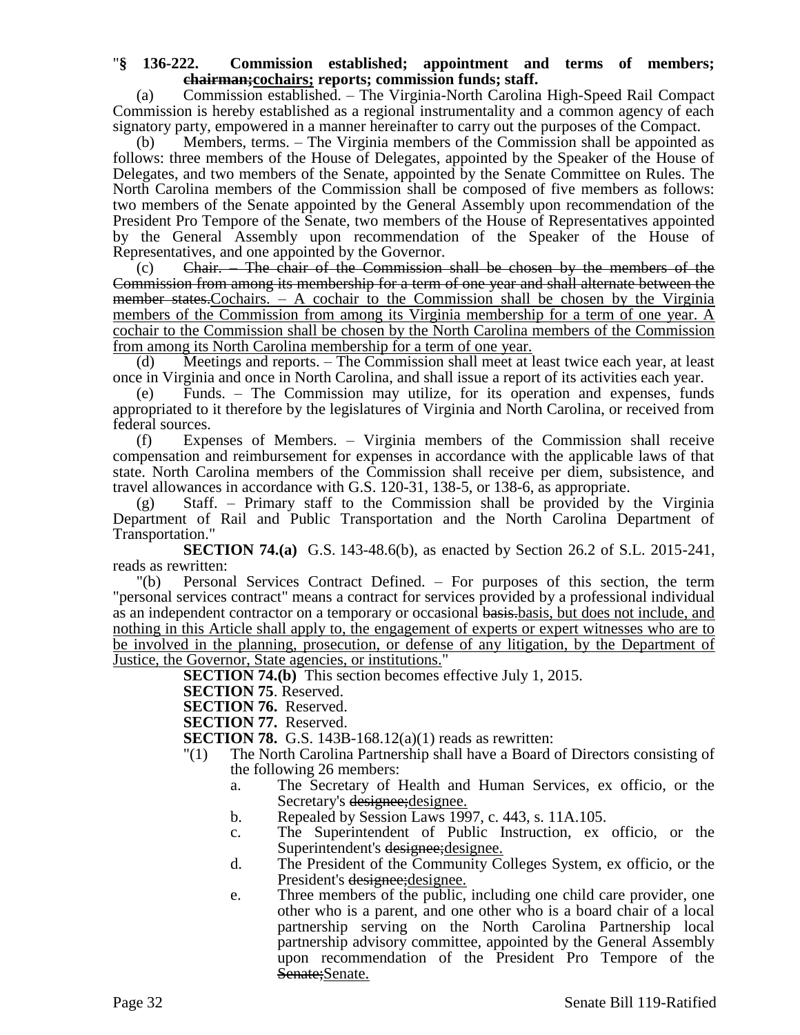"**§ 136-222. Commission established; appointment and terms of members; ~~chairman;~~cochairs; reports; commission funds; staff.**

(a) Commission established. – The Virginia-North Carolina High-Speed Rail Compact Commission is hereby established as a regional instrumentality and a common agency of each signatory party, empowered in a manner hereinafter to carry out the purposes of the Compact.

(b) Members, terms. – The Virginia members of the Commission shall be appointed as follows: three members of the House of Delegates, appointed by the Speaker of the House of Delegates, and two members of the Senate, appointed by the Senate Committee on Rules. The North Carolina members of the Commission shall be composed of five members as follows: two members of the Senate appointed by the General Assembly upon recommendation of the President Pro Tempore of the Senate, two members of the House of Representatives appointed by the General Assembly upon recommendation of the Speaker of the House of Representatives, and one appointed by the Governor.

(c) ~~Chair. – The chair of the Commission shall be chosen by the members of the Commission from among its membership for a term of one year and shall alternate between the member states.~~Cochairs. – A cochair to the Commission shall be chosen by the Virginia members of the Commission from among its Virginia membership for a term of one year. A cochair to the Commission shall be chosen by the North Carolina members of the Commission from among its North Carolina membership for a term of one year.

(d) Meetings and reports. – The Commission shall meet at least twice each year, at least once in Virginia and once in North Carolina, and shall issue a report of its activities each year.

(e) Funds. – The Commission may utilize, for its operation and expenses, funds appropriated to it therefore by the legislatures of Virginia and North Carolina, or received from federal sources.

(f) Expenses of Members. – Virginia members of the Commission shall receive compensation and reimbursement for expenses in accordance with the applicable laws of that state. North Carolina members of the Commission shall receive per diem, subsistence, and travel allowances in accordance with G.S. 120-31, 138-5, or 138-6, as appropriate.

(g) Staff. – Primary staff to the Commission shall be provided by the Virginia Department of Rail and Public Transportation and the North Carolina Department of Transportation."

**SECTION 74.(a)** G.S. 143-48.6(b), as enacted by Section 26.2 of S.L. 2015-241, reads as rewritten:

"(b) Personal Services Contract Defined. – For purposes of this section, the term "personal services contract" means a contract for services provided by a professional individual as an independent contractor on a temporary or occasional ~~basis.~~basis, but does not include, and nothing in this Article shall apply to, the engagement of experts or expert witnesses who are to be involved in the planning, prosecution, or defense of any litigation, by the Department of Justice, the Governor, State agencies, or institutions."

**SECTION 74.(b)** This section becomes effective July 1, 2015.

**SECTION 75**. Reserved.

**SECTION 76.** Reserved.

**SECTION 77.** Reserved.

**SECTION 78.** G.S. 143B-168.12(a)(1) reads as rewritten:

"(1) The North Carolina Partnership shall have a Board of Directors consisting of the following 26 members:

a. The Secretary of Health and Human Services, ex officio, or the Secretary's ~~designee;~~designee.

b. Repealed by Session Laws 1997, c. 443, s. 11A.105.

c. The Superintendent of Public Instruction, ex officio, or the Superintendent's ~~designee;~~designee.

d. The President of the Community Colleges System, ex officio, or the President's ~~designee;~~designee.

e. Three members of the public, including one child care provider, one other who is a parent, and one other who is a board chair of a local partnership serving on the North Carolina Partnership local partnership advisory committee, appointed by the General Assembly upon recommendation of the President Pro Tempore of the ~~Senate;~~Senate.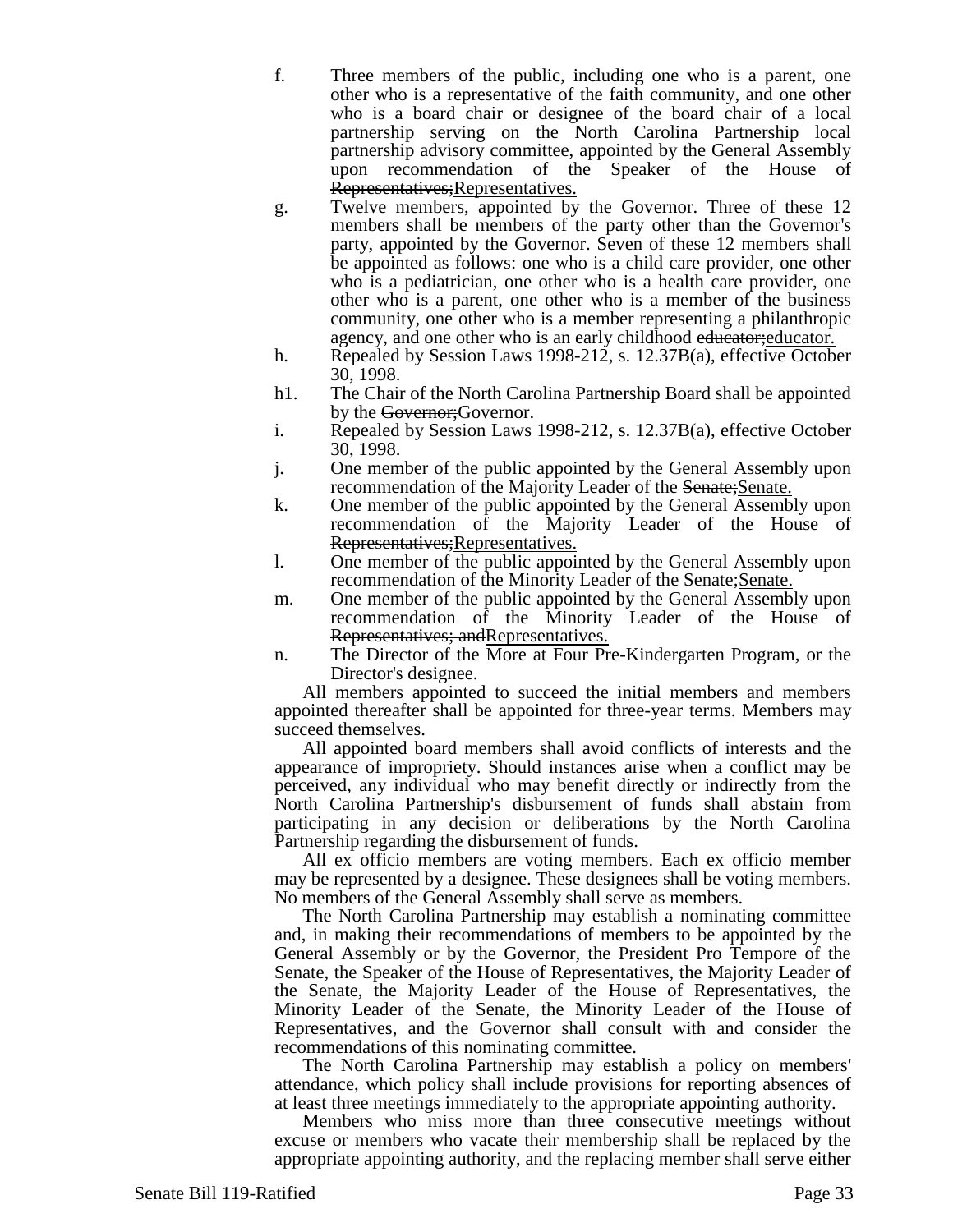f. Three members of the public, including one who is a parent, one other who is a representative of the faith community, and one other who is a board chair or designee of the board chair of a local partnership serving on the North Carolina Partnership local partnership advisory committee, appointed by the General Assembly upon recommendation of the Speaker of the House of ~~Representatives;~~Representatives.

g. Twelve members, appointed by the Governor. Three of these 12 members shall be members of the party other than the Governor's party, appointed by the Governor. Seven of these 12 members shall be appointed as follows: one who is a child care provider, one other who is a pediatrician, one other who is a health care provider, one other who is a parent, one other who is a member of the business community, one other who is a member representing a philanthropic agency, and one other who is an early childhood ~~educator;~~educator.

h. Repealed by Session Laws 1998-212, s. 12.37B(a), effective October 30, 1998.

h1. The Chair of the North Carolina Partnership Board shall be appointed by the ~~Governor;~~Governor.

i. Repealed by Session Laws 1998-212, s. 12.37B(a), effective October 30, 1998.

j. One member of the public appointed by the General Assembly upon recommendation of the Majority Leader of the ~~Senate;~~Senate.

k. One member of the public appointed by the General Assembly upon recommendation of the Majority Leader of the House of ~~Representatives;~~Representatives.

l. One member of the public appointed by the General Assembly upon recommendation of the Minority Leader of the ~~Senate;~~Senate.

m. One member of the public appointed by the General Assembly upon recommendation of the Minority Leader of the House of ~~Representatives; and~~Representatives.

n. The Director of the More at Four Pre-Kindergarten Program, or the Director's designee.

All members appointed to succeed the initial members and members appointed thereafter shall be appointed for three-year terms. Members may succeed themselves.

All appointed board members shall avoid conflicts of interests and the appearance of impropriety. Should instances arise when a conflict may be perceived, any individual who may benefit directly or indirectly from the North Carolina Partnership's disbursement of funds shall abstain from participating in any decision or deliberations by the North Carolina Partnership regarding the disbursement of funds.

All ex officio members are voting members. Each ex officio member may be represented by a designee. These designees shall be voting members. No members of the General Assembly shall serve as members.

The North Carolina Partnership may establish a nominating committee and, in making their recommendations of members to be appointed by the General Assembly or by the Governor, the President Pro Tempore of the Senate, the Speaker of the House of Representatives, the Majority Leader of the Senate, the Majority Leader of the House of Representatives, the Minority Leader of the Senate, the Minority Leader of the House of Representatives, and the Governor shall consult with and consider the recommendations of this nominating committee.

The North Carolina Partnership may establish a policy on members' attendance, which policy shall include provisions for reporting absences of at least three meetings immediately to the appropriate appointing authority.

Members who miss more than three consecutive meetings without excuse or members who vacate their membership shall be replaced by the appropriate appointing authority, and the replacing member shall serve either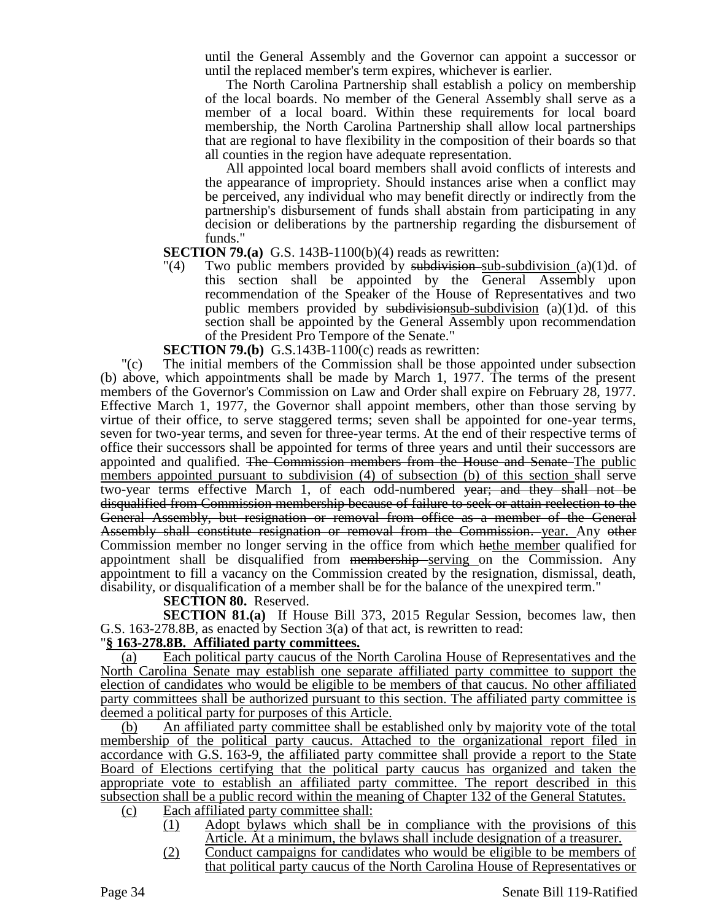until the General Assembly and the Governor can appoint a successor or until the replaced member's term expires, whichever is earlier.

The North Carolina Partnership shall establish a policy on membership of the local boards. No member of the General Assembly shall serve as a member of a local board. Within these requirements for local board membership, the North Carolina Partnership shall allow local partnerships that are regional to have flexibility in the composition of their boards so that all counties in the region have adequate representation.

All appointed local board members shall avoid conflicts of interests and the appearance of impropriety. Should instances arise when a conflict may be perceived, any individual who may benefit directly or indirectly from the partnership's disbursement of funds shall abstain from participating in any decision or deliberations by the partnership regarding the disbursement of funds."

**SECTION 79.(a)** G.S. 143B-1100(b)(4) reads as rewritten:

"(4) Two public members provided by ~~subdivision~~ <u>sub-subdivision</u> (a)(1)d. of this section shall be appointed by the General Assembly upon recommendation of the Speaker of the House of Representatives and two public members provided by ~~subdivision~~<u>sub-subdivision</u> (a)(1)d. of this section shall be appointed by the General Assembly upon recommendation of the President Pro Tempore of the Senate."

**SECTION 79.(b)** G.S.143B-1100(c) reads as rewritten:

"(c) The initial members of the Commission shall be those appointed under subsection (b) above, which appointments shall be made by March 1, 1977. The terms of the present members of the Governor's Commission on Law and Order shall expire on February 28, 1977. Effective March 1, 1977, the Governor shall appoint members, other than those serving by virtue of their office, to serve staggered terms; seven shall be appointed for one-year terms, seven for two-year terms, and seven for three-year terms. At the end of their respective terms of office their successors shall be appointed for terms of three years and until their successors are appointed and qualified. ~~The Commission members from the House and Senate~~ <u>The public members appointed pursuant to subdivision (4) of subsection (b) of this section</u> shall serve two-year terms effective March 1, of each odd-numbered ~~year; and they shall not be disqualified from Commission membership because of failure to seek or attain reelection to the General Assembly, but resignation or removal from office as a member of the General Assembly shall constitute resignation or removal from the Commission.~~ <u>year.</u> Any ~~other~~ Commission member no longer serving in the office from which ~~he~~<u>the member</u> qualified for appointment shall be disqualified from ~~membership~~ <u>serving</u> on the Commission. Any appointment to fill a vacancy on the Commission created by the resignation, dismissal, death, disability, or disqualification of a member shall be for the balance of the unexpired term."

**SECTION 80.** Reserved.

**SECTION 81.(a)** If House Bill 373, 2015 Regular Session, becomes law, then G.S. 163-278.8B, as enacted by Section 3(a) of that act, is rewritten to read:

"**<u>§ 163-278.8B. Affiliated party committees.</u>**

<u>(a) Each political party caucus of the North Carolina House of Representatives and the North Carolina Senate may establish one separate affiliated party committee to support the election of candidates who would be eligible to be members of that caucus. No other affiliated party committees shall be authorized pursuant to this section. The affiliated party committee is deemed a political party for purposes of this Article.</u>

<u>(b) An affiliated party committee shall be established only by majority vote of the total membership of the political party caucus. Attached to the organizational report filed in accordance with G.S. 163-9, the affiliated party committee shall provide a report to the State Board of Elections certifying that the political party caucus has organized and taken the appropriate vote to establish an affiliated party committee. The report described in this subsection shall be a public record within the meaning of Chapter 132 of the General Statutes.</u>

<u>(c) Each affiliated party committee shall:</u>

<u>(1) Adopt bylaws which shall be in compliance with the provisions of this Article. At a minimum, the bylaws shall include designation of a treasurer.</u>

<u>(2) Conduct campaigns for candidates who would be eligible to be members of that political party caucus of the North Carolina House of Representatives or</u>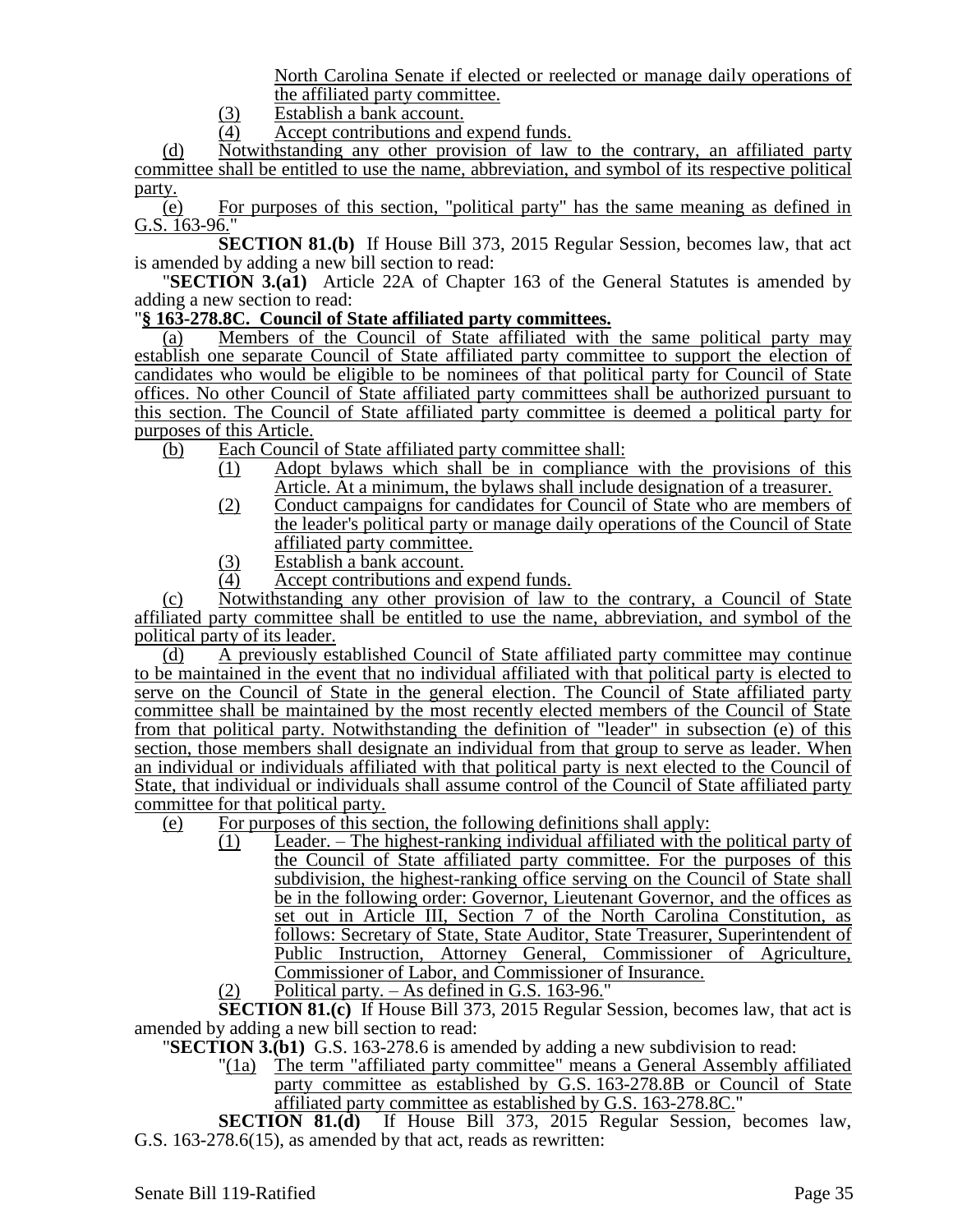North Carolina Senate if elected or reelected or manage daily operations of the affiliated party committee.

(3) Establish a bank account.

(4) Accept contributions and expend funds.

(d) Notwithstanding any other provision of law to the contrary, an affiliated party committee shall be entitled to use the name, abbreviation, and symbol of its respective political party.

(e) For purposes of this section, "political party" has the same meaning as defined in G.S. 163-96."

**SECTION 81.(b)** If House Bill 373, 2015 Regular Session, becomes law, that act is amended by adding a new bill section to read:

"**SECTION 3.(a1)** Article 22A of Chapter 163 of the General Statutes is amended by adding a new section to read:

"**§ 163-278.8C. Council of State affiliated party committees.**

(a) Members of the Council of State affiliated with the same political party may establish one separate Council of State affiliated party committee to support the election of candidates who would be eligible to be nominees of that political party for Council of State offices. No other Council of State affiliated party committees shall be authorized pursuant to this section. The Council of State affiliated party committee is deemed a political party for purposes of this Article.

(b) Each Council of State affiliated party committee shall:

(1) Adopt bylaws which shall be in compliance with the provisions of this Article. At a minimum, the bylaws shall include designation of a treasurer.

(2) Conduct campaigns for candidates for Council of State who are members of the leader's political party or manage daily operations of the Council of State affiliated party committee.

(3) Establish a bank account.

(4) Accept contributions and expend funds.

(c) Notwithstanding any other provision of law to the contrary, a Council of State affiliated party committee shall be entitled to use the name, abbreviation, and symbol of the political party of its leader.

(d) A previously established Council of State affiliated party committee may continue to be maintained in the event that no individual affiliated with that political party is elected to serve on the Council of State in the general election. The Council of State affiliated party committee shall be maintained by the most recently elected members of the Council of State from that political party. Notwithstanding the definition of "leader" in subsection (e) of this section, those members shall designate an individual from that group to serve as leader. When an individual or individuals affiliated with that political party is next elected to the Council of State, that individual or individuals shall assume control of the Council of State affiliated party committee for that political party.

(e) For purposes of this section, the following definitions shall apply:

(1) Leader. – The highest-ranking individual affiliated with the political party of the Council of State affiliated party committee. For the purposes of this subdivision, the highest-ranking office serving on the Council of State shall be in the following order: Governor, Lieutenant Governor, and the offices as set out in Article III, Section 7 of the North Carolina Constitution, as follows: Secretary of State, State Auditor, State Treasurer, Superintendent of Public Instruction, Attorney General, Commissioner of Agriculture, Commissioner of Labor, and Commissioner of Insurance.

(2) Political party. – As defined in G.S. 163-96."

**SECTION 81.(c)** If House Bill 373, 2015 Regular Session, becomes law, that act is amended by adding a new bill section to read:

"**SECTION 3.(b1)** G.S. 163-278.6 is amended by adding a new subdivision to read:

"(1a) The term "affiliated party committee" means a General Assembly affiliated party committee as established by G.S. 163-278.8B or Council of State affiliated party committee as established by G.S. 163-278.8C."

**SECTION 81.(d)** If House Bill 373, 2015 Regular Session, becomes law, G.S. 163-278.6(15), as amended by that act, reads as rewritten: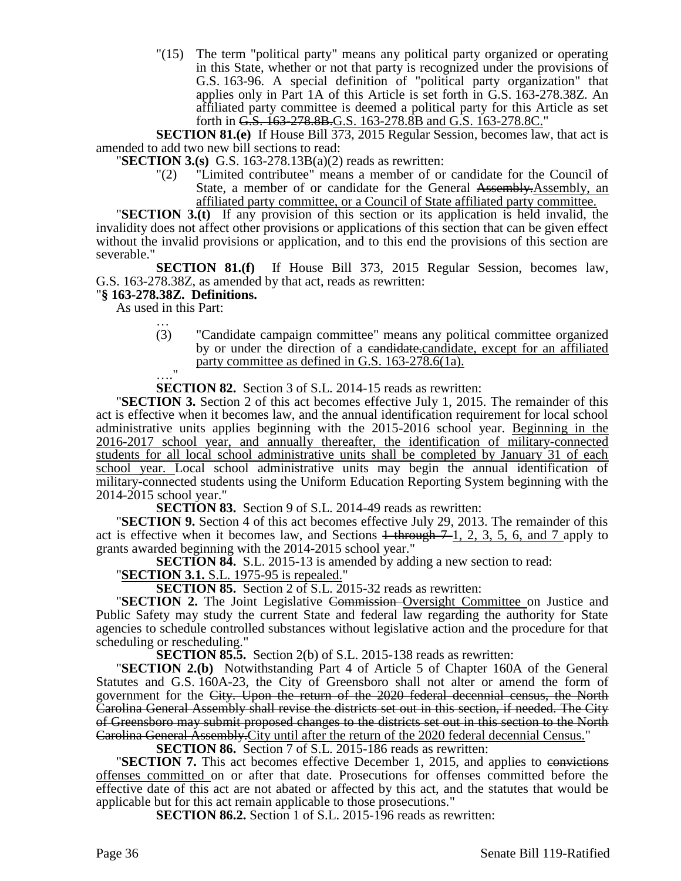"(15) The term "political party" means any political party organized or operating in this State, whether or not that party is recognized under the provisions of G.S. 163-96. A special definition of "political party organization" that applies only in Part 1A of this Article is set forth in G.S. 163-278.38Z. An affiliated party committee is deemed a political party for this Article as set forth in ~~G.S. 163-278.8B.~~G.S. 163-278.8B and G.S. 163-278.8C."

**SECTION 81.(e)** If House Bill 373, 2015 Regular Session, becomes law, that act is amended to add two new bill sections to read:

"**SECTION 3.(s)** G.S. 163-278.13B(a)(2) reads as rewritten:

"(2) "Limited contributee" means a member of or candidate for the Council of State, a member of or candidate for the General ~~Assembly.~~Assembly, an affiliated party committee, or a Council of State affiliated party committee.

"**SECTION 3.(t)** If any provision of this section or its application is held invalid, the invalidity does not affect other provisions or applications of this section that can be given effect without the invalid provisions or application, and to this end the provisions of this section are severable."

**SECTION 81.(f)** If House Bill 373, 2015 Regular Session, becomes law, G.S. 163-278.38Z, as amended by that act, reads as rewritten:

"**§ 163-278.38Z. Definitions.**

As used in this Part:

…

(3) "Candidate campaign committee" means any political committee organized by or under the direction of a ~~candidate.~~candidate, except for an affiliated party committee as defined in G.S. 163-278.6(1a).

…."

**SECTION 82.** Section 3 of S.L. 2014-15 reads as rewritten:

"**SECTION 3.** Section 2 of this act becomes effective July 1, 2015. The remainder of this act is effective when it becomes law, and the annual identification requirement for local school administrative units applies beginning with the 2015-2016 school year. Beginning in the 2016-2017 school year, and annually thereafter, the identification of military-connected students for all local school administrative units shall be completed by January 31 of each school year. Local school administrative units may begin the annual identification of military-connected students using the Uniform Education Reporting System beginning with the 2014-2015 school year."

**SECTION 83.** Section 9 of S.L. 2014-49 reads as rewritten:

"**SECTION 9.** Section 4 of this act becomes effective July 29, 2013. The remainder of this act is effective when it becomes law, and Sections ~~1 through 7~~ 1, 2, 3, 5, 6, and 7 apply to grants awarded beginning with the 2014-2015 school year."

**SECTION 84.** S.L. 2015-13 is amended by adding a new section to read:

"**SECTION 3.1.** S.L. 1975-95 is repealed."

**SECTION 85.** Section 2 of S.L. 2015-32 reads as rewritten:

"**SECTION 2.** The Joint Legislative ~~Commission~~ Oversight Committee on Justice and Public Safety may study the current State and federal law regarding the authority for State agencies to schedule controlled substances without legislative action and the procedure for that scheduling or rescheduling."

**SECTION 85.5.** Section 2(b) of S.L. 2015-138 reads as rewritten:

"**SECTION 2.(b)** Notwithstanding Part 4 of Article 5 of Chapter 160A of the General Statutes and G.S. 160A-23, the City of Greensboro shall not alter or amend the form of government for the ~~City. Upon the return of the 2020 federal decennial census, the North Carolina General Assembly shall revise the districts set out in this section, if needed. The City of Greensboro may submit proposed changes to the districts set out in this section to the North Carolina General Assembly.~~City until after the return of the 2020 federal decennial Census."

**SECTION 86.** Section 7 of S.L. 2015-186 reads as rewritten:

"**SECTION 7.** This act becomes effective December 1, 2015, and applies to ~~convictions~~ offenses committed on or after that date. Prosecutions for offenses committed before the effective date of this act are not abated or affected by this act, and the statutes that would be applicable but for this act remain applicable to those prosecutions."

**SECTION 86.2.** Section 1 of S.L. 2015-196 reads as rewritten: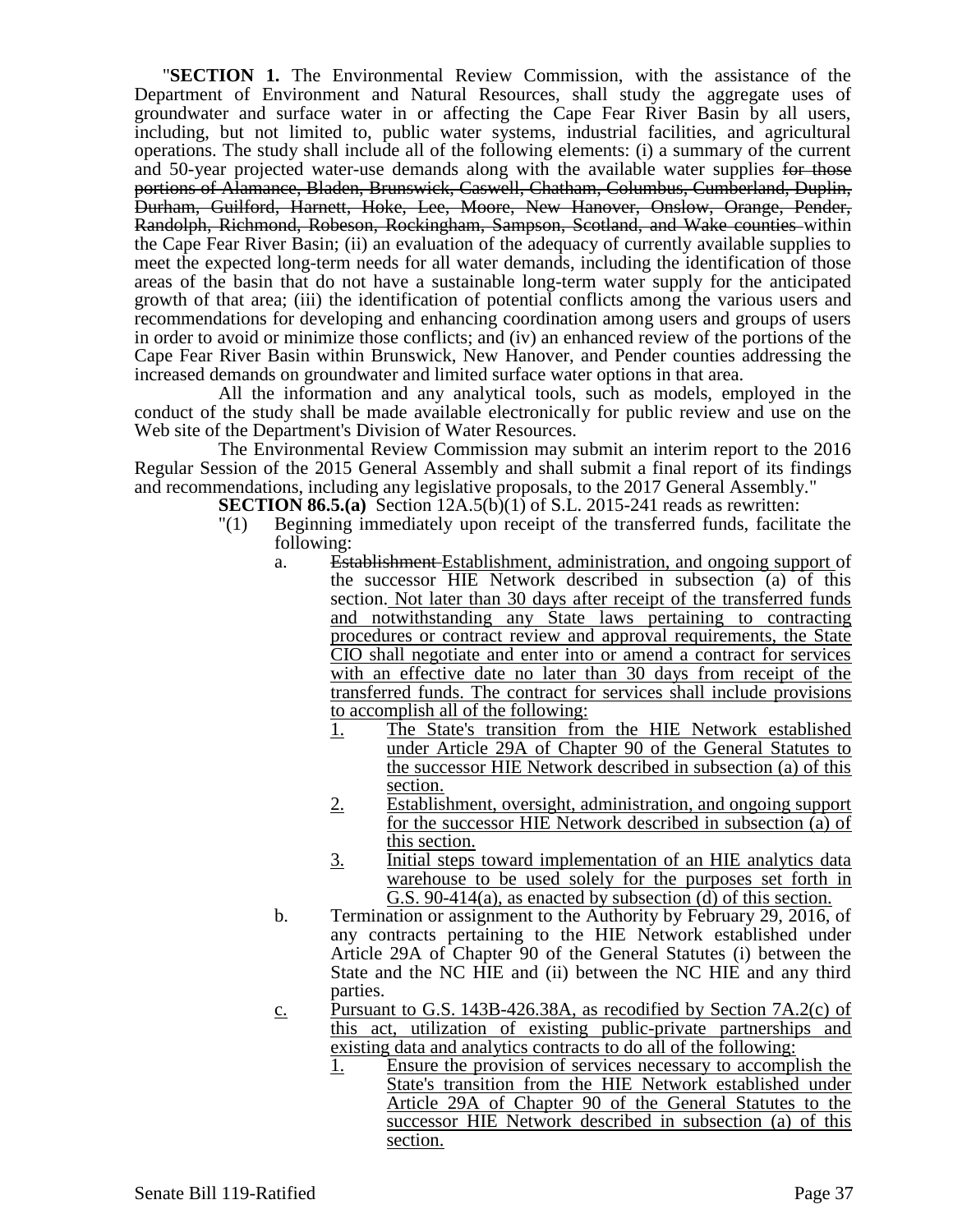"**SECTION 1.** The Environmental Review Commission, with the assistance of the Department of Environment and Natural Resources, shall study the aggregate uses of groundwater and surface water in or affecting the Cape Fear River Basin by all users, including, but not limited to, public water systems, industrial facilities, and agricultural operations. The study shall include all of the following elements: (i) a summary of the current and 50-year projected water-use demands along with the available water supplies ~~for those portions of Alamance, Bladen, Brunswick, Caswell, Chatham, Columbus, Cumberland, Duplin, Durham, Guilford, Harnett, Hoke, Lee, Moore, New Hanover, Onslow, Orange, Pender, Randolph, Richmond, Robeson, Rockingham, Sampson, Scotland, and Wake counties~~ within the Cape Fear River Basin; (ii) an evaluation of the adequacy of currently available supplies to meet the expected long-term needs for all water demands, including the identification of those areas of the basin that do not have a sustainable long-term water supply for the anticipated growth of that area; (iii) the identification of potential conflicts among the various users and recommendations for developing and enhancing coordination among users and groups of users in order to avoid or minimize those conflicts; and (iv) an enhanced review of the portions of the Cape Fear River Basin within Brunswick, New Hanover, and Pender counties addressing the increased demands on groundwater and limited surface water options in that area.

All the information and any analytical tools, such as models, employed in the conduct of the study shall be made available electronically for public review and use on the Web site of the Department's Division of Water Resources.

The Environmental Review Commission may submit an interim report to the 2016 Regular Session of the 2015 General Assembly and shall submit a final report of its findings and recommendations, including any legislative proposals, to the 2017 General Assembly."

**SECTION 86.5.(a)** Section 12A.5(b)(1) of S.L. 2015-241 reads as rewritten:

"(1) Beginning immediately upon receipt of the transferred funds, facilitate the following:

a. ~~Establishment~~ <u>Establishment, administration, and ongoing support</u> of the successor HIE Network described in subsection (a) of this section. <u>Not later than 30 days after receipt of the transferred funds and notwithstanding any State laws pertaining to contracting procedures or contract review and approval requirements, the State CIO shall negotiate and enter into or amend a contract for services with an effective date no later than 30 days from receipt of the transferred funds. The contract for services shall include provisions to accomplish all of the following:</u>

<u>1.</u> <u>The State's transition from the HIE Network established under Article 29A of Chapter 90 of the General Statutes to the successor HIE Network described in subsection (a) of this section.</u>

<u>2.</u> <u>Establishment, oversight, administration, and ongoing support for the successor HIE Network described in subsection (a) of this section.</u>

<u>3.</u> <u>Initial steps toward implementation of an HIE analytics data warehouse to be used solely for the purposes set forth in G.S. 90-414(a), as enacted by subsection (d) of this section.</u>

b. Termination or assignment to the Authority by February 29, 2016, of any contracts pertaining to the HIE Network established under Article 29A of Chapter 90 of the General Statutes (i) between the State and the NC HIE and (ii) between the NC HIE and any third parties.

<u>c.</u> <u>Pursuant to G.S. 143B-426.38A, as recodified by Section 7A.2(c) of this act, utilization of existing public-private partnerships and existing data and analytics contracts to do all of the following:</u>

<u>1.</u> <u>Ensure the provision of services necessary to accomplish the State's transition from the HIE Network established under Article 29A of Chapter 90 of the General Statutes to the successor HIE Network described in subsection (a) of this section.</u>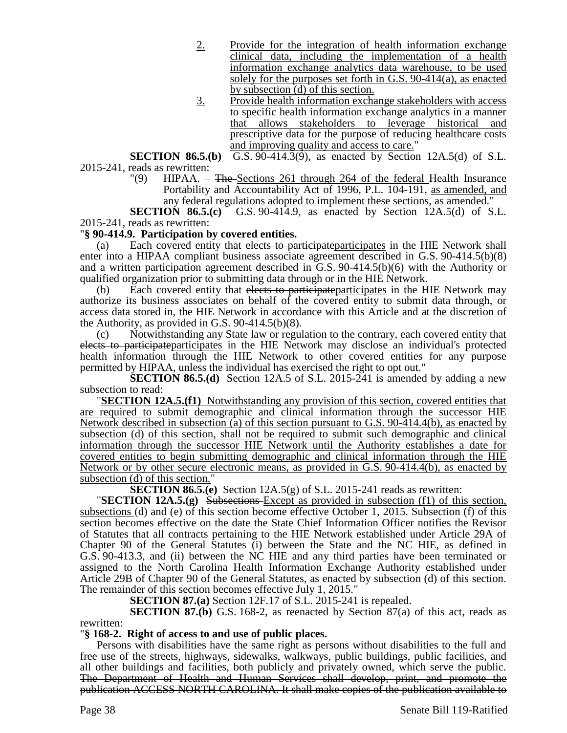2. Provide for the integration of health information exchange clinical data, including the implementation of a health information exchange analytics data warehouse, to be used solely for the purposes set forth in G.S. 90-414(a), as enacted by subsection (d) of this section.

3. Provide health information exchange stakeholders with access to specific health information exchange analytics in a manner that allows stakeholders to leverage historical and prescriptive data for the purpose of reducing healthcare costs and improving quality and access to care."

**SECTION 86.5.(b)** G.S. 90-414.3(9), as enacted by Section 12A.5(d) of S.L. 2015-241, reads as rewritten:

"(9) HIPAA. – ~~The~~ Sections 261 through 264 of the federal Health Insurance Portability and Accountability Act of 1996, P.L. 104-191, as amended, and any federal regulations adopted to implement these sections, as amended."

**SECTION 86.5.(c)** G.S. 90-414.9, as enacted by Section 12A.5(d) of S.L. 2015-241, reads as rewritten:

"**§ 90-414.9. Participation by covered entities.**

(a) Each covered entity that ~~elects to participate~~participates in the HIE Network shall enter into a HIPAA compliant business associate agreement described in G.S. 90-414.5(b)(8) and a written participation agreement described in G.S. 90-414.5(b)(6) with the Authority or qualified organization prior to submitting data through or in the HIE Network.

(b) Each covered entity that ~~elects to participate~~participates in the HIE Network may authorize its business associates on behalf of the covered entity to submit data through, or access data stored in, the HIE Network in accordance with this Article and at the discretion of the Authority, as provided in G.S. 90-414.5(b)(8).

(c) Notwithstanding any State law or regulation to the contrary, each covered entity that ~~elects to participate~~participates in the HIE Network may disclose an individual's protected health information through the HIE Network to other covered entities for any purpose permitted by HIPAA, unless the individual has exercised the right to opt out."

**SECTION 86.5.(d)** Section 12A.5 of S.L. 2015-241 is amended by adding a new subsection to read:

"**SECTION 12A.5.(f1)** Notwithstanding any provision of this section, covered entities that are required to submit demographic and clinical information through the successor HIE Network described in subsection (a) of this section pursuant to G.S. 90-414.4(b), as enacted by subsection (d) of this section, shall not be required to submit such demographic and clinical information through the successor HIE Network until the Authority establishes a date for covered entities to begin submitting demographic and clinical information through the HIE Network or by other secure electronic means, as provided in G.S. 90-414.4(b), as enacted by subsection (d) of this section."

**SECTION 86.5.(e)** Section 12A.5(g) of S.L. 2015-241 reads as rewritten:

"**SECTION 12A.5.(g)** ~~Subsections~~ Except as provided in subsection (f1) of this section, subsections (d) and (e) of this section become effective October 1, 2015. Subsection (f) of this section becomes effective on the date the State Chief Information Officer notifies the Revisor of Statutes that all contracts pertaining to the HIE Network established under Article 29A of Chapter 90 of the General Statutes (i) between the State and the NC HIE, as defined in G.S. 90-413.3, and (ii) between the NC HIE and any third parties have been terminated or assigned to the North Carolina Health Information Exchange Authority established under Article 29B of Chapter 90 of the General Statutes, as enacted by subsection (d) of this section. The remainder of this section becomes effective July 1, 2015."

**SECTION 87.(a)** Section 12F.17 of S.L. 2015-241 is repealed.

**SECTION 87.(b)** G.S. 168-2, as reenacted by Section 87(a) of this act, reads as rewritten:

"**§ 168-2. Right of access to and use of public places.**

Persons with disabilities have the same right as persons without disabilities to the full and free use of the streets, highways, sidewalks, walkways, public buildings, public facilities, and all other buildings and facilities, both publicly and privately owned, which serve the public. ~~The Department of Health and Human Services shall develop, print, and promote the publication ACCESS NORTH CAROLINA. It shall make copies of the publication available to~~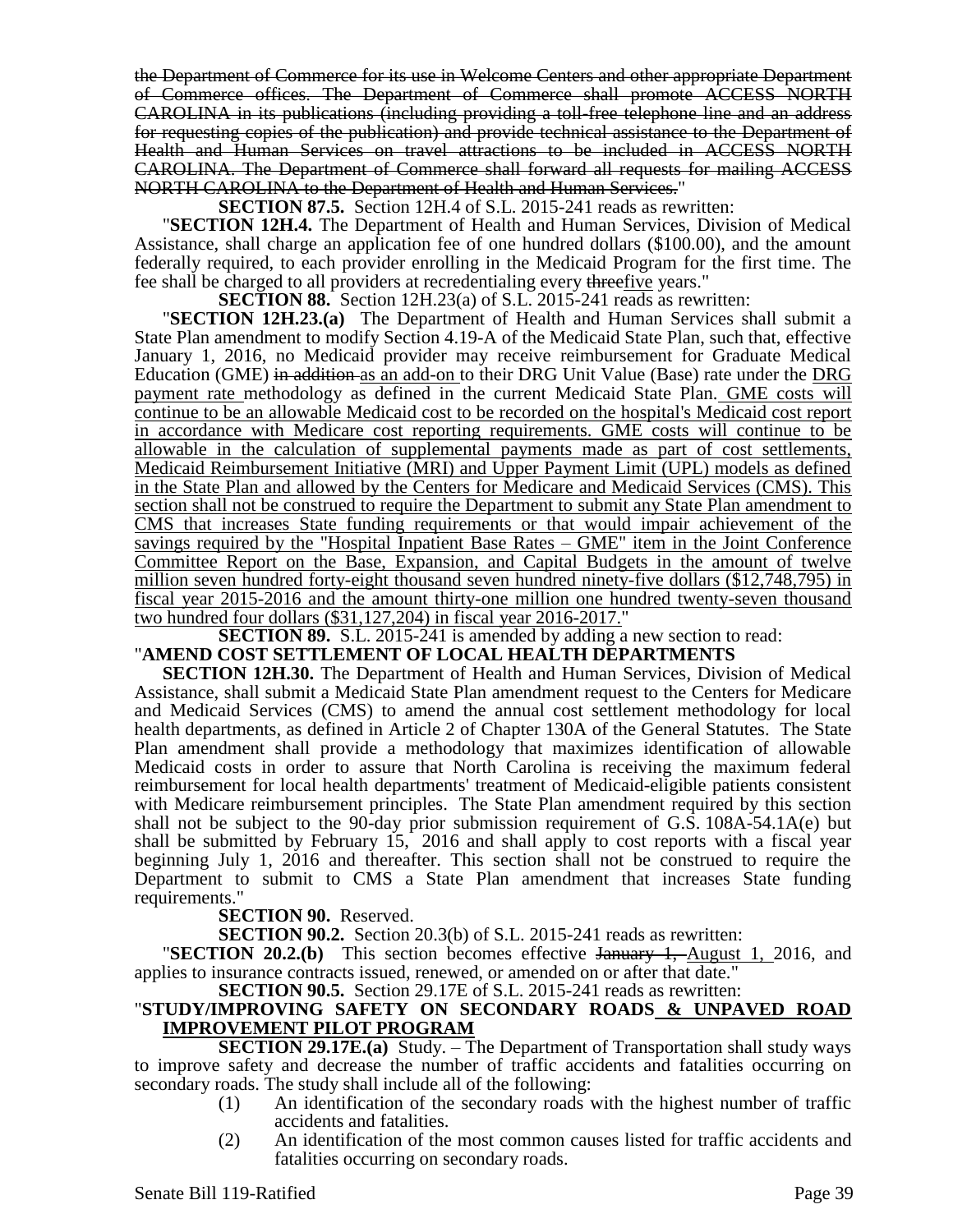~~the Department of Commerce for its use in Welcome Centers and other appropriate Department of Commerce offices. The Department of Commerce shall promote ACCESS NORTH CAROLINA in its publications (including providing a toll-free telephone line and an address for requesting copies of the publication) and provide technical assistance to the Department of Health and Human Services on travel attractions to be included in ACCESS NORTH CAROLINA. The Department of Commerce shall forward all requests for mailing ACCESS NORTH CAROLINA to the Department of Health and Human Services.~~"

**SECTION 87.5.** Section 12H.4 of S.L. 2015-241 reads as rewritten:

"**SECTION 12H.4.** The Department of Health and Human Services, Division of Medical Assistance, shall charge an application fee of one hundred dollars ($100.00), and the amount federally required, to each provider enrolling in the Medicaid Program for the first time. The fee shall be charged to all providers at recredentialing every ~~three~~<u>five</u> years."

**SECTION 88.** Section 12H.23(a) of S.L. 2015-241 reads as rewritten:

"**SECTION 12H.23.(a)** The Department of Health and Human Services shall submit a State Plan amendment to modify Section 4.19-A of the Medicaid State Plan, such that, effective January 1, 2016, no Medicaid provider may receive reimbursement for Graduate Medical Education (GME) ~~in addition~~ <u>as an add-on</u> to their DRG Unit Value (Base) rate under the <u>DRG payment rate</u> methodology as defined in the current Medicaid State Plan. <u>GME costs will continue to be an allowable Medicaid cost to be recorded on the hospital's Medicaid cost report in accordance with Medicare cost reporting requirements. GME costs will continue to be allowable in the calculation of supplemental payments made as part of cost settlements, Medicaid Reimbursement Initiative (MRI) and Upper Payment Limit (UPL) models as defined in the State Plan and allowed by the Centers for Medicare and Medicaid Services (CMS). This section shall not be construed to require the Department to submit any State Plan amendment to CMS that increases State funding requirements or that would impair achievement of the savings required by the "Hospital Inpatient Base Rates – GME" item in the Joint Conference Committee Report on the Base, Expansion, and Capital Budgets in the amount of twelve million seven hundred forty-eight thousand seven hundred ninety-five dollars ($12,748,795) in fiscal year 2015-2016 and the amount thirty-one million one hundred twenty-seven thousand two hundred four dollars ($31,127,204) in fiscal year 2016-2017.</u>"

**SECTION 89.** S.L. 2015-241 is amended by adding a new section to read:

"**AMEND COST SETTLEMENT OF LOCAL HEALTH DEPARTMENTS**

**SECTION 12H.30.** The Department of Health and Human Services, Division of Medical Assistance, shall submit a Medicaid State Plan amendment request to the Centers for Medicare and Medicaid Services (CMS) to amend the annual cost settlement methodology for local health departments, as defined in Article 2 of Chapter 130A of the General Statutes. The State Plan amendment shall provide a methodology that maximizes identification of allowable Medicaid costs in order to assure that North Carolina is receiving the maximum federal reimbursement for local health departments' treatment of Medicaid-eligible patients consistent with Medicare reimbursement principles. The State Plan amendment required by this section shall not be subject to the 90-day prior submission requirement of G.S. 108A-54.1A(e) but shall be submitted by February 15, 2016 and shall apply to cost reports with a fiscal year beginning July 1, 2016 and thereafter. This section shall not be construed to require the Department to submit to CMS a State Plan amendment that increases State funding requirements."

**SECTION 90.** Reserved.

**SECTION 90.2.** Section 20.3(b) of S.L. 2015-241 reads as rewritten:

"**SECTION 20.2.(b)** This section becomes effective ~~January 1,~~ <u>August 1,</u> 2016, and applies to insurance contracts issued, renewed, or amended on or after that date."

**SECTION 90.5.** Section 29.17E of S.L. 2015-241 reads as rewritten:

"**STUDY/IMPROVING SAFETY ON SECONDARY ROADS <u>& UNPAVED ROAD IMPROVEMENT PILOT PROGRAM</u>**

**SECTION 29.17E.(a)** Study. – The Department of Transportation shall study ways to improve safety and decrease the number of traffic accidents and fatalities occurring on secondary roads. The study shall include all of the following:

(1) An identification of the secondary roads with the highest number of traffic accidents and fatalities.

(2) An identification of the most common causes listed for traffic accidents and fatalities occurring on secondary roads.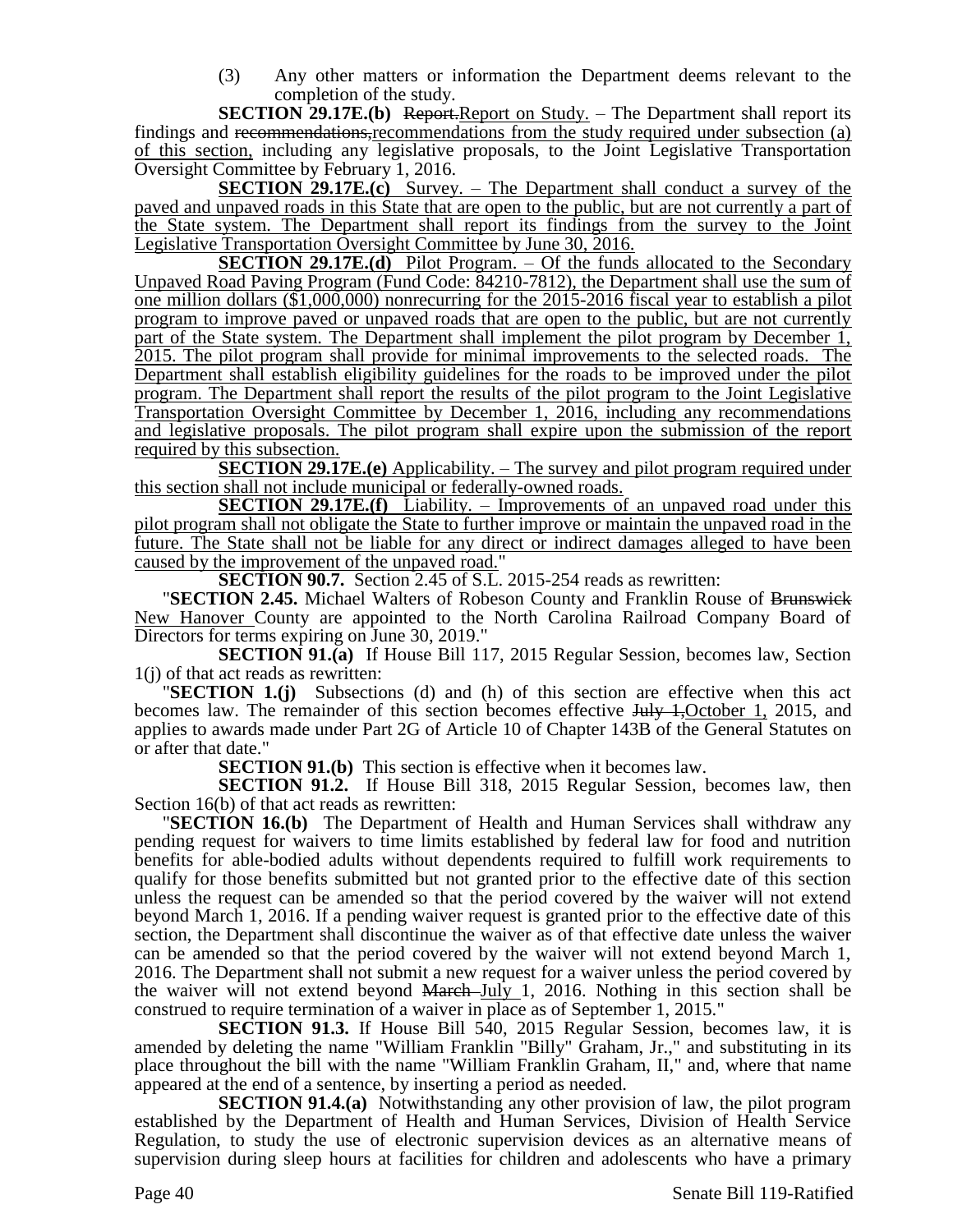(3) Any other matters or information the Department deems relevant to the completion of the study.

**SECTION 29.17E.(b)** ~~Report.~~<u>Report on Study.</u> – The Department shall report its findings and ~~recommendations,~~<u>recommendations from the study required under subsection (a) of this section,</u> including any legislative proposals, to the Joint Legislative Transportation Oversight Committee by February 1, 2016.

<u>**SECTION 29.17E.(c)** Survey. – The Department shall conduct a survey of the paved and unpaved roads in this State that are open to the public, but are not currently a part of the State system. The Department shall report its findings from the survey to the Joint Legislative Transportation Oversight Committee by June 30, 2016.</u>

<u>**SECTION 29.17E.(d)** Pilot Program. – Of the funds allocated to the Secondary Unpaved Road Paving Program (Fund Code: 84210-7812), the Department shall use the sum of one million dollars ($1,000,000) nonrecurring for the 2015-2016 fiscal year to establish a pilot program to improve paved or unpaved roads that are open to the public, but are not currently part of the State system. The Department shall implement the pilot program by December 1, 2015. The pilot program shall provide for minimal improvements to the selected roads. The Department shall establish eligibility guidelines for the roads to be improved under the pilot program. The Department shall report the results of the pilot program to the Joint Legislative Transportation Oversight Committee by December 1, 2016, including any recommendations and legislative proposals. The pilot program shall expire upon the submission of the report required by this subsection.</u>

<u>**SECTION 29.17E.(e)** Applicability. – The survey and pilot program required under this section shall not include municipal or federally-owned roads.</u>

<u>**SECTION 29.17E.(f)** Liability. – Improvements of an unpaved road under this pilot program shall not obligate the State to further improve or maintain the unpaved road in the future. The State shall not be liable for any direct or indirect damages alleged to have been caused by the improvement of the unpaved road.</u>"

**SECTION 90.7.** Section 2.45 of S.L. 2015-254 reads as rewritten:

"**SECTION 2.45.** Michael Walters of Robeson County and Franklin Rouse of ~~Brunswick~~ <u>New Hanover</u> County are appointed to the North Carolina Railroad Company Board of Directors for terms expiring on June 30, 2019."

**SECTION 91.(a)** If House Bill 117, 2015 Regular Session, becomes law, Section 1(j) of that act reads as rewritten:

"**SECTION 1.(j)** Subsections (d) and (h) of this section are effective when this act becomes law. The remainder of this section becomes effective ~~July 1,~~<u>October 1,</u> 2015, and applies to awards made under Part 2G of Article 10 of Chapter 143B of the General Statutes on or after that date."

**SECTION 91.(b)** This section is effective when it becomes law.

**SECTION 91.2.** If House Bill 318, 2015 Regular Session, becomes law, then Section 16(b) of that act reads as rewritten:

"**SECTION 16.(b)** The Department of Health and Human Services shall withdraw any pending request for waivers to time limits established by federal law for food and nutrition benefits for able-bodied adults without dependents required to fulfill work requirements to qualify for those benefits submitted but not granted prior to the effective date of this section unless the request can be amended so that the period covered by the waiver will not extend beyond March 1, 2016. If a pending waiver request is granted prior to the effective date of this section, the Department shall discontinue the waiver as of that effective date unless the waiver can be amended so that the period covered by the waiver will not extend beyond March 1, 2016. The Department shall not submit a new request for a waiver unless the period covered by the waiver will not extend beyond ~~March~~ <u>July</u> 1, 2016. Nothing in this section shall be construed to require termination of a waiver in place as of September 1, 2015."

**SECTION 91.3.** If House Bill 540, 2015 Regular Session, becomes law, it is amended by deleting the name "William Franklin "Billy" Graham, Jr.," and substituting in its place throughout the bill with the name "William Franklin Graham, II," and, where that name appeared at the end of a sentence, by inserting a period as needed.

**SECTION 91.4.(a)** Notwithstanding any other provision of law, the pilot program established by the Department of Health and Human Services, Division of Health Service Regulation, to study the use of electronic supervision devices as an alternative means of supervision during sleep hours at facilities for children and adolescents who have a primary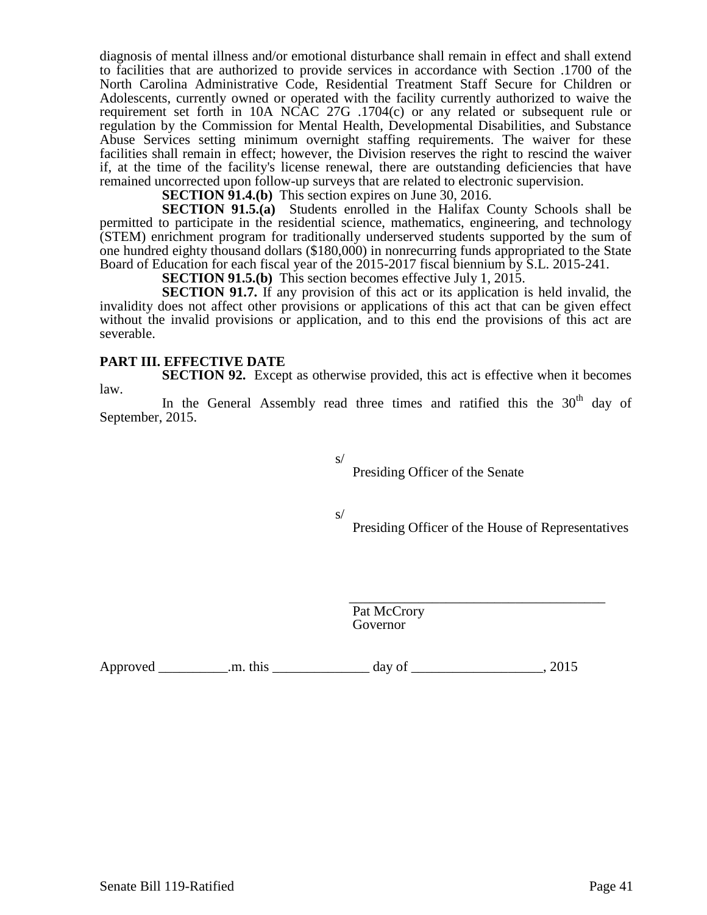diagnosis of mental illness and/or emotional disturbance shall remain in effect and shall extend to facilities that are authorized to provide services in accordance with Section .1700 of the North Carolina Administrative Code, Residential Treatment Staff Secure for Children or Adolescents, currently owned or operated with the facility currently authorized to waive the requirement set forth in 10A NCAC 27G .1704(c) or any related or subsequent rule or regulation by the Commission for Mental Health, Developmental Disabilities, and Substance Abuse Services setting minimum overnight staffing requirements. The waiver for these facilities shall remain in effect; however, the Division reserves the right to rescind the waiver if, at the time of the facility's license renewal, there are outstanding deficiencies that have remained uncorrected upon follow-up surveys that are related to electronic supervision.

**SECTION 91.4.(b)** This section expires on June 30, 2016.

**SECTION 91.5.(a)** Students enrolled in the Halifax County Schools shall be permitted to participate in the residential science, mathematics, engineering, and technology (STEM) enrichment program for traditionally underserved students supported by the sum of one hundred eighty thousand dollars ($180,000) in nonrecurring funds appropriated to the State Board of Education for each fiscal year of the 2015-2017 fiscal biennium by S.L. 2015-241.

**SECTION 91.5.(b)** This section becomes effective July 1, 2015.

**SECTION 91.7.** If any provision of this act or its application is held invalid, the invalidity does not affect other provisions or applications of this act that can be given effect without the invalid provisions or application, and to this end the provisions of this act are severable.

**PART III. EFFECTIVE DATE**

**SECTION 92.** Except as otherwise provided, this act is effective when it becomes law.

In the General Assembly read three times and ratified this the 30th day of September, 2015.

s/
Presiding Officer of the Senate

s/
Presiding Officer of the House of Representatives

\_\_\_\_\_\_\_\_\_\_\_\_\_\_\_\_\_\_\_\_\_\_\_\_\_\_\_\_\_\_\_\_\_\_\_\_\_\_
Pat McCrory
Governor

Approved \_\_\_\_\_\_\_\_\_\_.m. this \_\_\_\_\_\_\_\_\_\_\_\_\_\_ day of \_\_\_\_\_\_\_\_\_\_\_\_\_\_\_\_\_\_\_, 2015